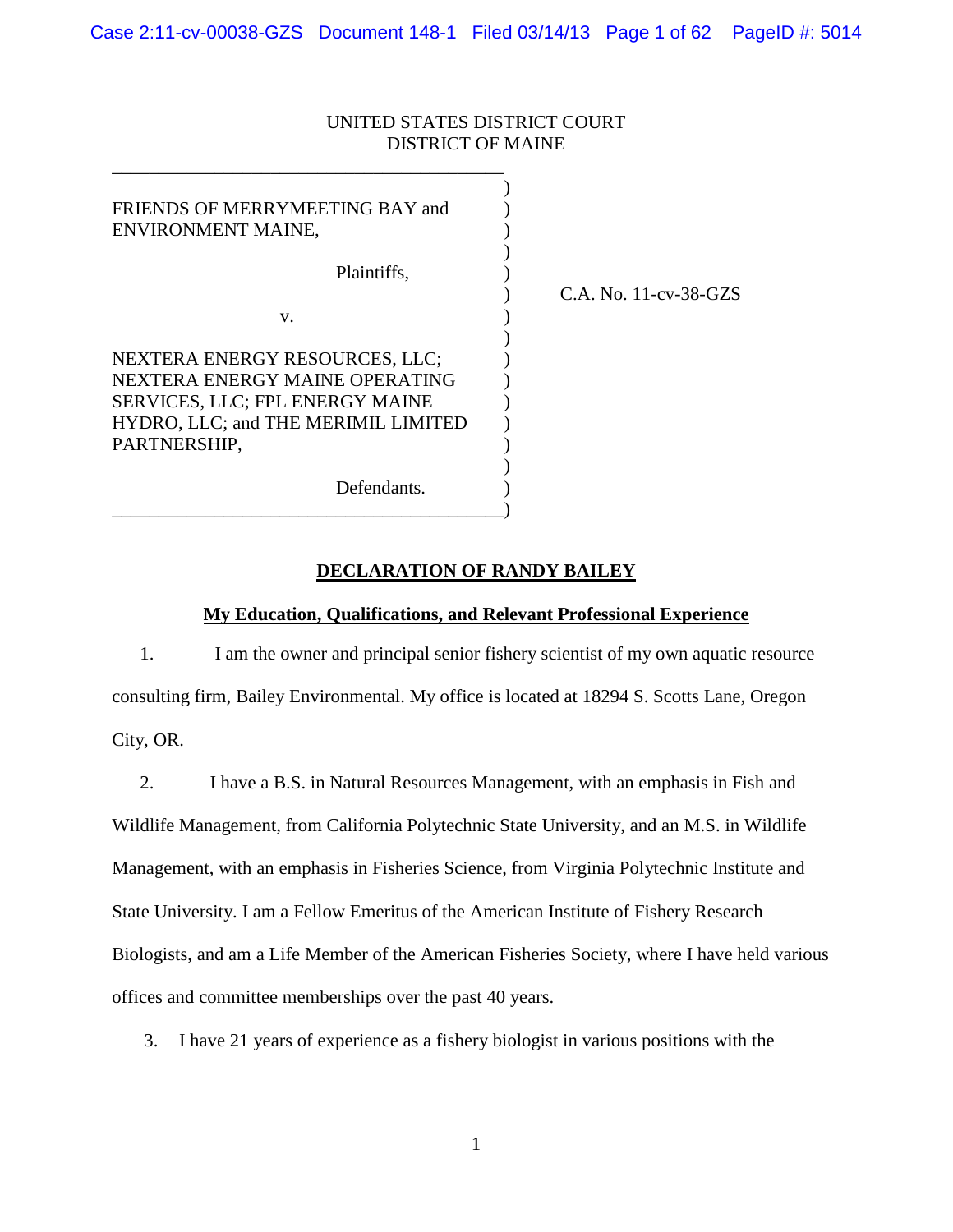UNITED STATES DISTRICT COURT
DISTRICT OF MAINE

| | |
|---|---|
| FRIENDS OF MERRYMEETING BAY and ENVIRONMENT MAINE,<br><br>Plaintiffs,<br><br>v.<br><br>NEXTERA ENERGY RESOURCES, LLC; NEXTERA ENERGY MAINE OPERATING SERVICES, LLC; FPL ENERGY MAINE HYDRO, LLC; and THE MERIMIL LIMITED PARTNERSHIP,<br><br>Defendants. | C.A. No. 11-cv-38-GZS |

## DECLARATION OF RANDY BAILEY

### My Education, Qualifications, and Relevant Professional Experience

1. I am the owner and principal senior fishery scientist of my own aquatic resource consulting firm, Bailey Environmental. My office is located at 18294 S. Scotts Lane, Oregon City, OR.

2. I have a B.S. in Natural Resources Management, with an emphasis in Fish and Wildlife Management, from California Polytechnic State University, and an M.S. in Wildlife Management, with an emphasis in Fisheries Science, from Virginia Polytechnic Institute and State University. I am a Fellow Emeritus of the American Institute of Fishery Research Biologists, and am a Life Member of the American Fisheries Society, where I have held various offices and committee memberships over the past 40 years.

3. I have 21 years of experience as a fishery biologist in various positions with the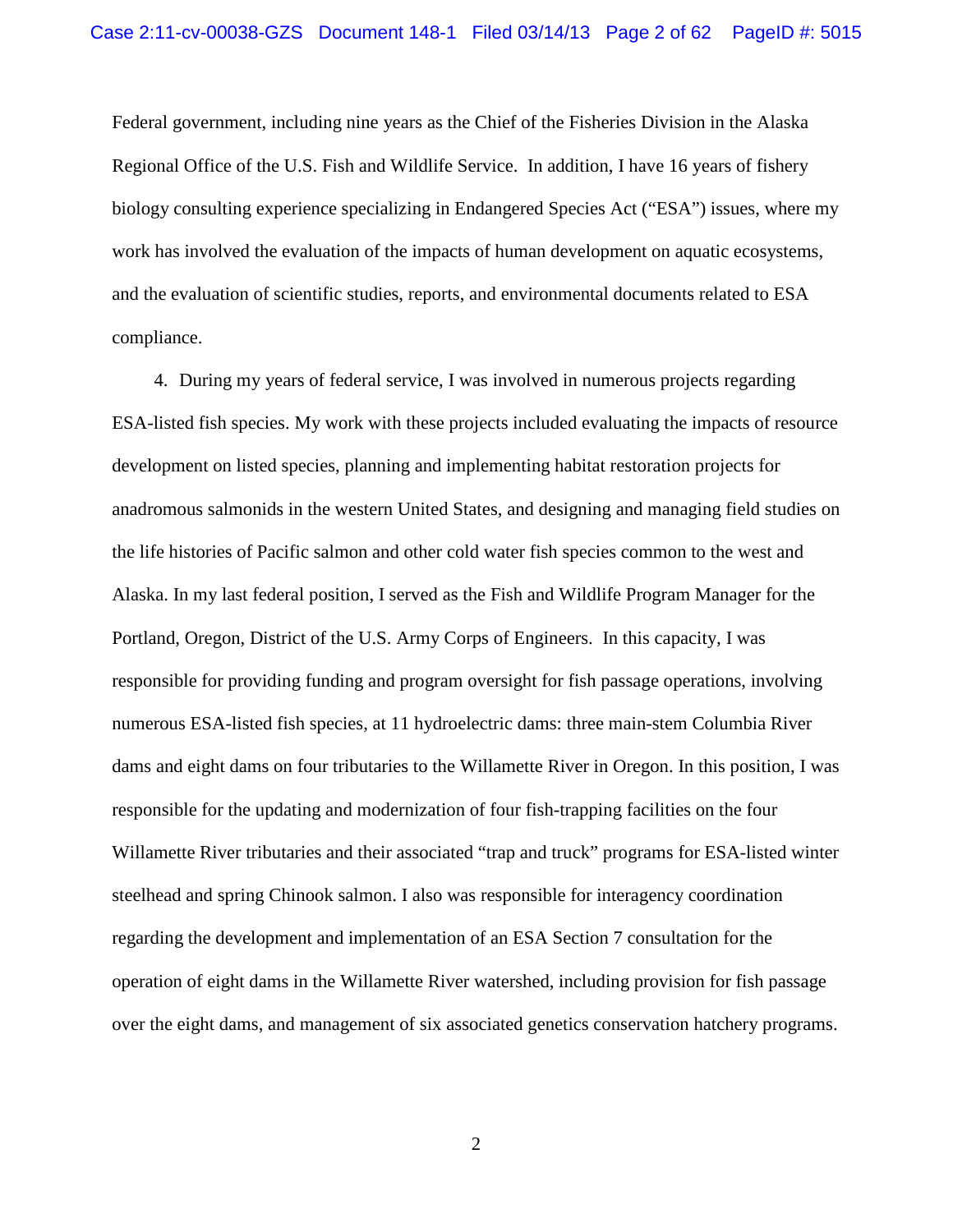Federal government, including nine years as the Chief of the Fisheries Division in the Alaska Regional Office of the U.S. Fish and Wildlife Service. In addition, I have 16 years of fishery biology consulting experience specializing in Endangered Species Act ("ESA") issues, where my work has involved the evaluation of the impacts of human development on aquatic ecosystems, and the evaluation of scientific studies, reports, and environmental documents related to ESA compliance.

4. During my years of federal service, I was involved in numerous projects regarding ESA-listed fish species. My work with these projects included evaluating the impacts of resource development on listed species, planning and implementing habitat restoration projects for anadromous salmonids in the western United States, and designing and managing field studies on the life histories of Pacific salmon and other cold water fish species common to the west and Alaska. In my last federal position, I served as the Fish and Wildlife Program Manager for the Portland, Oregon, District of the U.S. Army Corps of Engineers. In this capacity, I was responsible for providing funding and program oversight for fish passage operations, involving numerous ESA-listed fish species, at 11 hydroelectric dams: three main-stem Columbia River dams and eight dams on four tributaries to the Willamette River in Oregon. In this position, I was responsible for the updating and modernization of four fish-trapping facilities on the four Willamette River tributaries and their associated "trap and truck" programs for ESA-listed winter steelhead and spring Chinook salmon. I also was responsible for interagency coordination regarding the development and implementation of an ESA Section 7 consultation for the operation of eight dams in the Willamette River watershed, including provision for fish passage over the eight dams, and management of six associated genetics conservation hatchery programs.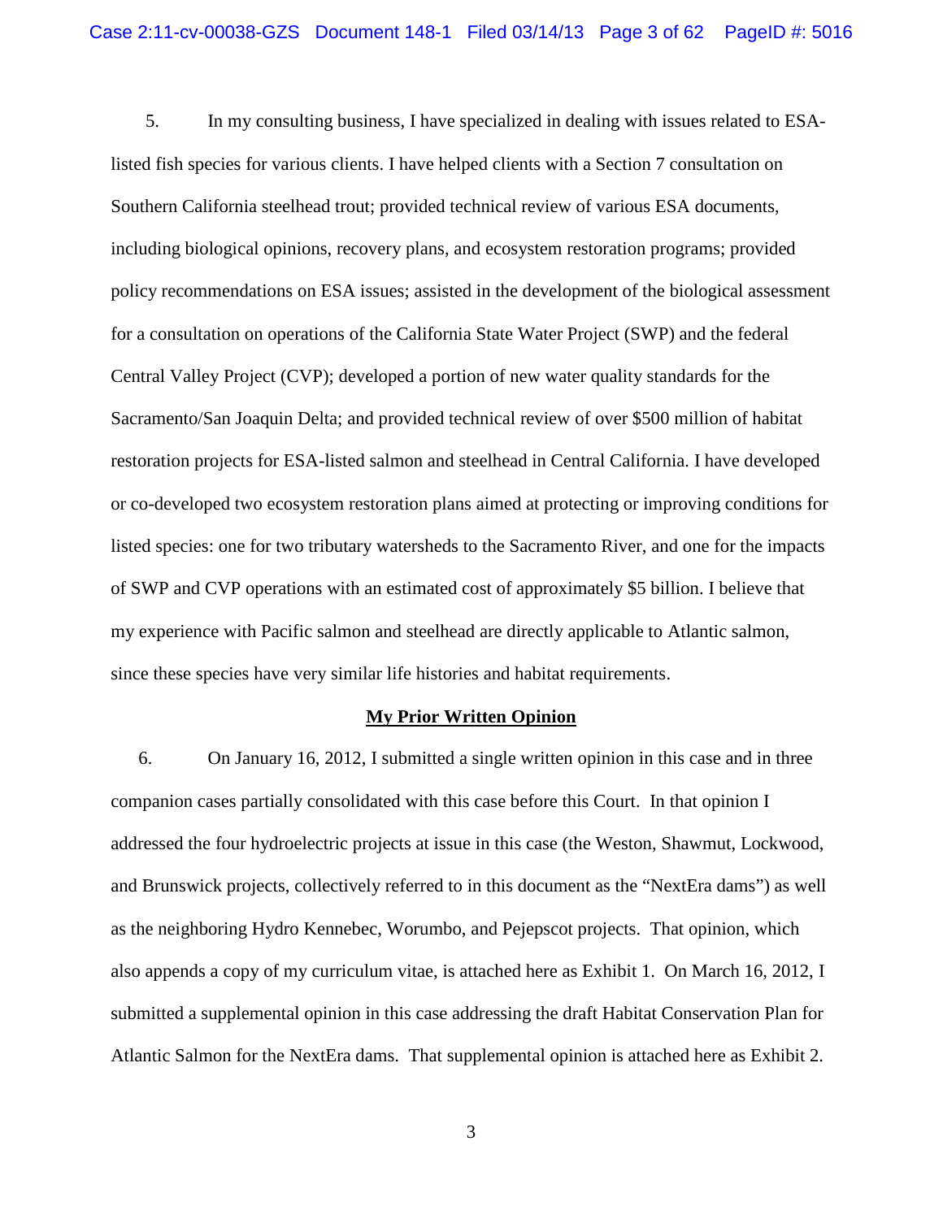5. In my consulting business, I have specialized in dealing with issues related to ESA-listed fish species for various clients. I have helped clients with a Section 7 consultation on Southern California steelhead trout; provided technical review of various ESA documents, including biological opinions, recovery plans, and ecosystem restoration programs; provided policy recommendations on ESA issues; assisted in the development of the biological assessment for a consultation on operations of the California State Water Project (SWP) and the federal Central Valley Project (CVP); developed a portion of new water quality standards for the Sacramento/San Joaquin Delta; and provided technical review of over $500 million of habitat restoration projects for ESA-listed salmon and steelhead in Central California. I have developed or co-developed two ecosystem restoration plans aimed at protecting or improving conditions for listed species: one for two tributary watersheds to the Sacramento River, and one for the impacts of SWP and CVP operations with an estimated cost of approximately $5 billion. I believe that my experience with Pacific salmon and steelhead are directly applicable to Atlantic salmon, since these species have very similar life histories and habitat requirements.

## My Prior Written Opinion

6. On January 16, 2012, I submitted a single written opinion in this case and in three companion cases partially consolidated with this case before this Court. In that opinion I addressed the four hydroelectric projects at issue in this case (the Weston, Shawmut, Lockwood, and Brunswick projects, collectively referred to in this document as the "NextEra dams") as well as the neighboring Hydro Kennebec, Worumbo, and Pejepscot projects. That opinion, which also appends a copy of my curriculum vitae, is attached here as Exhibit 1. On March 16, 2012, I submitted a supplemental opinion in this case addressing the draft Habitat Conservation Plan for Atlantic Salmon for the NextEra dams. That supplemental opinion is attached here as Exhibit 2.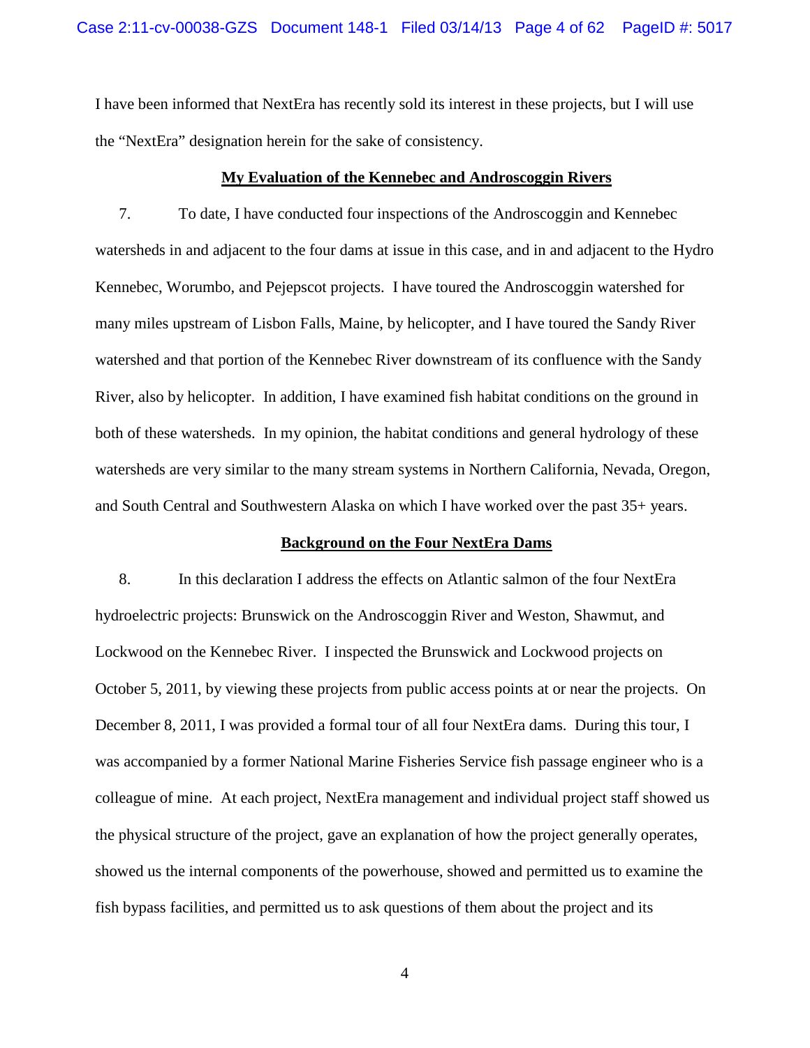I have been informed that NextEra has recently sold its interest in these projects, but I will use the "NextEra" designation herein for the sake of consistency.

## My Evaluation of the Kennebec and Androscoggin Rivers

7. To date, I have conducted four inspections of the Androscoggin and Kennebec watersheds in and adjacent to the four dams at issue in this case, and in and adjacent to the Hydro Kennebec, Worumbo, and Pejepscot projects. I have toured the Androscoggin watershed for many miles upstream of Lisbon Falls, Maine, by helicopter, and I have toured the Sandy River watershed and that portion of the Kennebec River downstream of its confluence with the Sandy River, also by helicopter. In addition, I have examined fish habitat conditions on the ground in both of these watersheds. In my opinion, the habitat conditions and general hydrology of these watersheds are very similar to the many stream systems in Northern California, Nevada, Oregon, and South Central and Southwestern Alaska on which I have worked over the past 35+ years.

## Background on the Four NextEra Dams

8. In this declaration I address the effects on Atlantic salmon of the four NextEra hydroelectric projects: Brunswick on the Androscoggin River and Weston, Shawmut, and Lockwood on the Kennebec River. I inspected the Brunswick and Lockwood projects on October 5, 2011, by viewing these projects from public access points at or near the projects. On December 8, 2011, I was provided a formal tour of all four NextEra dams. During this tour, I was accompanied by a former National Marine Fisheries Service fish passage engineer who is a colleague of mine. At each project, NextEra management and individual project staff showed us the physical structure of the project, gave an explanation of how the project generally operates, showed us the internal components of the powerhouse, showed and permitted us to examine the fish bypass facilities, and permitted us to ask questions of them about the project and its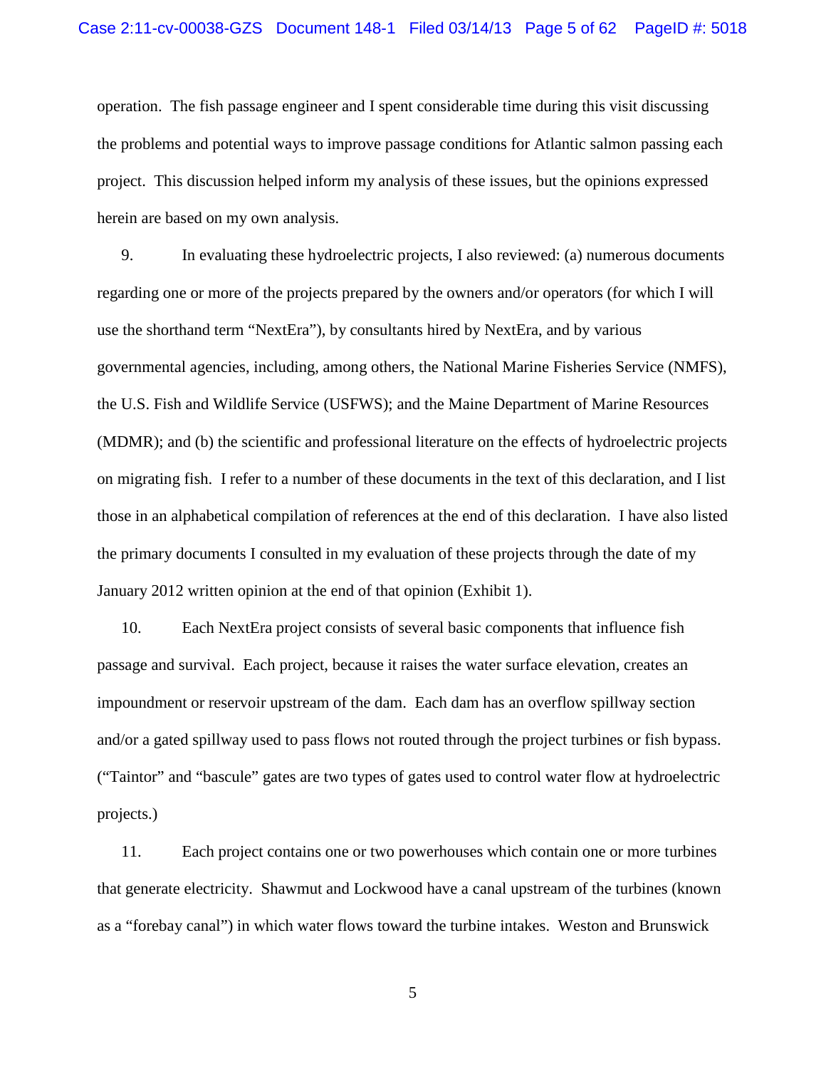operation. The fish passage engineer and I spent considerable time during this visit discussing the problems and potential ways to improve passage conditions for Atlantic salmon passing each project. This discussion helped inform my analysis of these issues, but the opinions expressed herein are based on my own analysis.

9. In evaluating these hydroelectric projects, I also reviewed: (a) numerous documents regarding one or more of the projects prepared by the owners and/or operators (for which I will use the shorthand term "NextEra"), by consultants hired by NextEra, and by various governmental agencies, including, among others, the National Marine Fisheries Service (NMFS), the U.S. Fish and Wildlife Service (USFWS); and the Maine Department of Marine Resources (MDMR); and (b) the scientific and professional literature on the effects of hydroelectric projects on migrating fish. I refer to a number of these documents in the text of this declaration, and I list those in an alphabetical compilation of references at the end of this declaration. I have also listed the primary documents I consulted in my evaluation of these projects through the date of my January 2012 written opinion at the end of that opinion (Exhibit 1).

10. Each NextEra project consists of several basic components that influence fish passage and survival. Each project, because it raises the water surface elevation, creates an impoundment or reservoir upstream of the dam. Each dam has an overflow spillway section and/or a gated spillway used to pass flows not routed through the project turbines or fish bypass. ("Taintor" and "bascule" gates are two types of gates used to control water flow at hydroelectric projects.)

11. Each project contains one or two powerhouses which contain one or more turbines that generate electricity. Shawmut and Lockwood have a canal upstream of the turbines (known as a "forebay canal") in which water flows toward the turbine intakes. Weston and Brunswick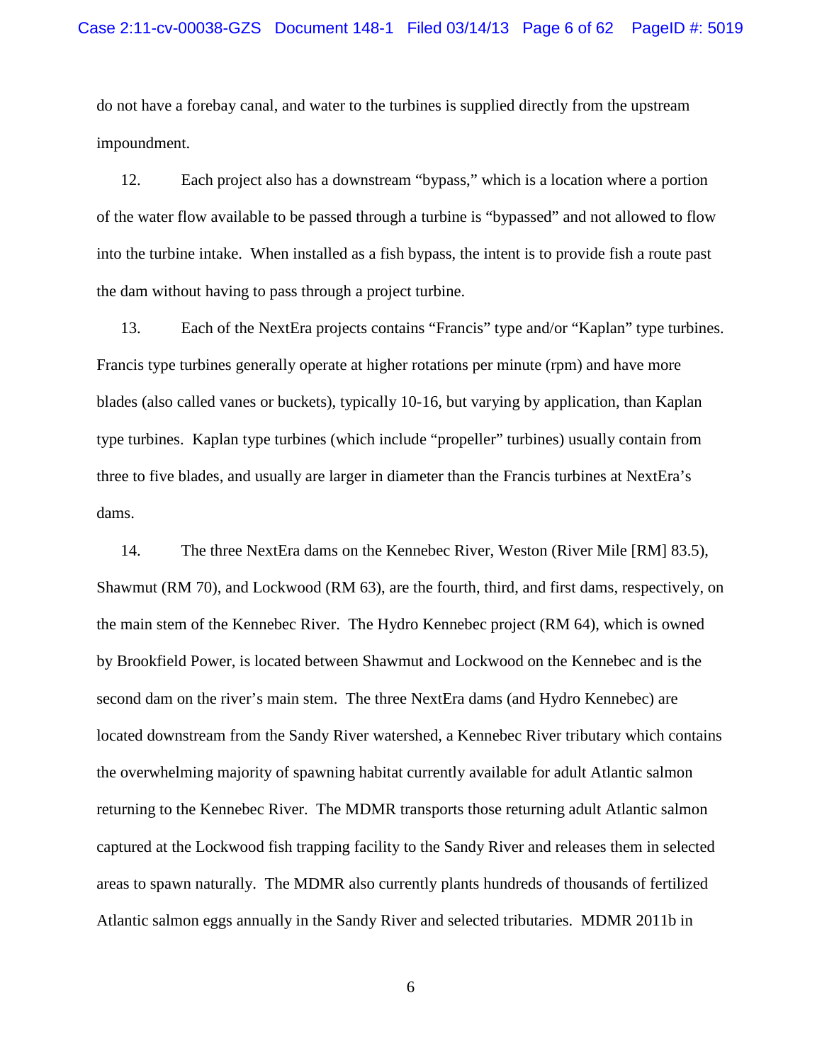do not have a forebay canal, and water to the turbines is supplied directly from the upstream impoundment.

12. Each project also has a downstream "bypass," which is a location where a portion of the water flow available to be passed through a turbine is "bypassed" and not allowed to flow into the turbine intake. When installed as a fish bypass, the intent is to provide fish a route past the dam without having to pass through a project turbine.

13. Each of the NextEra projects contains "Francis" type and/or "Kaplan" type turbines. Francis type turbines generally operate at higher rotations per minute (rpm) and have more blades (also called vanes or buckets), typically 10-16, but varying by application, than Kaplan type turbines. Kaplan type turbines (which include "propeller" turbines) usually contain from three to five blades, and usually are larger in diameter than the Francis turbines at NextEra's dams.

14. The three NextEra dams on the Kennebec River, Weston (River Mile [RM] 83.5), Shawmut (RM 70), and Lockwood (RM 63), are the fourth, third, and first dams, respectively, on the main stem of the Kennebec River. The Hydro Kennebec project (RM 64), which is owned by Brookfield Power, is located between Shawmut and Lockwood on the Kennebec and is the second dam on the river's main stem. The three NextEra dams (and Hydro Kennebec) are located downstream from the Sandy River watershed, a Kennebec River tributary which contains the overwhelming majority of spawning habitat currently available for adult Atlantic salmon returning to the Kennebec River. The MDMR transports those returning adult Atlantic salmon captured at the Lockwood fish trapping facility to the Sandy River and releases them in selected areas to spawn naturally. The MDMR also currently plants hundreds of thousands of fertilized Atlantic salmon eggs annually in the Sandy River and selected tributaries. MDMR 2011b in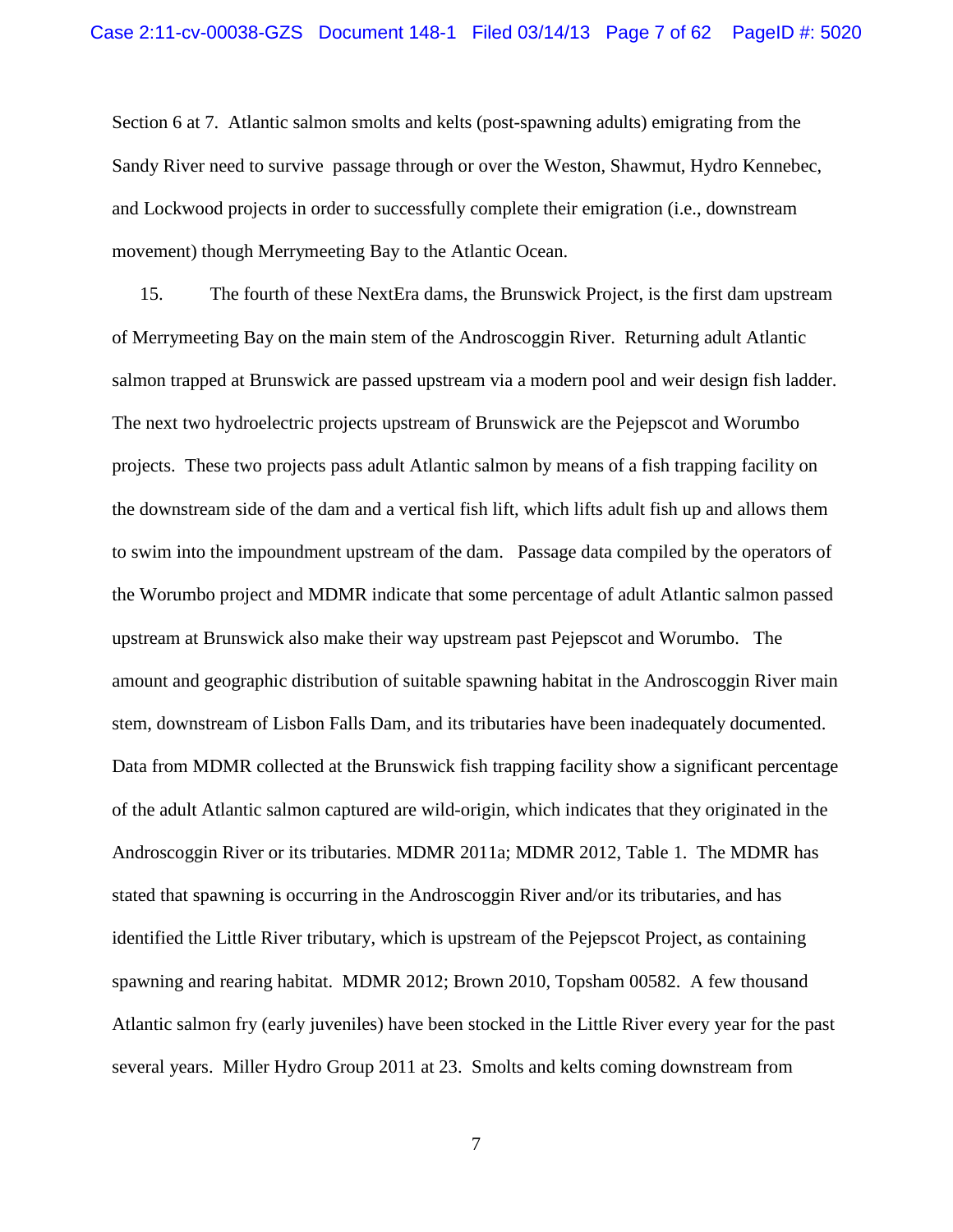Section 6 at 7. Atlantic salmon smolts and kelts (post-spawning adults) emigrating from the Sandy River need to survive passage through or over the Weston, Shawmut, Hydro Kennebec, and Lockwood projects in order to successfully complete their emigration (i.e., downstream movement) though Merrymeeting Bay to the Atlantic Ocean.

15. The fourth of these NextEra dams, the Brunswick Project, is the first dam upstream of Merrymeeting Bay on the main stem of the Androscoggin River. Returning adult Atlantic salmon trapped at Brunswick are passed upstream via a modern pool and weir design fish ladder. The next two hydroelectric projects upstream of Brunswick are the Pejepscot and Worumbo projects. These two projects pass adult Atlantic salmon by means of a fish trapping facility on the downstream side of the dam and a vertical fish lift, which lifts adult fish up and allows them to swim into the impoundment upstream of the dam. Passage data compiled by the operators of the Worumbo project and MDMR indicate that some percentage of adult Atlantic salmon passed upstream at Brunswick also make their way upstream past Pejepscot and Worumbo. The amount and geographic distribution of suitable spawning habitat in the Androscoggin River main stem, downstream of Lisbon Falls Dam, and its tributaries have been inadequately documented. Data from MDMR collected at the Brunswick fish trapping facility show a significant percentage of the adult Atlantic salmon captured are wild-origin, which indicates that they originated in the Androscoggin River or its tributaries. MDMR 2011a; MDMR 2012, Table 1. The MDMR has stated that spawning is occurring in the Androscoggin River and/or its tributaries, and has identified the Little River tributary, which is upstream of the Pejepscot Project, as containing spawning and rearing habitat. MDMR 2012; Brown 2010, Topsham 00582. A few thousand Atlantic salmon fry (early juveniles) have been stocked in the Little River every year for the past several years. Miller Hydro Group 2011 at 23. Smolts and kelts coming downstream from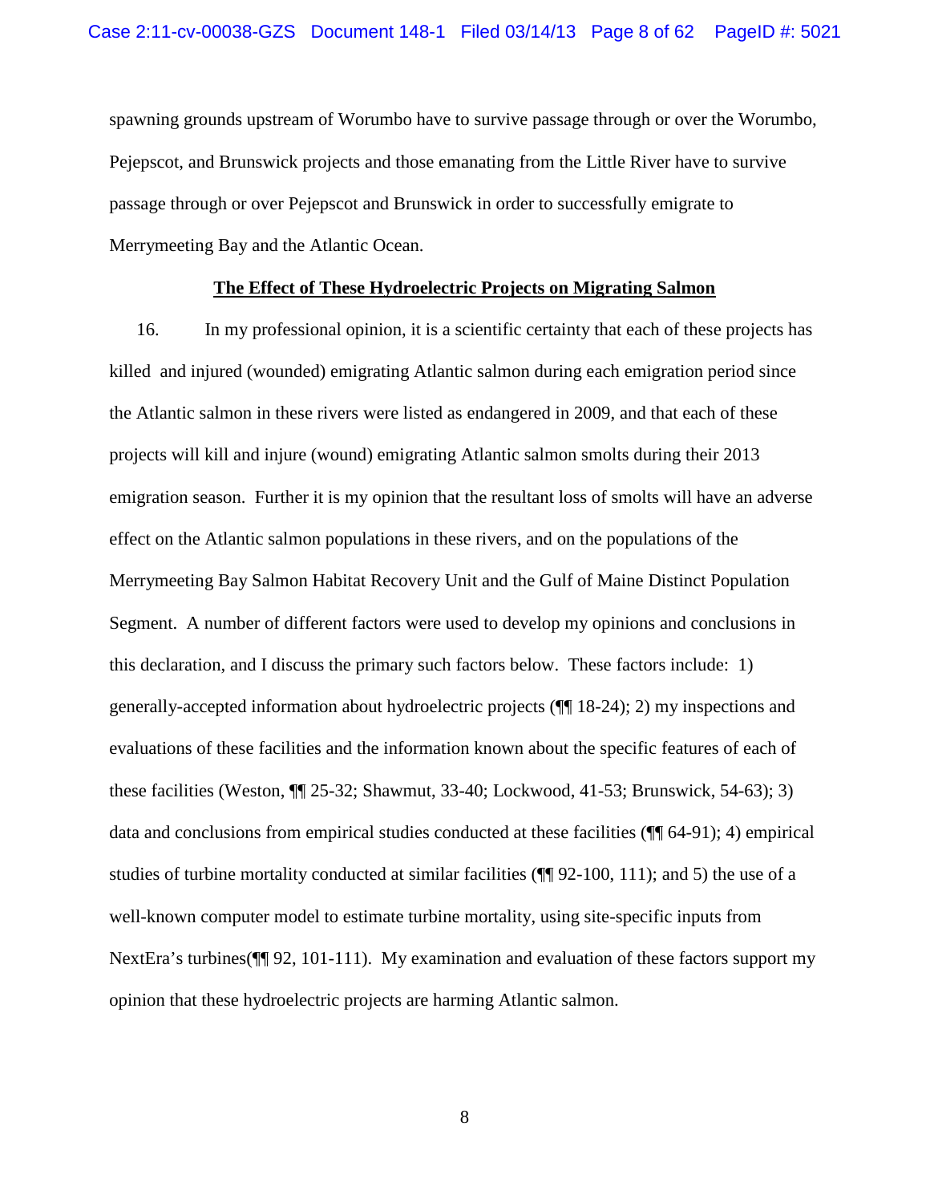spawning grounds upstream of Worumbo have to survive passage through or over the Worumbo, Pejepscot, and Brunswick projects and those emanating from the Little River have to survive passage through or over Pejepscot and Brunswick in order to successfully emigrate to Merrymeeting Bay and the Atlantic Ocean.

**<u>The Effect of These Hydroelectric Projects on Migrating Salmon</u>**

16. In my professional opinion, it is a scientific certainty that each of these projects has killed and injured (wounded) emigrating Atlantic salmon during each emigration period since the Atlantic salmon in these rivers were listed as endangered in 2009, and that each of these projects will kill and injure (wound) emigrating Atlantic salmon smolts during their 2013 emigration season. Further it is my opinion that the resultant loss of smolts will have an adverse effect on the Atlantic salmon populations in these rivers, and on the populations of the Merrymeeting Bay Salmon Habitat Recovery Unit and the Gulf of Maine Distinct Population Segment. A number of different factors were used to develop my opinions and conclusions in this declaration, and I discuss the primary such factors below. These factors include: 1) generally-accepted information about hydroelectric projects (¶¶ 18-24); 2) my inspections and evaluations of these facilities and the information known about the specific features of each of these facilities (Weston, ¶¶ 25-32; Shawmut, 33-40; Lockwood, 41-53; Brunswick, 54-63); 3) data and conclusions from empirical studies conducted at these facilities (¶¶ 64-91); 4) empirical studies of turbine mortality conducted at similar facilities (¶¶ 92-100, 111); and 5) the use of a well-known computer model to estimate turbine mortality, using site-specific inputs from NextEra's turbines(¶¶ 92, 101-111). My examination and evaluation of these factors support my opinion that these hydroelectric projects are harming Atlantic salmon.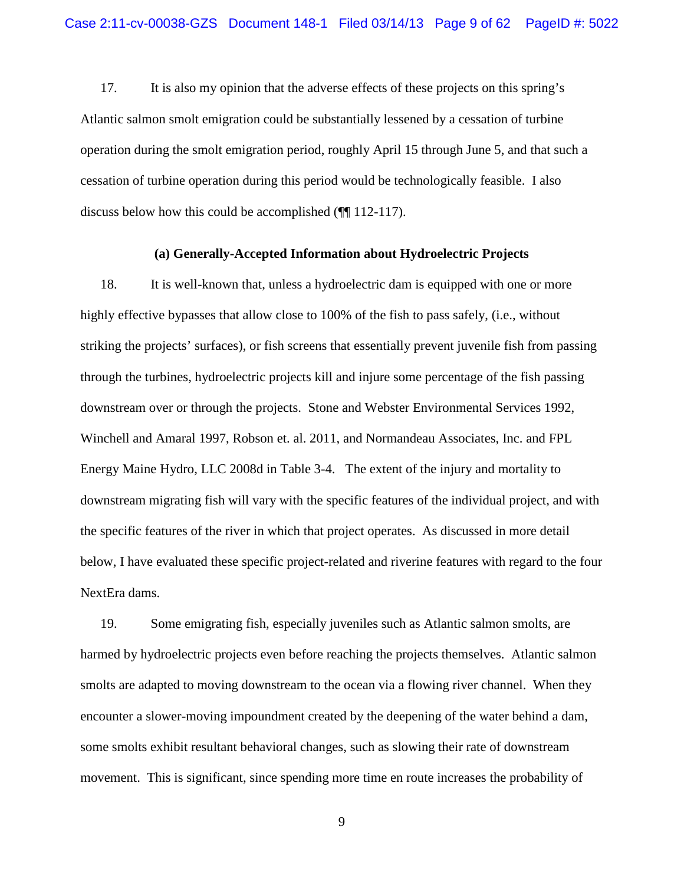17. It is also my opinion that the adverse effects of these projects on this spring's Atlantic salmon smolt emigration could be substantially lessened by a cessation of turbine operation during the smolt emigration period, roughly April 15 through June 5, and that such a cessation of turbine operation during this period would be technologically feasible. I also discuss below how this could be accomplished (¶¶ 112-117).

### (a) Generally-Accepted Information about Hydroelectric Projects

18. It is well-known that, unless a hydroelectric dam is equipped with one or more highly effective bypasses that allow close to 100% of the fish to pass safely, (i.e., without striking the projects' surfaces), or fish screens that essentially prevent juvenile fish from passing through the turbines, hydroelectric projects kill and injure some percentage of the fish passing downstream over or through the projects. Stone and Webster Environmental Services 1992, Winchell and Amaral 1997, Robson et. al. 2011, and Normandeau Associates, Inc. and FPL Energy Maine Hydro, LLC 2008d in Table 3-4. The extent of the injury and mortality to downstream migrating fish will vary with the specific features of the individual project, and with the specific features of the river in which that project operates. As discussed in more detail below, I have evaluated these specific project-related and riverine features with regard to the four NextEra dams.

19. Some emigrating fish, especially juveniles such as Atlantic salmon smolts, are harmed by hydroelectric projects even before reaching the projects themselves. Atlantic salmon smolts are adapted to moving downstream to the ocean via a flowing river channel. When they encounter a slower-moving impoundment created by the deepening of the water behind a dam, some smolts exhibit resultant behavioral changes, such as slowing their rate of downstream movement. This is significant, since spending more time en route increases the probability of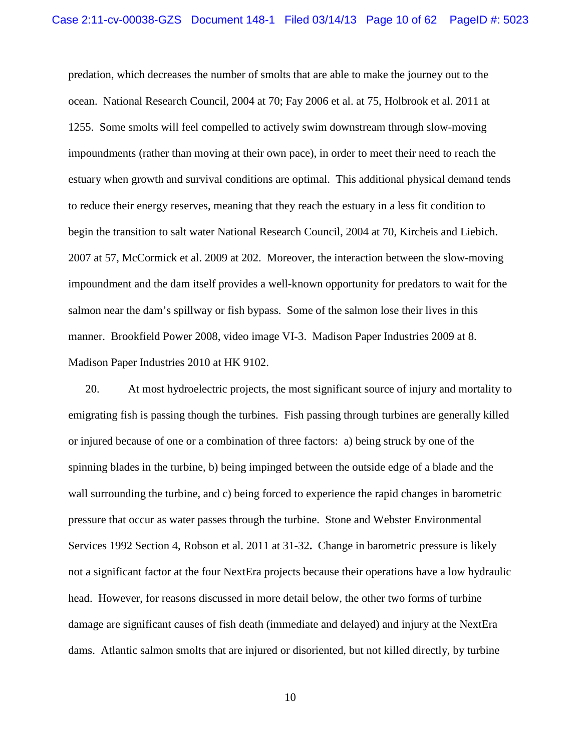predation, which decreases the number of smolts that are able to make the journey out to the ocean. National Research Council, 2004 at 70; Fay 2006 et al. at 75, Holbrook et al. 2011 at 1255. Some smolts will feel compelled to actively swim downstream through slow-moving impoundments (rather than moving at their own pace), in order to meet their need to reach the estuary when growth and survival conditions are optimal. This additional physical demand tends to reduce their energy reserves, meaning that they reach the estuary in a less fit condition to begin the transition to salt water National Research Council, 2004 at 70, Kircheis and Liebich. 2007 at 57, McCormick et al. 2009 at 202. Moreover, the interaction between the slow-moving impoundment and the dam itself provides a well-known opportunity for predators to wait for the salmon near the dam's spillway or fish bypass. Some of the salmon lose their lives in this manner. Brookfield Power 2008, video image VI-3. Madison Paper Industries 2009 at 8. Madison Paper Industries 2010 at HK 9102.

20. At most hydroelectric projects, the most significant source of injury and mortality to emigrating fish is passing though the turbines. Fish passing through turbines are generally killed or injured because of one or a combination of three factors: a) being struck by one of the spinning blades in the turbine, b) being impinged between the outside edge of a blade and the wall surrounding the turbine, and c) being forced to experience the rapid changes in barometric pressure that occur as water passes through the turbine. Stone and Webster Environmental Services 1992 Section 4, Robson et al. 2011 at 31-32**.** Change in barometric pressure is likely not a significant factor at the four NextEra projects because their operations have a low hydraulic head. However, for reasons discussed in more detail below, the other two forms of turbine damage are significant causes of fish death (immediate and delayed) and injury at the NextEra dams. Atlantic salmon smolts that are injured or disoriented, but not killed directly, by turbine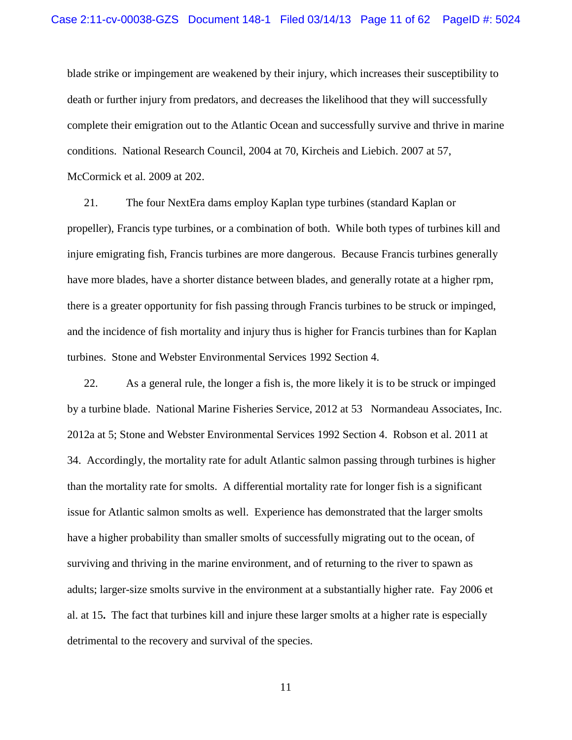blade strike or impingement are weakened by their injury, which increases their susceptibility to death or further injury from predators, and decreases the likelihood that they will successfully complete their emigration out to the Atlantic Ocean and successfully survive and thrive in marine conditions. National Research Council, 2004 at 70, Kircheis and Liebich. 2007 at 57, McCormick et al. 2009 at 202.

21. The four NextEra dams employ Kaplan type turbines (standard Kaplan or propeller), Francis type turbines, or a combination of both. While both types of turbines kill and injure emigrating fish, Francis turbines are more dangerous. Because Francis turbines generally have more blades, have a shorter distance between blades, and generally rotate at a higher rpm, there is a greater opportunity for fish passing through Francis turbines to be struck or impinged, and the incidence of fish mortality and injury thus is higher for Francis turbines than for Kaplan turbines. Stone and Webster Environmental Services 1992 Section 4.

22. As a general rule, the longer a fish is, the more likely it is to be struck or impinged by a turbine blade. National Marine Fisheries Service, 2012 at 53 Normandeau Associates, Inc. 2012a at 5; Stone and Webster Environmental Services 1992 Section 4. Robson et al. 2011 at 34. Accordingly, the mortality rate for adult Atlantic salmon passing through turbines is higher than the mortality rate for smolts. A differential mortality rate for longer fish is a significant issue for Atlantic salmon smolts as well. Experience has demonstrated that the larger smolts have a higher probability than smaller smolts of successfully migrating out to the ocean, of surviving and thriving in the marine environment, and of returning to the river to spawn as adults; larger-size smolts survive in the environment at a substantially higher rate. Fay 2006 et al. at 15**.** The fact that turbines kill and injure these larger smolts at a higher rate is especially detrimental to the recovery and survival of the species.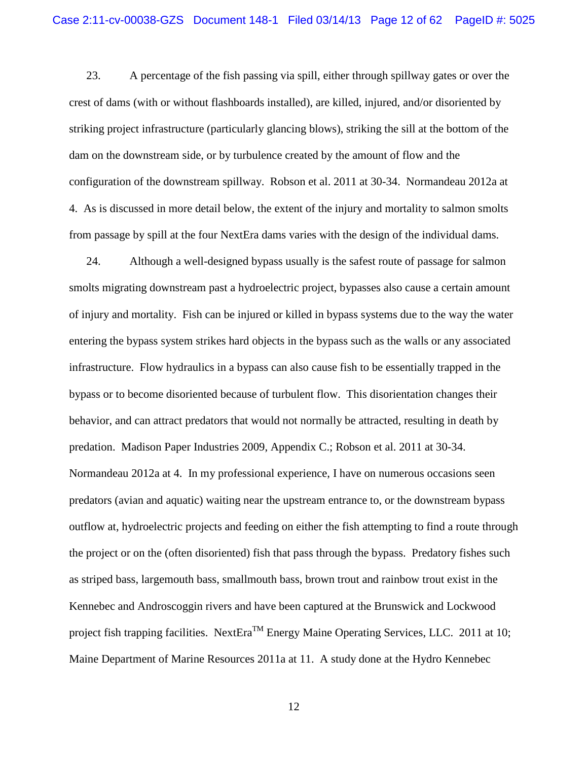23. A percentage of the fish passing via spill, either through spillway gates or over the crest of dams (with or without flashboards installed), are killed, injured, and/or disoriented by striking project infrastructure (particularly glancing blows), striking the sill at the bottom of the dam on the downstream side, or by turbulence created by the amount of flow and the configuration of the downstream spillway. Robson et al. 2011 at 30-34. Normandeau 2012a at 4. As is discussed in more detail below, the extent of the injury and mortality to salmon smolts from passage by spill at the four NextEra dams varies with the design of the individual dams.

24. Although a well-designed bypass usually is the safest route of passage for salmon smolts migrating downstream past a hydroelectric project, bypasses also cause a certain amount of injury and mortality. Fish can be injured or killed in bypass systems due to the way the water entering the bypass system strikes hard objects in the bypass such as the walls or any associated infrastructure. Flow hydraulics in a bypass can also cause fish to be essentially trapped in the bypass or to become disoriented because of turbulent flow. This disorientation changes their behavior, and can attract predators that would not normally be attracted, resulting in death by predation. Madison Paper Industries 2009, Appendix C.; Robson et al. 2011 at 30-34. Normandeau 2012a at 4. In my professional experience, I have on numerous occasions seen predators (avian and aquatic) waiting near the upstream entrance to, or the downstream bypass outflow at, hydroelectric projects and feeding on either the fish attempting to find a route through the project or on the (often disoriented) fish that pass through the bypass. Predatory fishes such as striped bass, largemouth bass, smallmouth bass, brown trout and rainbow trout exist in the Kennebec and Androscoggin rivers and have been captured at the Brunswick and Lockwood project fish trapping facilities. NextEra™ Energy Maine Operating Services, LLC. 2011 at 10; Maine Department of Marine Resources 2011a at 11. A study done at the Hydro Kennebec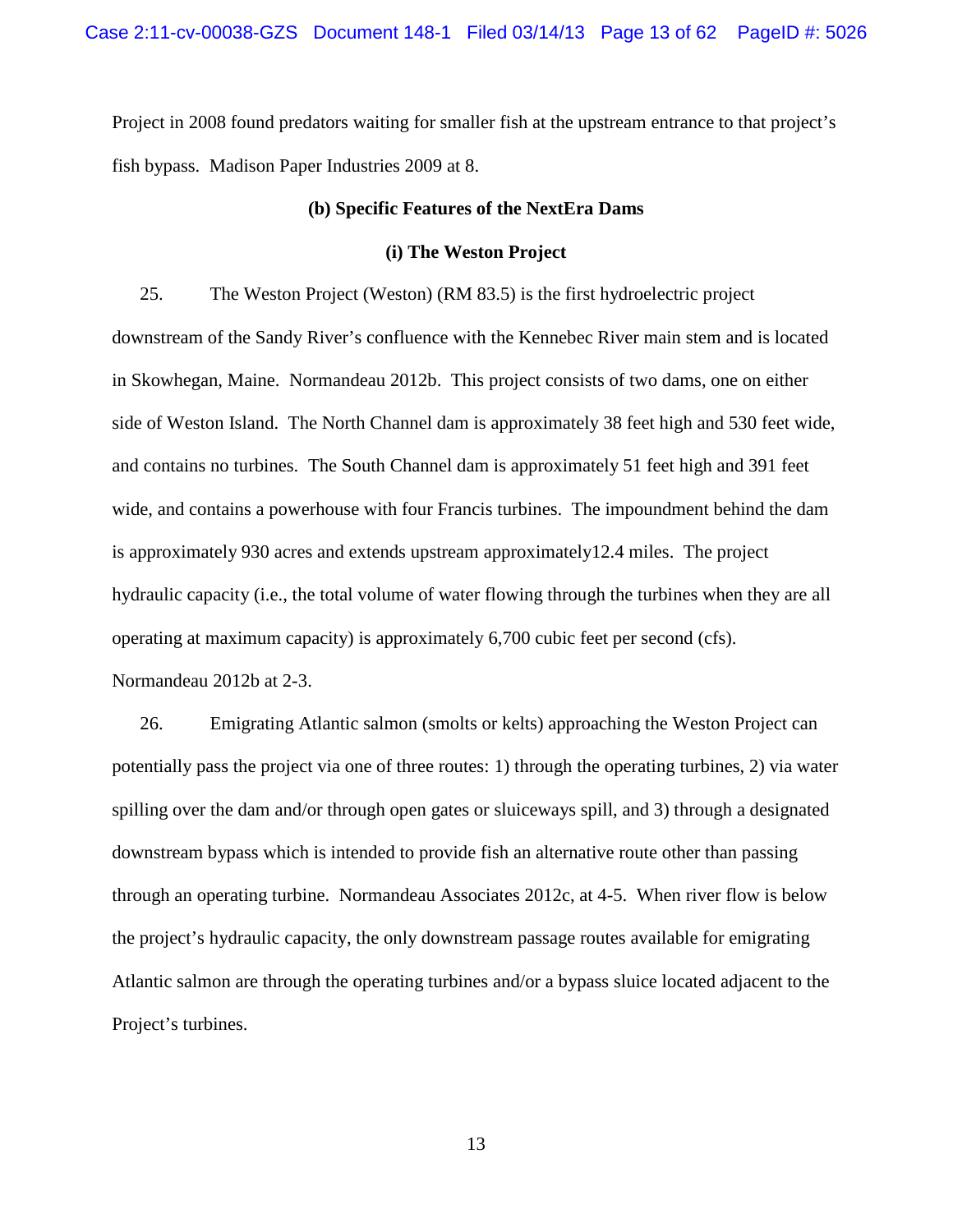Project in 2008 found predators waiting for smaller fish at the upstream entrance to that project's fish bypass. Madison Paper Industries 2009 at 8.

**(b) Specific Features of the NextEra Dams**

**(i) The Weston Project**

25. The Weston Project (Weston) (RM 83.5) is the first hydroelectric project downstream of the Sandy River's confluence with the Kennebec River main stem and is located in Skowhegan, Maine. Normandeau 2012b. This project consists of two dams, one on either side of Weston Island. The North Channel dam is approximately 38 feet high and 530 feet wide, and contains no turbines. The South Channel dam is approximately 51 feet high and 391 feet wide, and contains a powerhouse with four Francis turbines. The impoundment behind the dam is approximately 930 acres and extends upstream approximately12.4 miles. The project hydraulic capacity (i.e., the total volume of water flowing through the turbines when they are all operating at maximum capacity) is approximately 6,700 cubic feet per second (cfs). Normandeau 2012b at 2-3.

26. Emigrating Atlantic salmon (smolts or kelts) approaching the Weston Project can potentially pass the project via one of three routes: 1) through the operating turbines, 2) via water spilling over the dam and/or through open gates or sluiceways spill, and 3) through a designated downstream bypass which is intended to provide fish an alternative route other than passing through an operating turbine. Normandeau Associates 2012c, at 4-5. When river flow is below the project's hydraulic capacity, the only downstream passage routes available for emigrating Atlantic salmon are through the operating turbines and/or a bypass sluice located adjacent to the Project's turbines.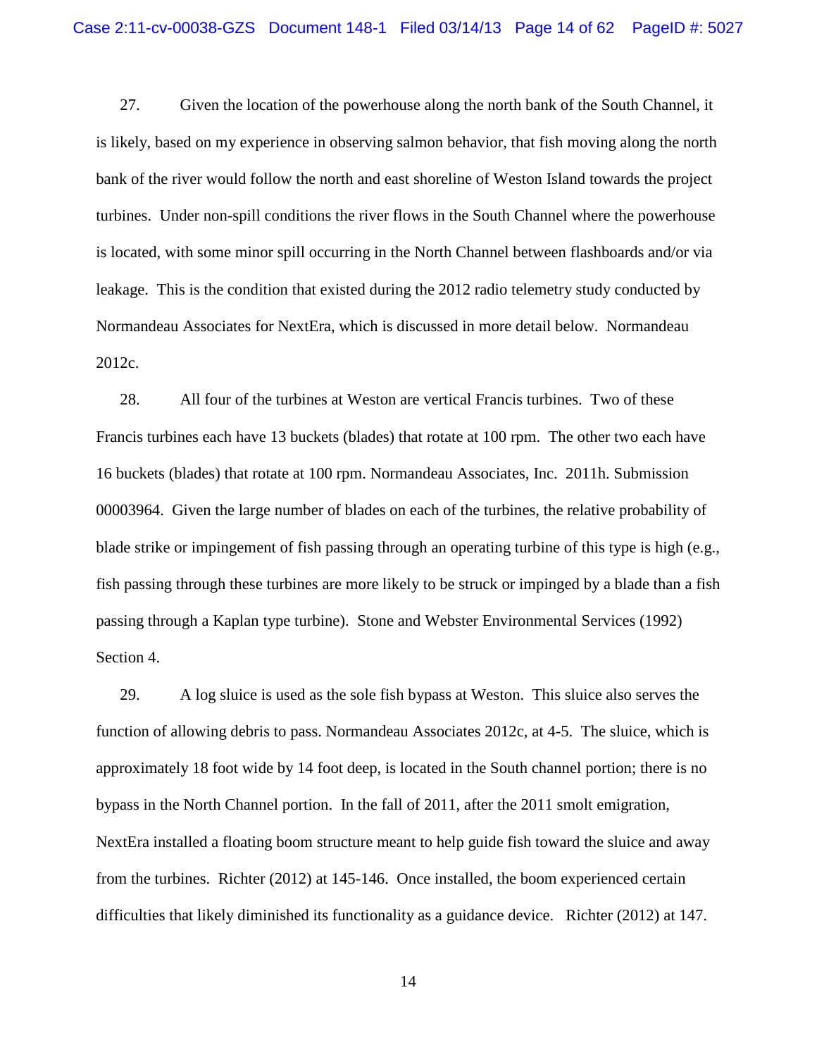27. Given the location of the powerhouse along the north bank of the South Channel, it is likely, based on my experience in observing salmon behavior, that fish moving along the north bank of the river would follow the north and east shoreline of Weston Island towards the project turbines. Under non-spill conditions the river flows in the South Channel where the powerhouse is located, with some minor spill occurring in the North Channel between flashboards and/or via leakage. This is the condition that existed during the 2012 radio telemetry study conducted by Normandeau Associates for NextEra, which is discussed in more detail below. Normandeau 2012c.

28. All four of the turbines at Weston are vertical Francis turbines. Two of these Francis turbines each have 13 buckets (blades) that rotate at 100 rpm. The other two each have 16 buckets (blades) that rotate at 100 rpm. Normandeau Associates, Inc. 2011h. Submission 00003964. Given the large number of blades on each of the turbines, the relative probability of blade strike or impingement of fish passing through an operating turbine of this type is high (e.g., fish passing through these turbines are more likely to be struck or impinged by a blade than a fish passing through a Kaplan type turbine). Stone and Webster Environmental Services (1992) Section 4.

29. A log sluice is used as the sole fish bypass at Weston. This sluice also serves the function of allowing debris to pass. Normandeau Associates 2012c, at 4-5. The sluice, which is approximately 18 foot wide by 14 foot deep, is located in the South channel portion; there is no bypass in the North Channel portion. In the fall of 2011, after the 2011 smolt emigration, NextEra installed a floating boom structure meant to help guide fish toward the sluice and away from the turbines. Richter (2012) at 145-146. Once installed, the boom experienced certain difficulties that likely diminished its functionality as a guidance device. Richter (2012) at 147.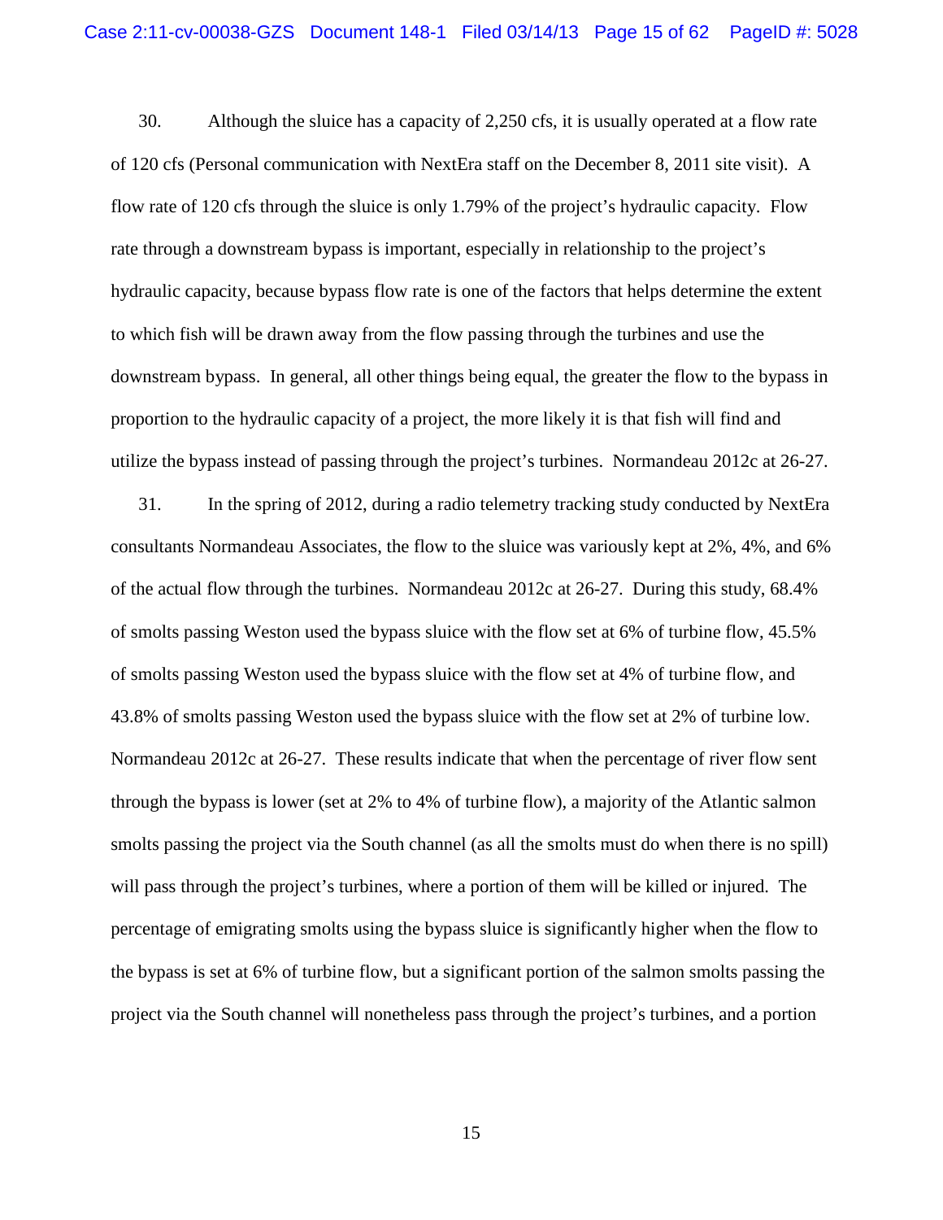30. Although the sluice has a capacity of 2,250 cfs, it is usually operated at a flow rate of 120 cfs (Personal communication with NextEra staff on the December 8, 2011 site visit). A flow rate of 120 cfs through the sluice is only 1.79% of the project's hydraulic capacity. Flow rate through a downstream bypass is important, especially in relationship to the project's hydraulic capacity, because bypass flow rate is one of the factors that helps determine the extent to which fish will be drawn away from the flow passing through the turbines and use the downstream bypass. In general, all other things being equal, the greater the flow to the bypass in proportion to the hydraulic capacity of a project, the more likely it is that fish will find and utilize the bypass instead of passing through the project's turbines. Normandeau 2012c at 26-27.

31. In the spring of 2012, during a radio telemetry tracking study conducted by NextEra consultants Normandeau Associates, the flow to the sluice was variously kept at 2%, 4%, and 6% of the actual flow through the turbines. Normandeau 2012c at 26-27. During this study, 68.4% of smolts passing Weston used the bypass sluice with the flow set at 6% of turbine flow, 45.5% of smolts passing Weston used the bypass sluice with the flow set at 4% of turbine flow, and 43.8% of smolts passing Weston used the bypass sluice with the flow set at 2% of turbine low. Normandeau 2012c at 26-27. These results indicate that when the percentage of river flow sent through the bypass is lower (set at 2% to 4% of turbine flow), a majority of the Atlantic salmon smolts passing the project via the South channel (as all the smolts must do when there is no spill) will pass through the project's turbines, where a portion of them will be killed or injured. The percentage of emigrating smolts using the bypass sluice is significantly higher when the flow to the bypass is set at 6% of turbine flow, but a significant portion of the salmon smolts passing the project via the South channel will nonetheless pass through the project's turbines, and a portion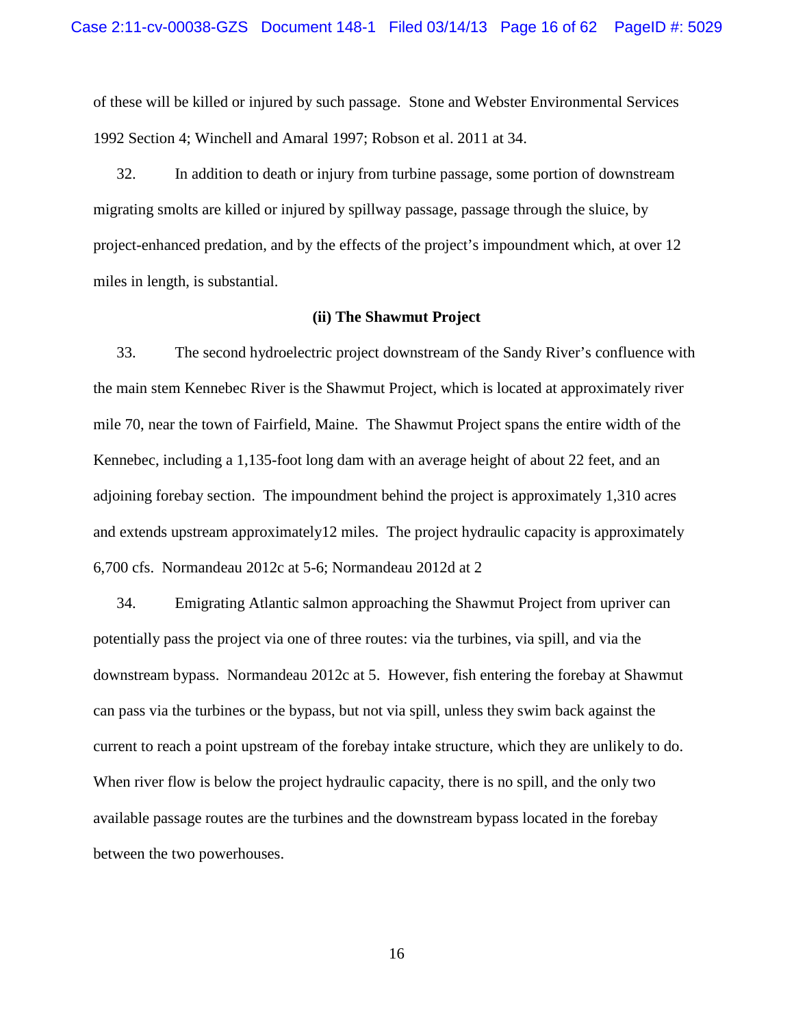of these will be killed or injured by such passage. Stone and Webster Environmental Services 1992 Section 4; Winchell and Amaral 1997; Robson et al. 2011 at 34.

32. In addition to death or injury from turbine passage, some portion of downstream migrating smolts are killed or injured by spillway passage, passage through the sluice, by project-enhanced predation, and by the effects of the project's impoundment which, at over 12 miles in length, is substantial.

**(ii) The Shawmut Project**

33. The second hydroelectric project downstream of the Sandy River's confluence with the main stem Kennebec River is the Shawmut Project, which is located at approximately river mile 70, near the town of Fairfield, Maine. The Shawmut Project spans the entire width of the Kennebec, including a 1,135-foot long dam with an average height of about 22 feet, and an adjoining forebay section. The impoundment behind the project is approximately 1,310 acres and extends upstream approximately12 miles. The project hydraulic capacity is approximately 6,700 cfs. Normandeau 2012c at 5-6; Normandeau 2012d at 2

34. Emigrating Atlantic salmon approaching the Shawmut Project from upriver can potentially pass the project via one of three routes: via the turbines, via spill, and via the downstream bypass. Normandeau 2012c at 5. However, fish entering the forebay at Shawmut can pass via the turbines or the bypass, but not via spill, unless they swim back against the current to reach a point upstream of the forebay intake structure, which they are unlikely to do. When river flow is below the project hydraulic capacity, there is no spill, and the only two available passage routes are the turbines and the downstream bypass located in the forebay between the two powerhouses.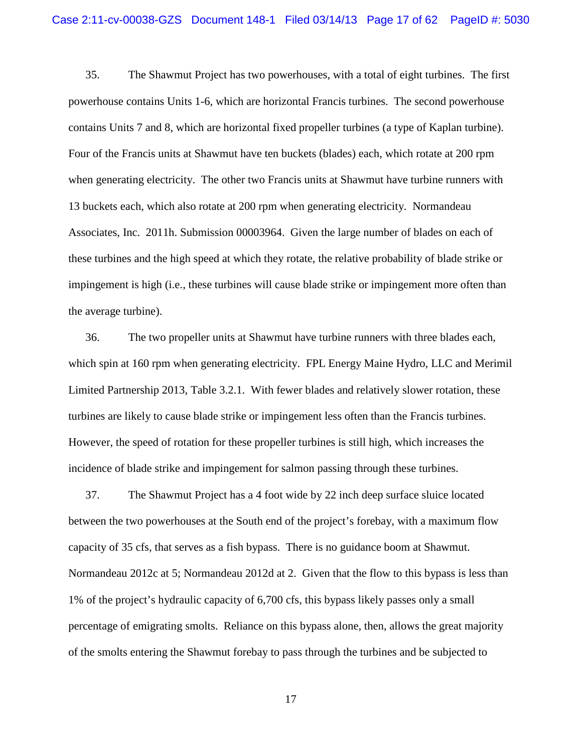35. The Shawmut Project has two powerhouses, with a total of eight turbines. The first powerhouse contains Units 1-6, which are horizontal Francis turbines. The second powerhouse contains Units 7 and 8, which are horizontal fixed propeller turbines (a type of Kaplan turbine). Four of the Francis units at Shawmut have ten buckets (blades) each, which rotate at 200 rpm when generating electricity. The other two Francis units at Shawmut have turbine runners with 13 buckets each, which also rotate at 200 rpm when generating electricity. Normandeau Associates, Inc. 2011h. Submission 00003964. Given the large number of blades on each of these turbines and the high speed at which they rotate, the relative probability of blade strike or impingement is high (i.e., these turbines will cause blade strike or impingement more often than the average turbine).

36. The two propeller units at Shawmut have turbine runners with three blades each, which spin at 160 rpm when generating electricity. FPL Energy Maine Hydro, LLC and Merimil Limited Partnership 2013, Table 3.2.1. With fewer blades and relatively slower rotation, these turbines are likely to cause blade strike or impingement less often than the Francis turbines. However, the speed of rotation for these propeller turbines is still high, which increases the incidence of blade strike and impingement for salmon passing through these turbines.

37. The Shawmut Project has a 4 foot wide by 22 inch deep surface sluice located between the two powerhouses at the South end of the project's forebay, with a maximum flow capacity of 35 cfs, that serves as a fish bypass. There is no guidance boom at Shawmut. Normandeau 2012c at 5; Normandeau 2012d at 2. Given that the flow to this bypass is less than 1% of the project's hydraulic capacity of 6,700 cfs, this bypass likely passes only a small percentage of emigrating smolts. Reliance on this bypass alone, then, allows the great majority of the smolts entering the Shawmut forebay to pass through the turbines and be subjected to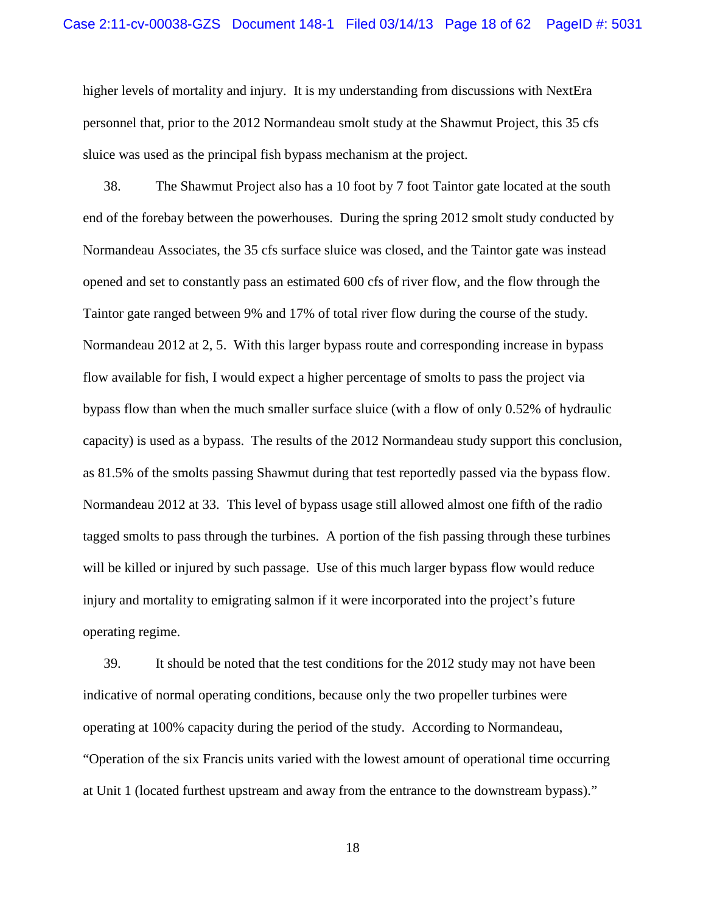higher levels of mortality and injury. It is my understanding from discussions with NextEra personnel that, prior to the 2012 Normandeau smolt study at the Shawmut Project, this 35 cfs sluice was used as the principal fish bypass mechanism at the project.

38. The Shawmut Project also has a 10 foot by 7 foot Taintor gate located at the south end of the forebay between the powerhouses. During the spring 2012 smolt study conducted by Normandeau Associates, the 35 cfs surface sluice was closed, and the Taintor gate was instead opened and set to constantly pass an estimated 600 cfs of river flow, and the flow through the Taintor gate ranged between 9% and 17% of total river flow during the course of the study. Normandeau 2012 at 2, 5. With this larger bypass route and corresponding increase in bypass flow available for fish, I would expect a higher percentage of smolts to pass the project via bypass flow than when the much smaller surface sluice (with a flow of only 0.52% of hydraulic capacity) is used as a bypass. The results of the 2012 Normandeau study support this conclusion, as 81.5% of the smolts passing Shawmut during that test reportedly passed via the bypass flow. Normandeau 2012 at 33. This level of bypass usage still allowed almost one fifth of the radio tagged smolts to pass through the turbines. A portion of the fish passing through these turbines will be killed or injured by such passage. Use of this much larger bypass flow would reduce injury and mortality to emigrating salmon if it were incorporated into the project's future operating regime.

39. It should be noted that the test conditions for the 2012 study may not have been indicative of normal operating conditions, because only the two propeller turbines were operating at 100% capacity during the period of the study. According to Normandeau, "Operation of the six Francis units varied with the lowest amount of operational time occurring at Unit 1 (located furthest upstream and away from the entrance to the downstream bypass)."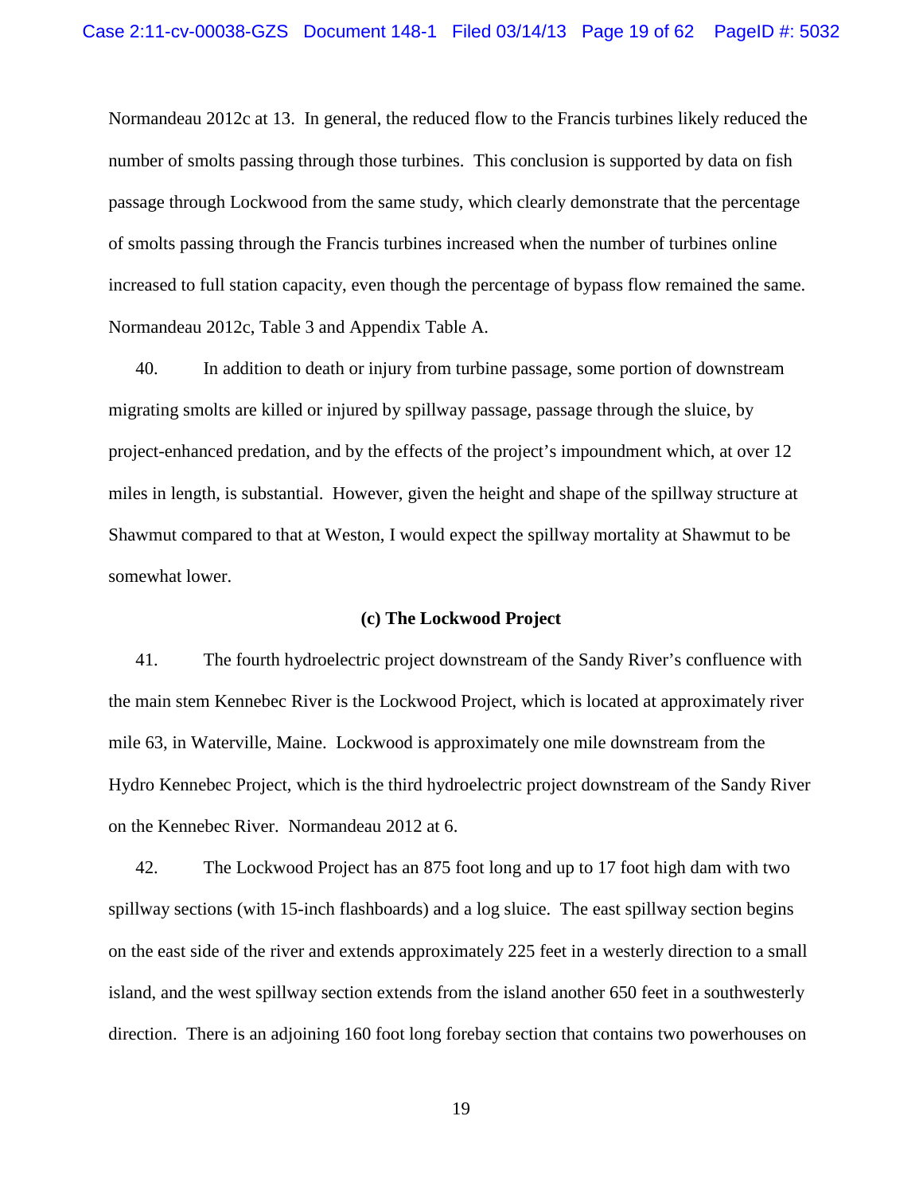Normandeau 2012c at 13. In general, the reduced flow to the Francis turbines likely reduced the number of smolts passing through those turbines. This conclusion is supported by data on fish passage through Lockwood from the same study, which clearly demonstrate that the percentage of smolts passing through the Francis turbines increased when the number of turbines online increased to full station capacity, even though the percentage of bypass flow remained the same. Normandeau 2012c, Table 3 and Appendix Table A.

40. In addition to death or injury from turbine passage, some portion of downstream migrating smolts are killed or injured by spillway passage, passage through the sluice, by project-enhanced predation, and by the effects of the project's impoundment which, at over 12 miles in length, is substantial. However, given the height and shape of the spillway structure at Shawmut compared to that at Weston, I would expect the spillway mortality at Shawmut to be somewhat lower.

**(c) The Lockwood Project**

41. The fourth hydroelectric project downstream of the Sandy River's confluence with the main stem Kennebec River is the Lockwood Project, which is located at approximately river mile 63, in Waterville, Maine. Lockwood is approximately one mile downstream from the Hydro Kennebec Project, which is the third hydroelectric project downstream of the Sandy River on the Kennebec River. Normandeau 2012 at 6.

42. The Lockwood Project has an 875 foot long and up to 17 foot high dam with two spillway sections (with 15-inch flashboards) and a log sluice. The east spillway section begins on the east side of the river and extends approximately 225 feet in a westerly direction to a small island, and the west spillway section extends from the island another 650 feet in a southwesterly direction. There is an adjoining 160 foot long forebay section that contains two powerhouses on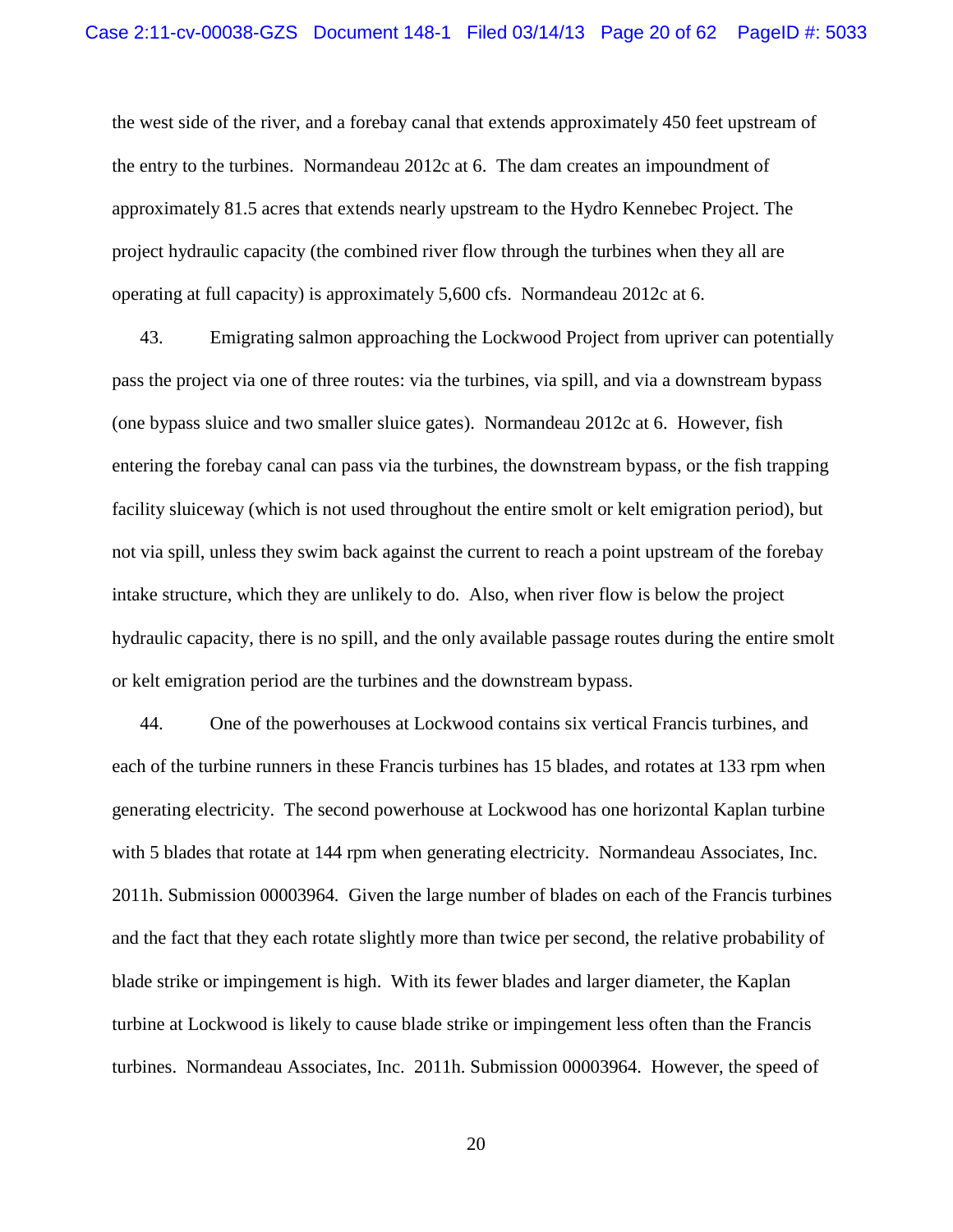the west side of the river, and a forebay canal that extends approximately 450 feet upstream of the entry to the turbines. Normandeau 2012c at 6. The dam creates an impoundment of approximately 81.5 acres that extends nearly upstream to the Hydro Kennebec Project. The project hydraulic capacity (the combined river flow through the turbines when they all are operating at full capacity) is approximately 5,600 cfs. Normandeau 2012c at 6.

43. Emigrating salmon approaching the Lockwood Project from upriver can potentially pass the project via one of three routes: via the turbines, via spill, and via a downstream bypass (one bypass sluice and two smaller sluice gates). Normandeau 2012c at 6. However, fish entering the forebay canal can pass via the turbines, the downstream bypass, or the fish trapping facility sluiceway (which is not used throughout the entire smolt or kelt emigration period), but not via spill, unless they swim back against the current to reach a point upstream of the forebay intake structure, which they are unlikely to do. Also, when river flow is below the project hydraulic capacity, there is no spill, and the only available passage routes during the entire smolt or kelt emigration period are the turbines and the downstream bypass.

44. One of the powerhouses at Lockwood contains six vertical Francis turbines, and each of the turbine runners in these Francis turbines has 15 blades, and rotates at 133 rpm when generating electricity. The second powerhouse at Lockwood has one horizontal Kaplan turbine with 5 blades that rotate at 144 rpm when generating electricity. Normandeau Associates, Inc. 2011h. Submission 00003964. Given the large number of blades on each of the Francis turbines and the fact that they each rotate slightly more than twice per second, the relative probability of blade strike or impingement is high. With its fewer blades and larger diameter, the Kaplan turbine at Lockwood is likely to cause blade strike or impingement less often than the Francis turbines. Normandeau Associates, Inc. 2011h. Submission 00003964. However, the speed of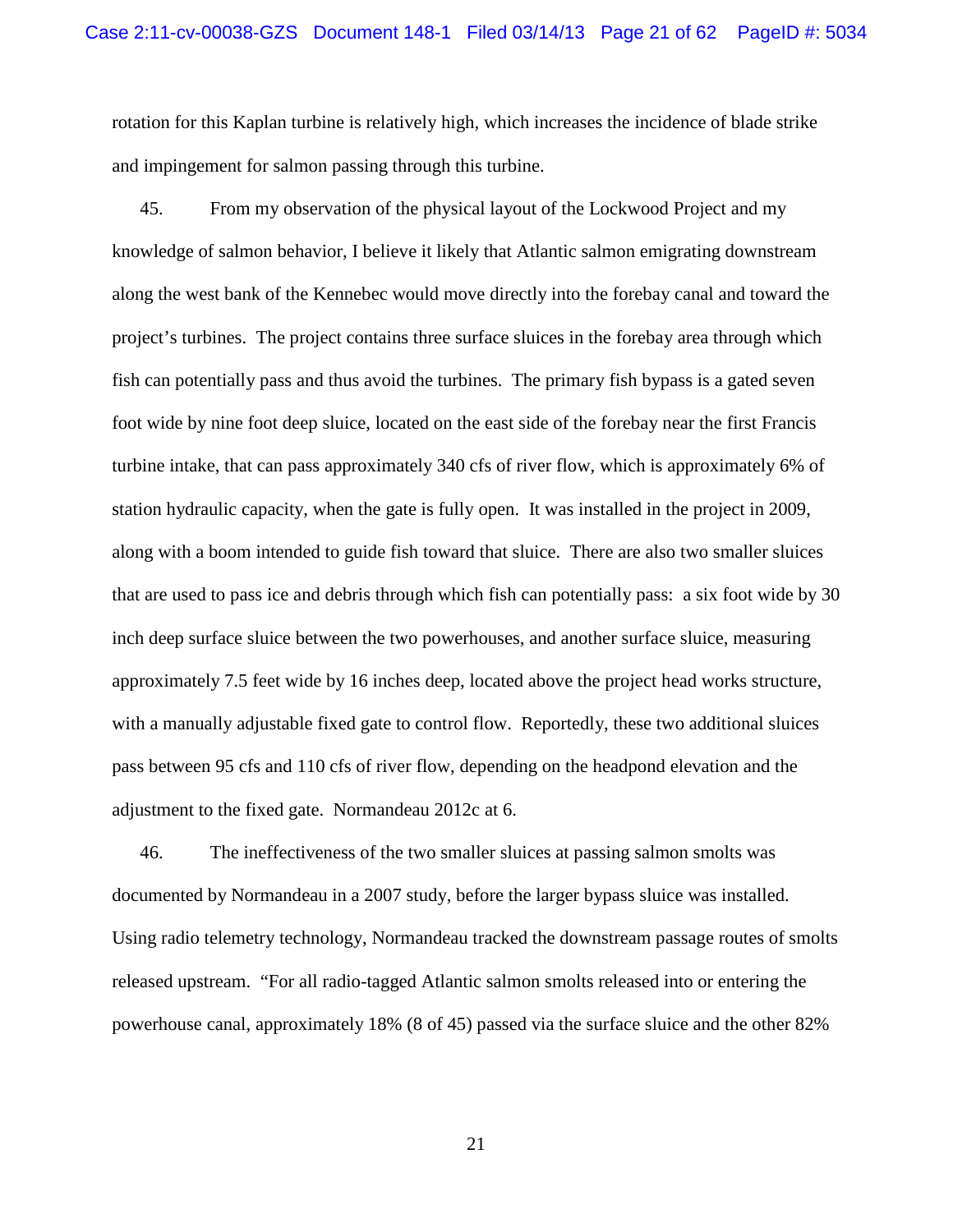rotation for this Kaplan turbine is relatively high, which increases the incidence of blade strike and impingement for salmon passing through this turbine.

45. From my observation of the physical layout of the Lockwood Project and my knowledge of salmon behavior, I believe it likely that Atlantic salmon emigrating downstream along the west bank of the Kennebec would move directly into the forebay canal and toward the project's turbines. The project contains three surface sluices in the forebay area through which fish can potentially pass and thus avoid the turbines. The primary fish bypass is a gated seven foot wide by nine foot deep sluice, located on the east side of the forebay near the first Francis turbine intake, that can pass approximately 340 cfs of river flow, which is approximately 6% of station hydraulic capacity, when the gate is fully open. It was installed in the project in 2009, along with a boom intended to guide fish toward that sluice. There are also two smaller sluices that are used to pass ice and debris through which fish can potentially pass: a six foot wide by 30 inch deep surface sluice between the two powerhouses, and another surface sluice, measuring approximately 7.5 feet wide by 16 inches deep, located above the project head works structure, with a manually adjustable fixed gate to control flow. Reportedly, these two additional sluices pass between 95 cfs and 110 cfs of river flow, depending on the headpond elevation and the adjustment to the fixed gate. Normandeau 2012c at 6.

46. The ineffectiveness of the two smaller sluices at passing salmon smolts was documented by Normandeau in a 2007 study, before the larger bypass sluice was installed. Using radio telemetry technology, Normandeau tracked the downstream passage routes of smolts released upstream. "For all radio-tagged Atlantic salmon smolts released into or entering the powerhouse canal, approximately 18% (8 of 45) passed via the surface sluice and the other 82%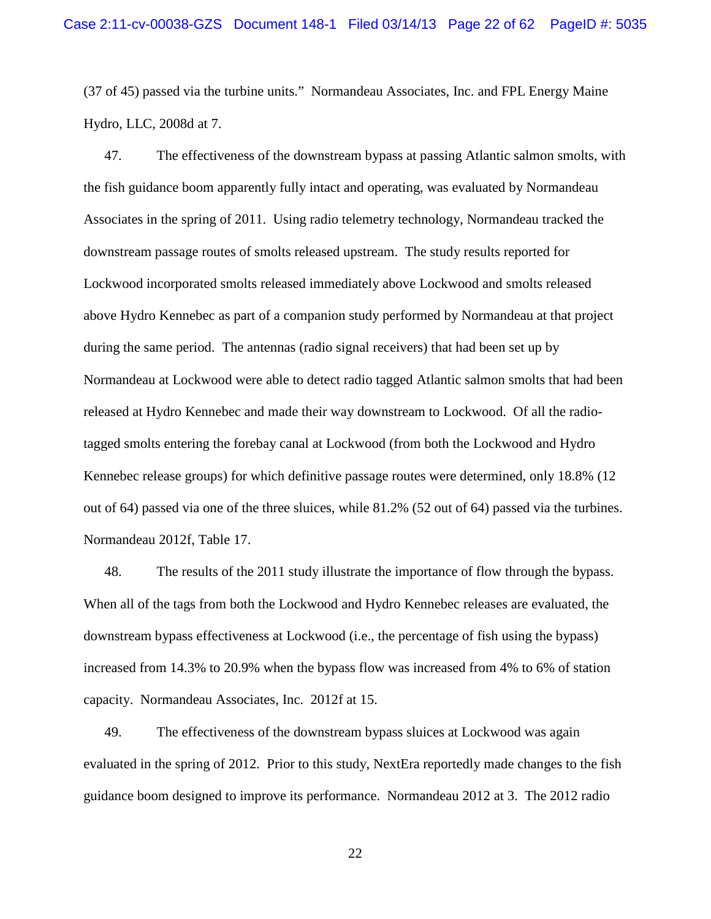(37 of 45) passed via the turbine units." Normandeau Associates, Inc. and FPL Energy Maine Hydro, LLC, 2008d at 7.

47. The effectiveness of the downstream bypass at passing Atlantic salmon smolts, with the fish guidance boom apparently fully intact and operating, was evaluated by Normandeau Associates in the spring of 2011. Using radio telemetry technology, Normandeau tracked the downstream passage routes of smolts released upstream. The study results reported for Lockwood incorporated smolts released immediately above Lockwood and smolts released above Hydro Kennebec as part of a companion study performed by Normandeau at that project during the same period. The antennas (radio signal receivers) that had been set up by Normandeau at Lockwood were able to detect radio tagged Atlantic salmon smolts that had been released at Hydro Kennebec and made their way downstream to Lockwood. Of all the radio-tagged smolts entering the forebay canal at Lockwood (from both the Lockwood and Hydro Kennebec release groups) for which definitive passage routes were determined, only 18.8% (12 out of 64) passed via one of the three sluices, while 81.2% (52 out of 64) passed via the turbines. Normandeau 2012f, Table 17.

48. The results of the 2011 study illustrate the importance of flow through the bypass. When all of the tags from both the Lockwood and Hydro Kennebec releases are evaluated, the downstream bypass effectiveness at Lockwood (i.e., the percentage of fish using the bypass) increased from 14.3% to 20.9% when the bypass flow was increased from 4% to 6% of station capacity. Normandeau Associates, Inc. 2012f at 15.

49. The effectiveness of the downstream bypass sluices at Lockwood was again evaluated in the spring of 2012. Prior to this study, NextEra reportedly made changes to the fish guidance boom designed to improve its performance. Normandeau 2012 at 3. The 2012 radio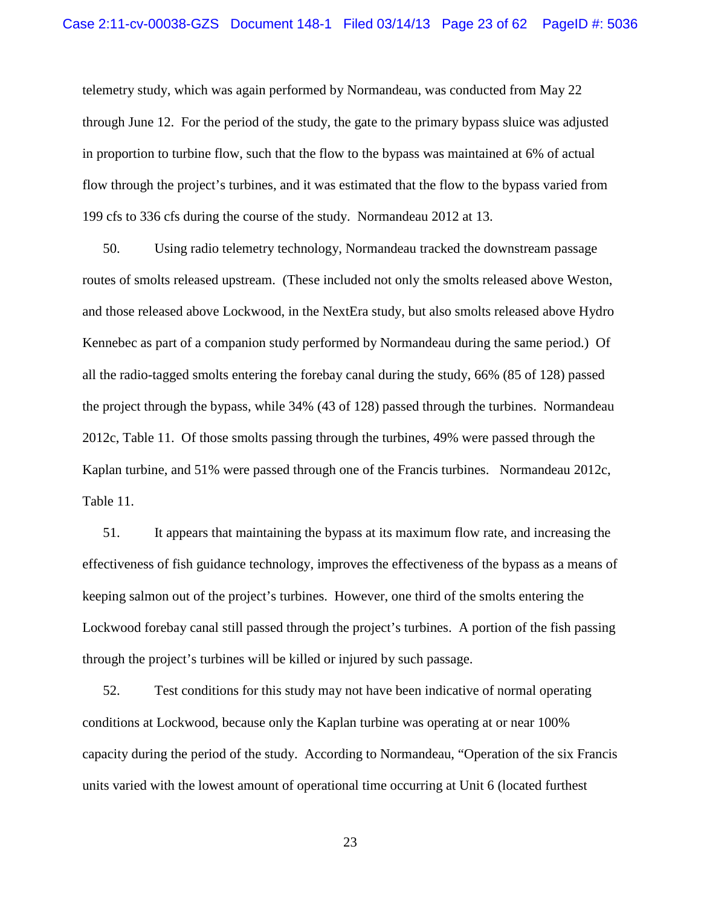telemetry study, which was again performed by Normandeau, was conducted from May 22 through June 12. For the period of the study, the gate to the primary bypass sluice was adjusted in proportion to turbine flow, such that the flow to the bypass was maintained at 6% of actual flow through the project's turbines, and it was estimated that the flow to the bypass varied from 199 cfs to 336 cfs during the course of the study. Normandeau 2012 at 13.

50. Using radio telemetry technology, Normandeau tracked the downstream passage routes of smolts released upstream. (These included not only the smolts released above Weston, and those released above Lockwood, in the NextEra study, but also smolts released above Hydro Kennebec as part of a companion study performed by Normandeau during the same period.) Of all the radio-tagged smolts entering the forebay canal during the study, 66% (85 of 128) passed the project through the bypass, while 34% (43 of 128) passed through the turbines. Normandeau 2012c, Table 11. Of those smolts passing through the turbines, 49% were passed through the Kaplan turbine, and 51% were passed through one of the Francis turbines. Normandeau 2012c, Table 11.

51. It appears that maintaining the bypass at its maximum flow rate, and increasing the effectiveness of fish guidance technology, improves the effectiveness of the bypass as a means of keeping salmon out of the project's turbines. However, one third of the smolts entering the Lockwood forebay canal still passed through the project's turbines. A portion of the fish passing through the project's turbines will be killed or injured by such passage.

52. Test conditions for this study may not have been indicative of normal operating conditions at Lockwood, because only the Kaplan turbine was operating at or near 100% capacity during the period of the study. According to Normandeau, "Operation of the six Francis units varied with the lowest amount of operational time occurring at Unit 6 (located furthest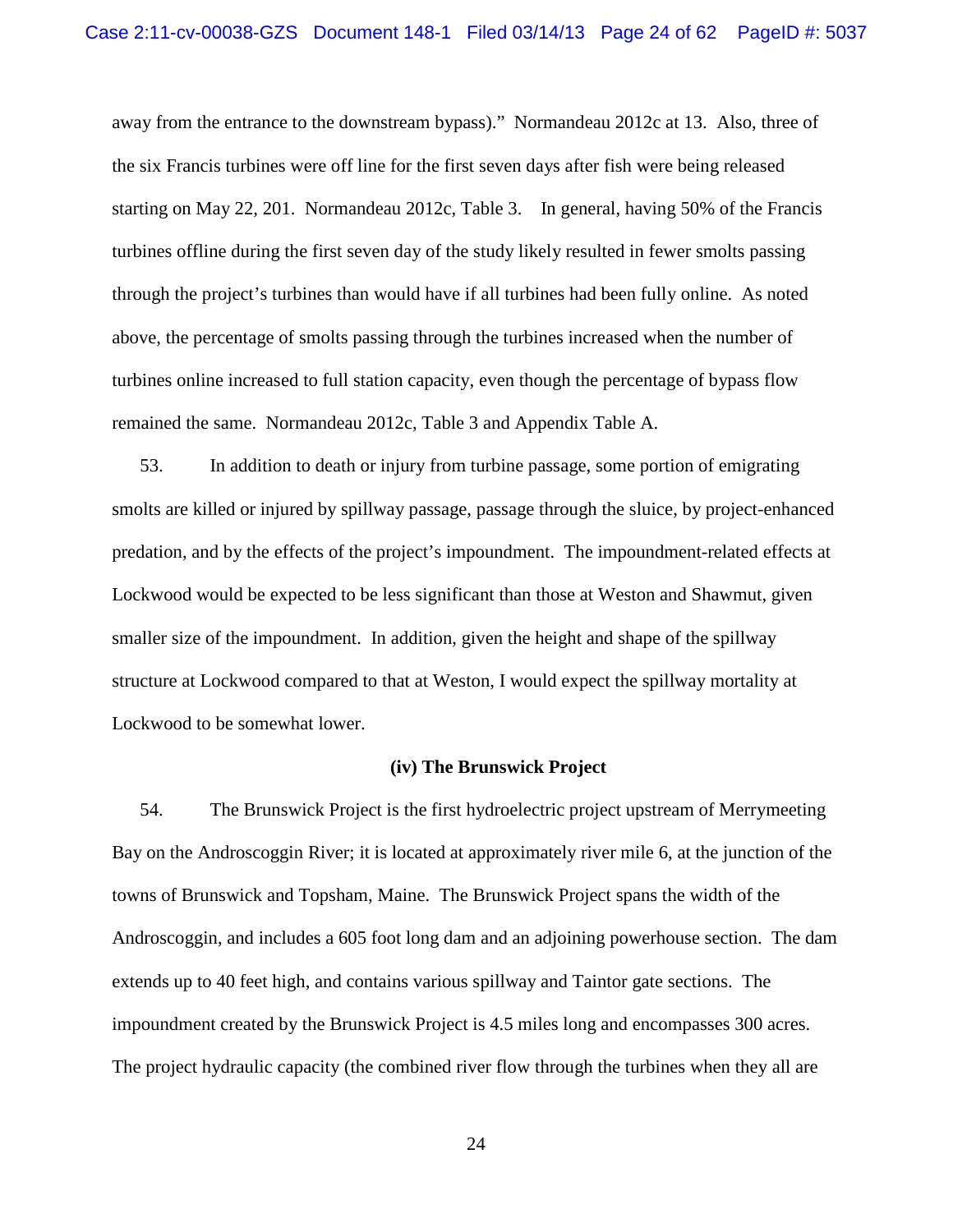away from the entrance to the downstream bypass)." Normandeau 2012c at 13. Also, three of the six Francis turbines were off line for the first seven days after fish were being released starting on May 22, 201. Normandeau 2012c, Table 3. In general, having 50% of the Francis turbines offline during the first seven day of the study likely resulted in fewer smolts passing through the project's turbines than would have if all turbines had been fully online. As noted above, the percentage of smolts passing through the turbines increased when the number of turbines online increased to full station capacity, even though the percentage of bypass flow remained the same. Normandeau 2012c, Table 3 and Appendix Table A.

53. In addition to death or injury from turbine passage, some portion of emigrating smolts are killed or injured by spillway passage, passage through the sluice, by project-enhanced predation, and by the effects of the project's impoundment. The impoundment-related effects at Lockwood would be expected to be less significant than those at Weston and Shawmut, given smaller size of the impoundment. In addition, given the height and shape of the spillway structure at Lockwood compared to that at Weston, I would expect the spillway mortality at Lockwood to be somewhat lower.

### (iv) The Brunswick Project

54. The Brunswick Project is the first hydroelectric project upstream of Merrymeeting Bay on the Androscoggin River; it is located at approximately river mile 6, at the junction of the towns of Brunswick and Topsham, Maine. The Brunswick Project spans the width of the Androscoggin, and includes a 605 foot long dam and an adjoining powerhouse section. The dam extends up to 40 feet high, and contains various spillway and Taintor gate sections. The impoundment created by the Brunswick Project is 4.5 miles long and encompasses 300 acres. The project hydraulic capacity (the combined river flow through the turbines when they all are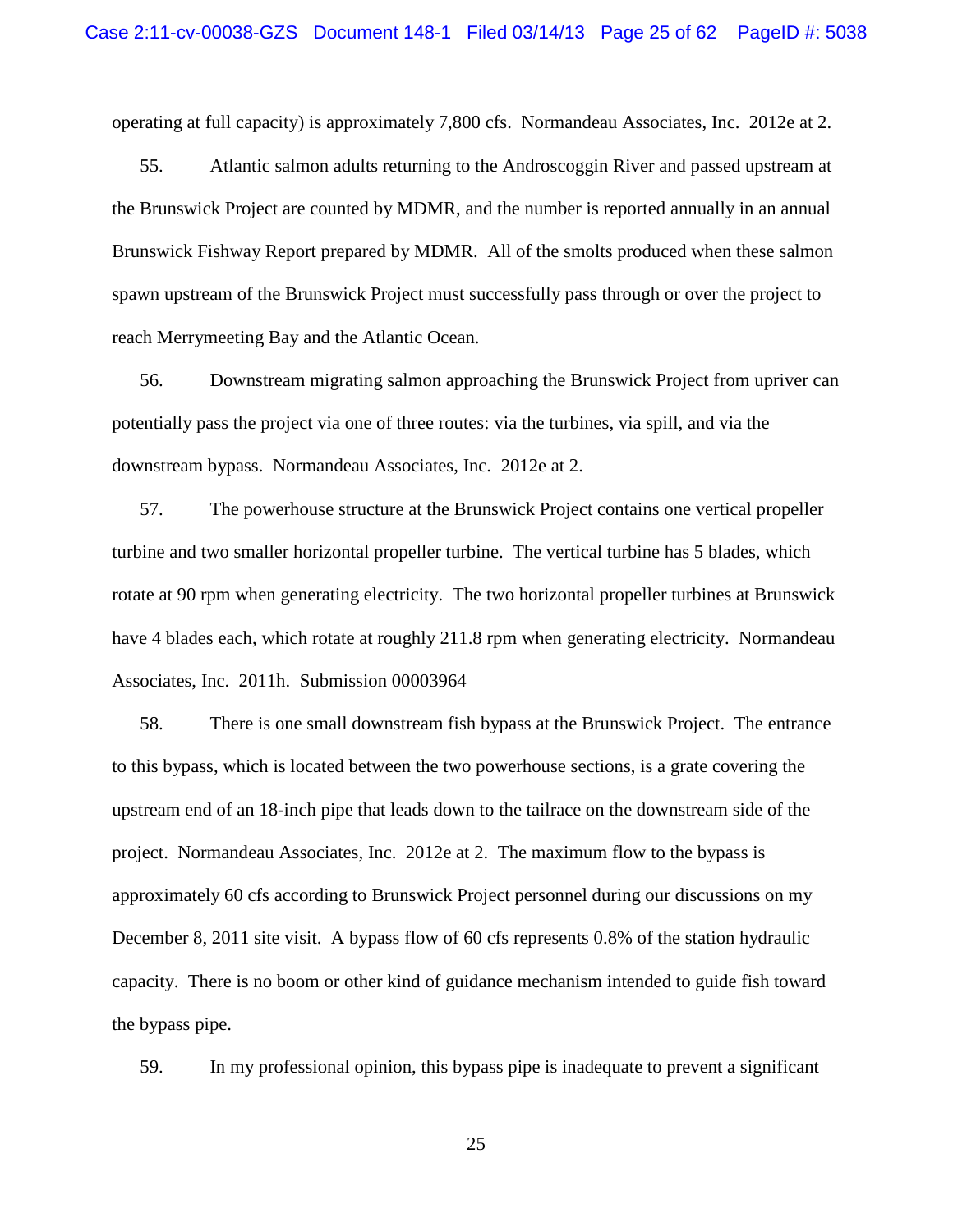operating at full capacity) is approximately 7,800 cfs. Normandeau Associates, Inc. 2012e at 2.

55. Atlantic salmon adults returning to the Androscoggin River and passed upstream at the Brunswick Project are counted by MDMR, and the number is reported annually in an annual Brunswick Fishway Report prepared by MDMR. All of the smolts produced when these salmon spawn upstream of the Brunswick Project must successfully pass through or over the project to reach Merrymeeting Bay and the Atlantic Ocean.

56. Downstream migrating salmon approaching the Brunswick Project from upriver can potentially pass the project via one of three routes: via the turbines, via spill, and via the downstream bypass. Normandeau Associates, Inc. 2012e at 2.

57. The powerhouse structure at the Brunswick Project contains one vertical propeller turbine and two smaller horizontal propeller turbine. The vertical turbine has 5 blades, which rotate at 90 rpm when generating electricity. The two horizontal propeller turbines at Brunswick have 4 blades each, which rotate at roughly 211.8 rpm when generating electricity. Normandeau Associates, Inc. 2011h. Submission 00003964

58. There is one small downstream fish bypass at the Brunswick Project. The entrance to this bypass, which is located between the two powerhouse sections, is a grate covering the upstream end of an 18-inch pipe that leads down to the tailrace on the downstream side of the project. Normandeau Associates, Inc. 2012e at 2. The maximum flow to the bypass is approximately 60 cfs according to Brunswick Project personnel during our discussions on my December 8, 2011 site visit. A bypass flow of 60 cfs represents 0.8% of the station hydraulic capacity. There is no boom or other kind of guidance mechanism intended to guide fish toward the bypass pipe.

59. In my professional opinion, this bypass pipe is inadequate to prevent a significant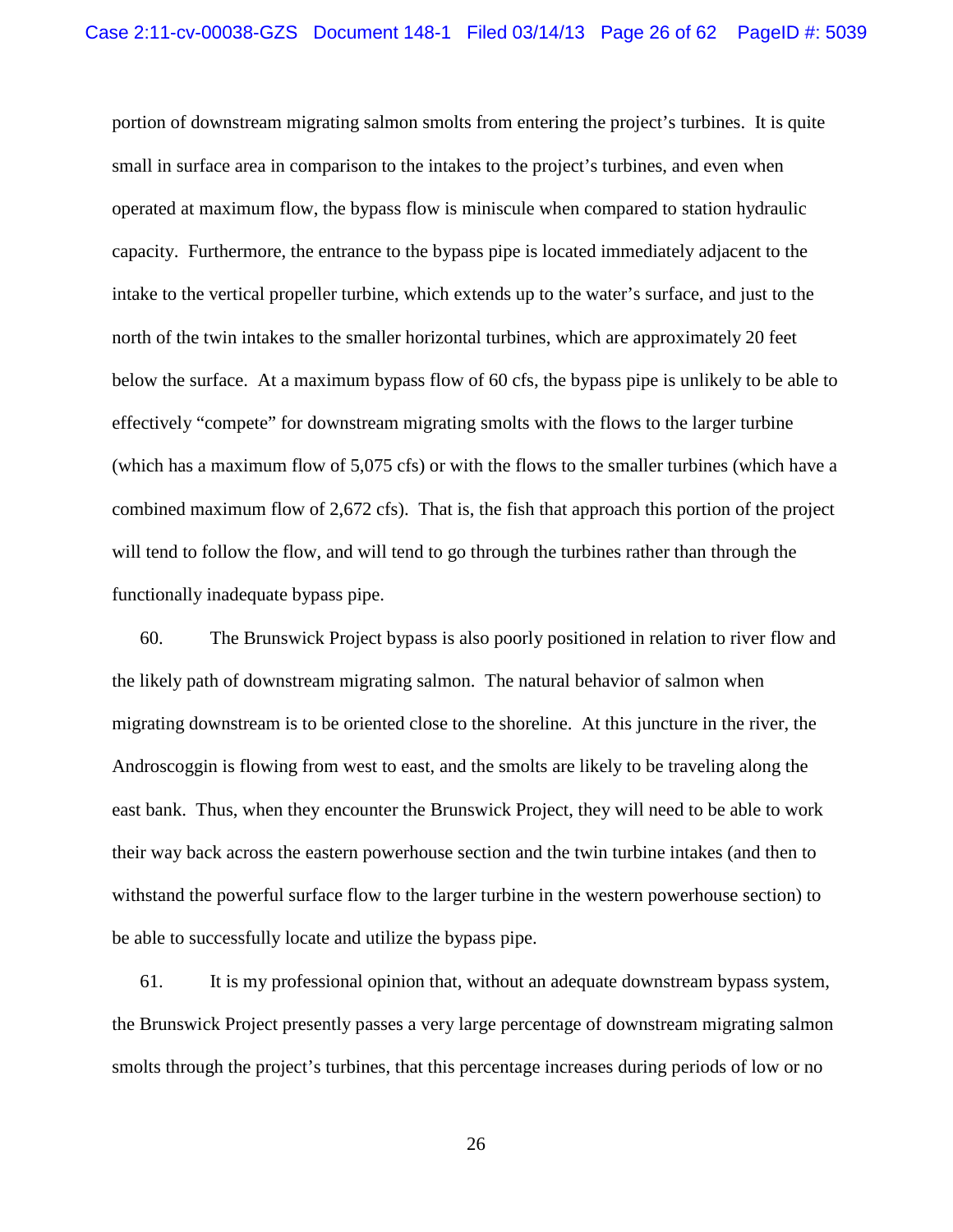portion of downstream migrating salmon smolts from entering the project's turbines. It is quite small in surface area in comparison to the intakes to the project's turbines, and even when operated at maximum flow, the bypass flow is miniscule when compared to station hydraulic capacity. Furthermore, the entrance to the bypass pipe is located immediately adjacent to the intake to the vertical propeller turbine, which extends up to the water's surface, and just to the north of the twin intakes to the smaller horizontal turbines, which are approximately 20 feet below the surface. At a maximum bypass flow of 60 cfs, the bypass pipe is unlikely to be able to effectively "compete" for downstream migrating smolts with the flows to the larger turbine (which has a maximum flow of 5,075 cfs) or with the flows to the smaller turbines (which have a combined maximum flow of 2,672 cfs). That is, the fish that approach this portion of the project will tend to follow the flow, and will tend to go through the turbines rather than through the functionally inadequate bypass pipe.

60. The Brunswick Project bypass is also poorly positioned in relation to river flow and the likely path of downstream migrating salmon. The natural behavior of salmon when migrating downstream is to be oriented close to the shoreline. At this juncture in the river, the Androscoggin is flowing from west to east, and the smolts are likely to be traveling along the east bank. Thus, when they encounter the Brunswick Project, they will need to be able to work their way back across the eastern powerhouse section and the twin turbine intakes (and then to withstand the powerful surface flow to the larger turbine in the western powerhouse section) to be able to successfully locate and utilize the bypass pipe.

61. It is my professional opinion that, without an adequate downstream bypass system, the Brunswick Project presently passes a very large percentage of downstream migrating salmon smolts through the project's turbines, that this percentage increases during periods of low or no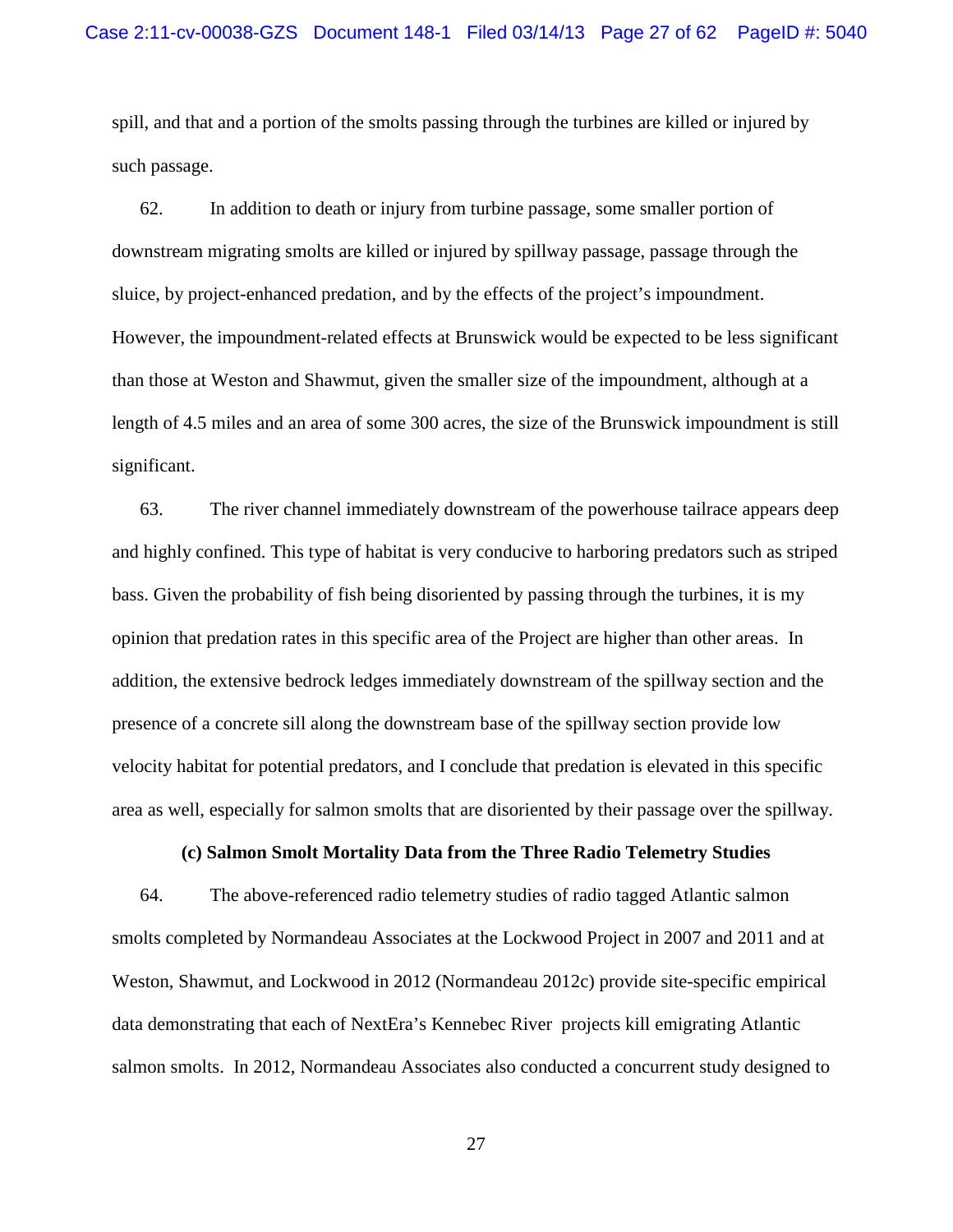spill, and that and a portion of the smolts passing through the turbines are killed or injured by such passage.

62. In addition to death or injury from turbine passage, some smaller portion of downstream migrating smolts are killed or injured by spillway passage, passage through the sluice, by project-enhanced predation, and by the effects of the project's impoundment. However, the impoundment-related effects at Brunswick would be expected to be less significant than those at Weston and Shawmut, given the smaller size of the impoundment, although at a length of 4.5 miles and an area of some 300 acres, the size of the Brunswick impoundment is still significant.

63. The river channel immediately downstream of the powerhouse tailrace appears deep and highly confined. This type of habitat is very conducive to harboring predators such as striped bass. Given the probability of fish being disoriented by passing through the turbines, it is my opinion that predation rates in this specific area of the Project are higher than other areas. In addition, the extensive bedrock ledges immediately downstream of the spillway section and the presence of a concrete sill along the downstream base of the spillway section provide low velocity habitat for potential predators, and I conclude that predation is elevated in this specific area as well, especially for salmon smolts that are disoriented by their passage over the spillway.

**(c) Salmon Smolt Mortality Data from the Three Radio Telemetry Studies**

64. The above-referenced radio telemetry studies of radio tagged Atlantic salmon smolts completed by Normandeau Associates at the Lockwood Project in 2007 and 2011 and at Weston, Shawmut, and Lockwood in 2012 (Normandeau 2012c) provide site-specific empirical data demonstrating that each of NextEra's Kennebec River projects kill emigrating Atlantic salmon smolts. In 2012, Normandeau Associates also conducted a concurrent study designed to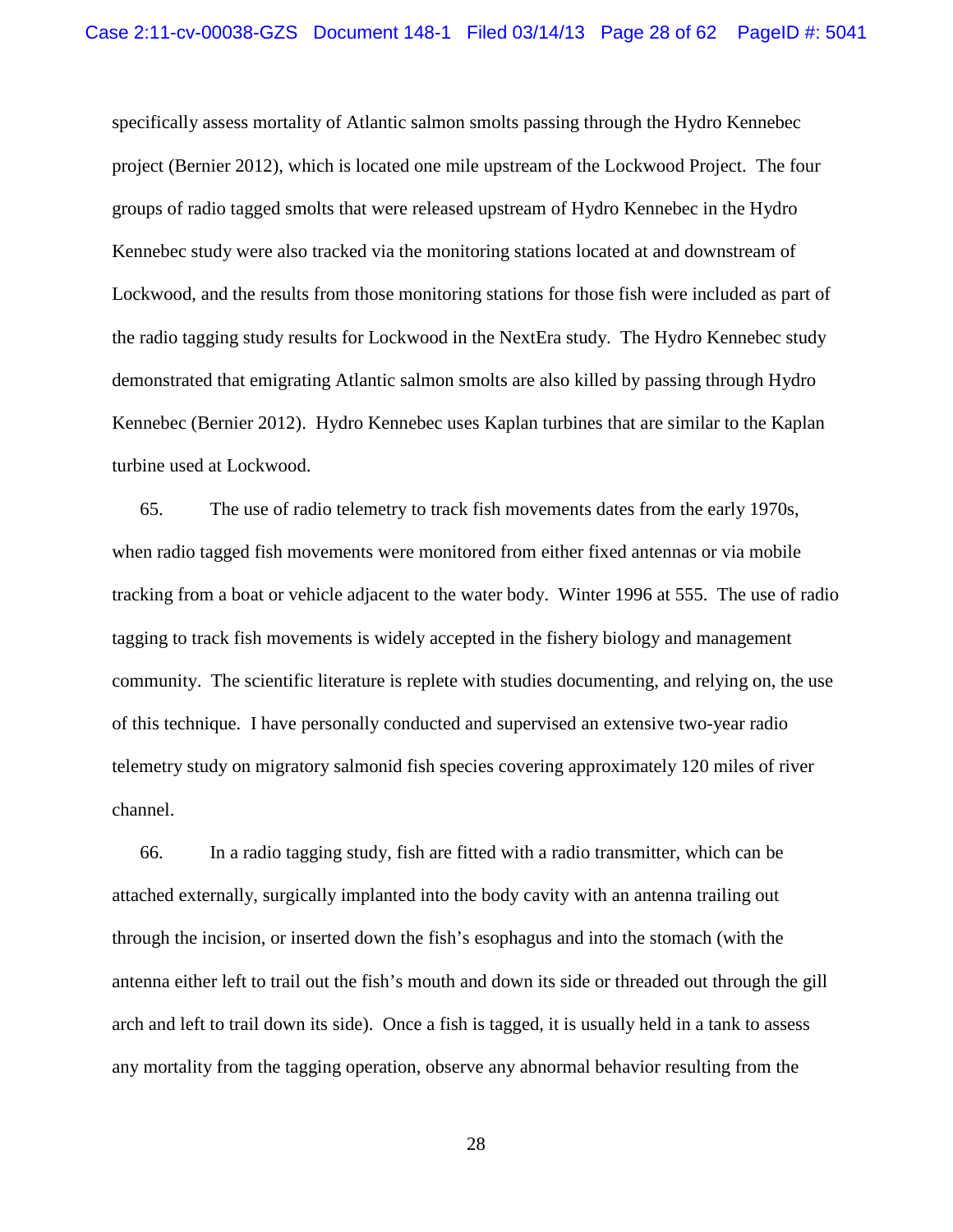specifically assess mortality of Atlantic salmon smolts passing through the Hydro Kennebec project (Bernier 2012), which is located one mile upstream of the Lockwood Project. The four groups of radio tagged smolts that were released upstream of Hydro Kennebec in the Hydro Kennebec study were also tracked via the monitoring stations located at and downstream of Lockwood, and the results from those monitoring stations for those fish were included as part of the radio tagging study results for Lockwood in the NextEra study. The Hydro Kennebec study demonstrated that emigrating Atlantic salmon smolts are also killed by passing through Hydro Kennebec (Bernier 2012). Hydro Kennebec uses Kaplan turbines that are similar to the Kaplan turbine used at Lockwood.

65. The use of radio telemetry to track fish movements dates from the early 1970s, when radio tagged fish movements were monitored from either fixed antennas or via mobile tracking from a boat or vehicle adjacent to the water body. Winter 1996 at 555. The use of radio tagging to track fish movements is widely accepted in the fishery biology and management community. The scientific literature is replete with studies documenting, and relying on, the use of this technique. I have personally conducted and supervised an extensive two-year radio telemetry study on migratory salmonid fish species covering approximately 120 miles of river channel.

66. In a radio tagging study, fish are fitted with a radio transmitter, which can be attached externally, surgically implanted into the body cavity with an antenna trailing out through the incision, or inserted down the fish's esophagus and into the stomach (with the antenna either left to trail out the fish's mouth and down its side or threaded out through the gill arch and left to trail down its side). Once a fish is tagged, it is usually held in a tank to assess any mortality from the tagging operation, observe any abnormal behavior resulting from the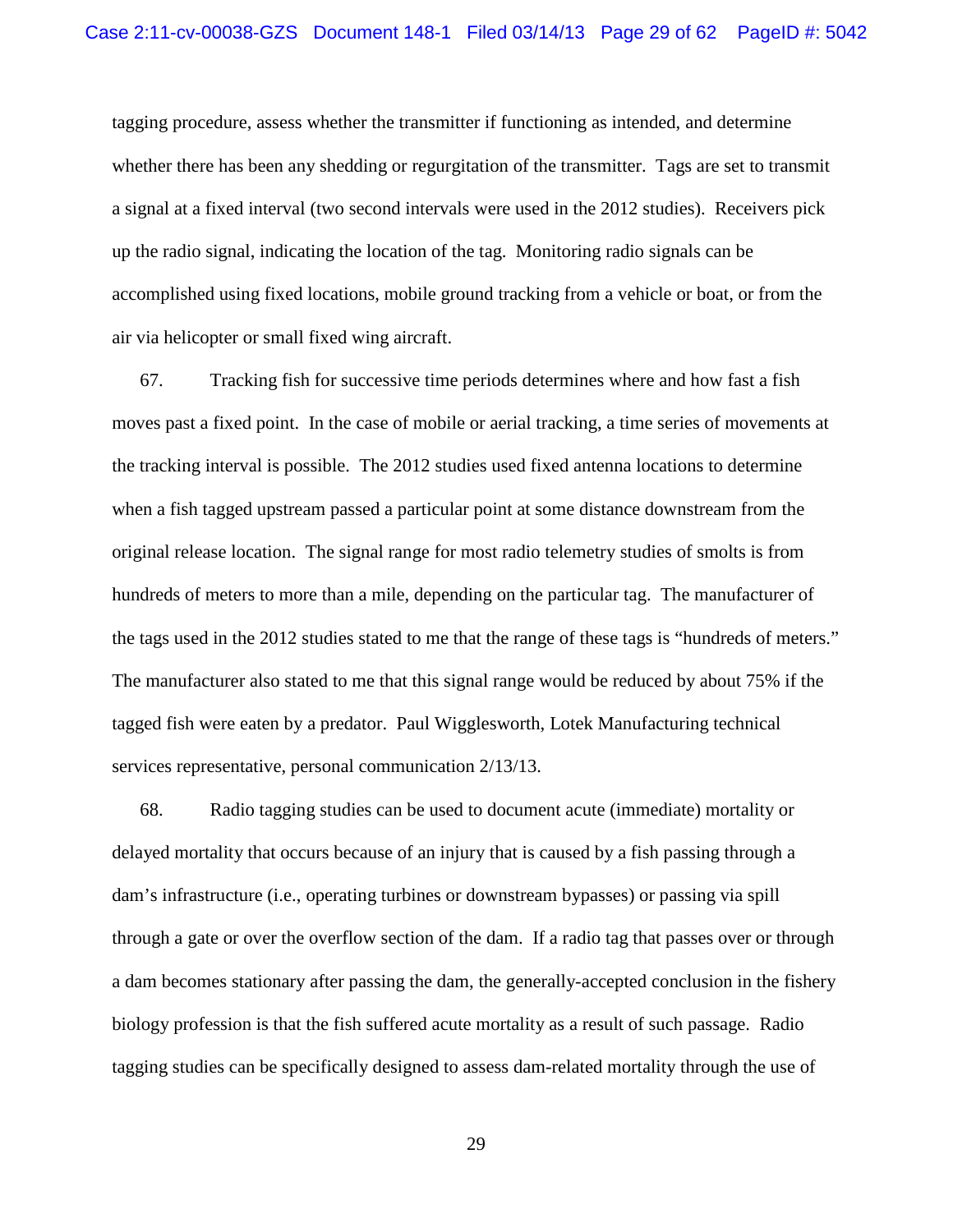tagging procedure, assess whether the transmitter if functioning as intended, and determine whether there has been any shedding or regurgitation of the transmitter. Tags are set to transmit a signal at a fixed interval (two second intervals were used in the 2012 studies). Receivers pick up the radio signal, indicating the location of the tag. Monitoring radio signals can be accomplished using fixed locations, mobile ground tracking from a vehicle or boat, or from the air via helicopter or small fixed wing aircraft.

67. Tracking fish for successive time periods determines where and how fast a fish moves past a fixed point. In the case of mobile or aerial tracking, a time series of movements at the tracking interval is possible. The 2012 studies used fixed antenna locations to determine when a fish tagged upstream passed a particular point at some distance downstream from the original release location. The signal range for most radio telemetry studies of smolts is from hundreds of meters to more than a mile, depending on the particular tag. The manufacturer of the tags used in the 2012 studies stated to me that the range of these tags is "hundreds of meters." The manufacturer also stated to me that this signal range would be reduced by about 75% if the tagged fish were eaten by a predator. Paul Wigglesworth, Lotek Manufacturing technical services representative, personal communication 2/13/13.

68. Radio tagging studies can be used to document acute (immediate) mortality or delayed mortality that occurs because of an injury that is caused by a fish passing through a dam's infrastructure (i.e., operating turbines or downstream bypasses) or passing via spill through a gate or over the overflow section of the dam. If a radio tag that passes over or through a dam becomes stationary after passing the dam, the generally-accepted conclusion in the fishery biology profession is that the fish suffered acute mortality as a result of such passage. Radio tagging studies can be specifically designed to assess dam-related mortality through the use of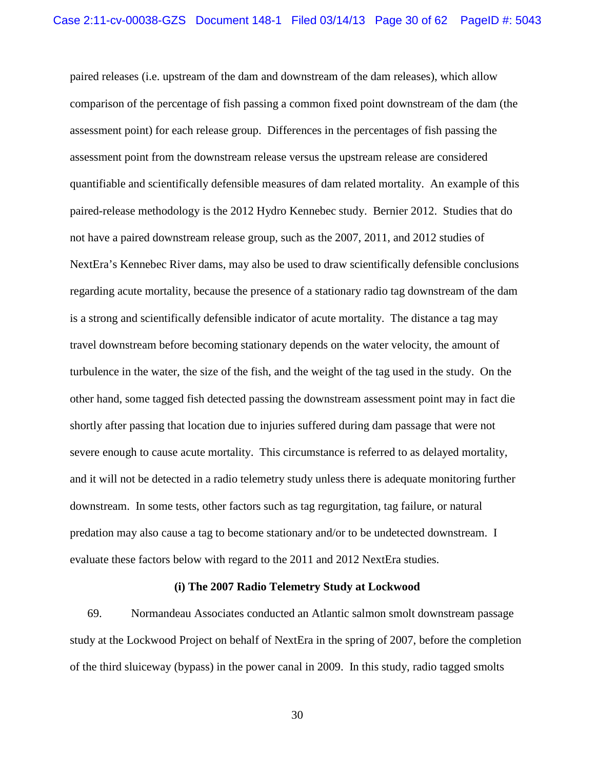paired releases (i.e. upstream of the dam and downstream of the dam releases), which allow comparison of the percentage of fish passing a common fixed point downstream of the dam (the assessment point) for each release group. Differences in the percentages of fish passing the assessment point from the downstream release versus the upstream release are considered quantifiable and scientifically defensible measures of dam related mortality. An example of this paired-release methodology is the 2012 Hydro Kennebec study. Bernier 2012. Studies that do not have a paired downstream release group, such as the 2007, 2011, and 2012 studies of NextEra's Kennebec River dams, may also be used to draw scientifically defensible conclusions regarding acute mortality, because the presence of a stationary radio tag downstream of the dam is a strong and scientifically defensible indicator of acute mortality. The distance a tag may travel downstream before becoming stationary depends on the water velocity, the amount of turbulence in the water, the size of the fish, and the weight of the tag used in the study. On the other hand, some tagged fish detected passing the downstream assessment point may in fact die shortly after passing that location due to injuries suffered during dam passage that were not severe enough to cause acute mortality. This circumstance is referred to as delayed mortality, and it will not be detected in a radio telemetry study unless there is adequate monitoring further downstream. In some tests, other factors such as tag regurgitation, tag failure, or natural predation may also cause a tag to become stationary and/or to be undetected downstream. I evaluate these factors below with regard to the 2011 and 2012 NextEra studies.

**(i) The 2007 Radio Telemetry Study at Lockwood**

69. Normandeau Associates conducted an Atlantic salmon smolt downstream passage study at the Lockwood Project on behalf of NextEra in the spring of 2007, before the completion of the third sluiceway (bypass) in the power canal in 2009. In this study, radio tagged smolts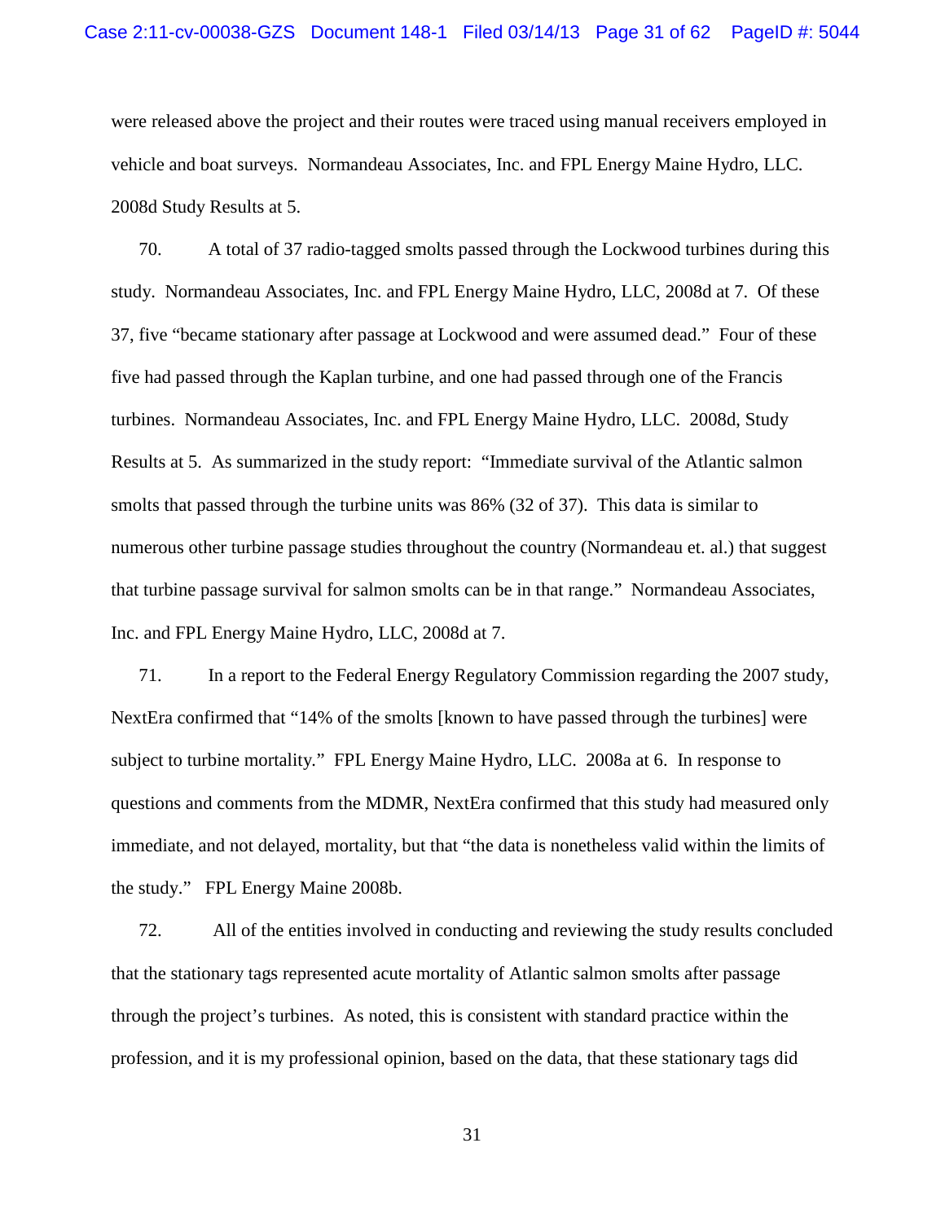were released above the project and their routes were traced using manual receivers employed in vehicle and boat surveys. Normandeau Associates, Inc. and FPL Energy Maine Hydro, LLC. 2008d Study Results at 5.

70. A total of 37 radio-tagged smolts passed through the Lockwood turbines during this study. Normandeau Associates, Inc. and FPL Energy Maine Hydro, LLC, 2008d at 7. Of these 37, five "became stationary after passage at Lockwood and were assumed dead." Four of these five had passed through the Kaplan turbine, and one had passed through one of the Francis turbines. Normandeau Associates, Inc. and FPL Energy Maine Hydro, LLC. 2008d, Study Results at 5. As summarized in the study report: "Immediate survival of the Atlantic salmon smolts that passed through the turbine units was 86% (32 of 37). This data is similar to numerous other turbine passage studies throughout the country (Normandeau et. al.) that suggest that turbine passage survival for salmon smolts can be in that range." Normandeau Associates, Inc. and FPL Energy Maine Hydro, LLC, 2008d at 7.

71. In a report to the Federal Energy Regulatory Commission regarding the 2007 study, NextEra confirmed that "14% of the smolts [known to have passed through the turbines] were subject to turbine mortality." FPL Energy Maine Hydro, LLC. 2008a at 6. In response to questions and comments from the MDMR, NextEra confirmed that this study had measured only immediate, and not delayed, mortality, but that "the data is nonetheless valid within the limits of the study." FPL Energy Maine 2008b.

72. All of the entities involved in conducting and reviewing the study results concluded that the stationary tags represented acute mortality of Atlantic salmon smolts after passage through the project's turbines. As noted, this is consistent with standard practice within the profession, and it is my professional opinion, based on the data, that these stationary tags did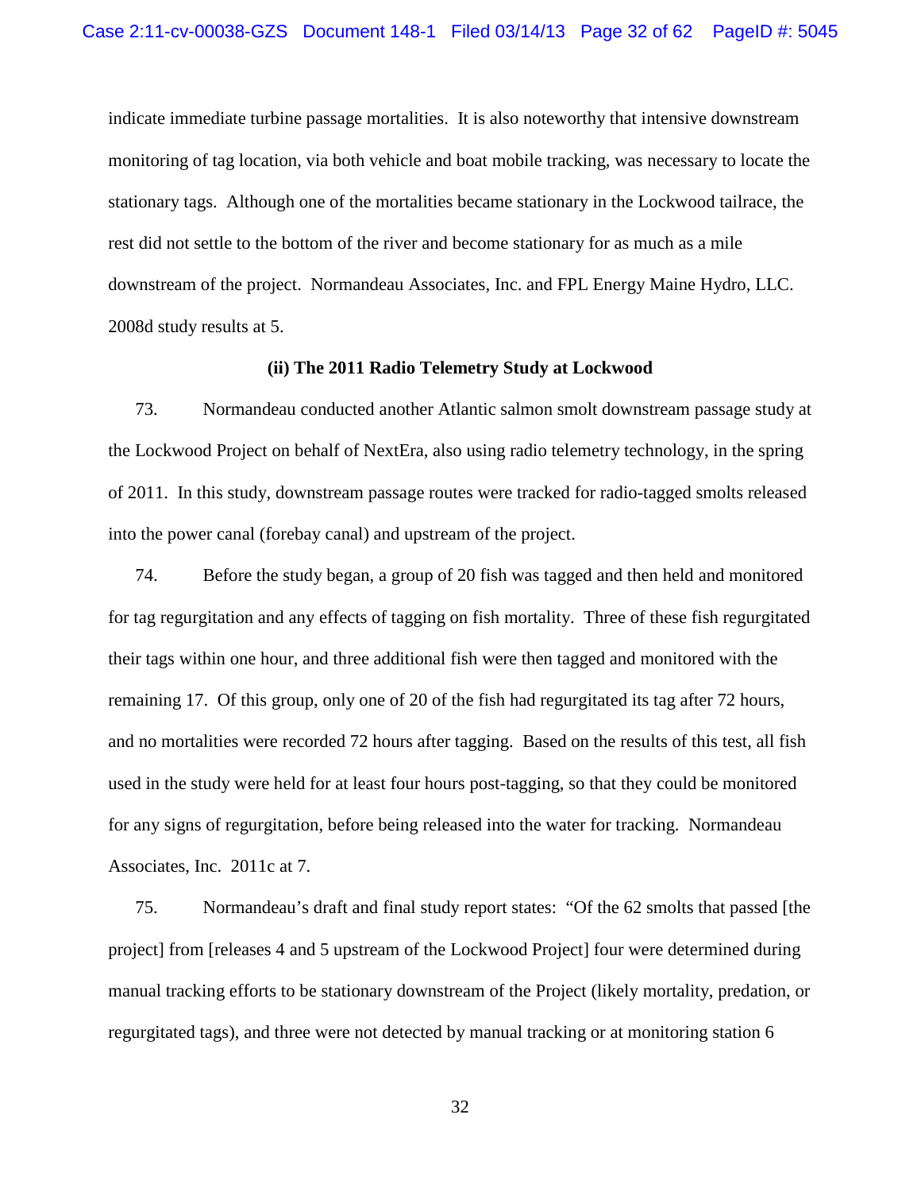indicate immediate turbine passage mortalities. It is also noteworthy that intensive downstream monitoring of tag location, via both vehicle and boat mobile tracking, was necessary to locate the stationary tags. Although one of the mortalities became stationary in the Lockwood tailrace, the rest did not settle to the bottom of the river and become stationary for as much as a mile downstream of the project. Normandeau Associates, Inc. and FPL Energy Maine Hydro, LLC. 2008d study results at 5.

**(ii) The 2011 Radio Telemetry Study at Lockwood**

73. Normandeau conducted another Atlantic salmon smolt downstream passage study at the Lockwood Project on behalf of NextEra, also using radio telemetry technology, in the spring of 2011. In this study, downstream passage routes were tracked for radio-tagged smolts released into the power canal (forebay canal) and upstream of the project.

74. Before the study began, a group of 20 fish was tagged and then held and monitored for tag regurgitation and any effects of tagging on fish mortality. Three of these fish regurgitated their tags within one hour, and three additional fish were then tagged and monitored with the remaining 17. Of this group, only one of 20 of the fish had regurgitated its tag after 72 hours, and no mortalities were recorded 72 hours after tagging. Based on the results of this test, all fish used in the study were held for at least four hours post-tagging, so that they could be monitored for any signs of regurgitation, before being released into the water for tracking. Normandeau Associates, Inc. 2011c at 7.

75. Normandeau's draft and final study report states: "Of the 62 smolts that passed [the project] from [releases 4 and 5 upstream of the Lockwood Project] four were determined during manual tracking efforts to be stationary downstream of the Project (likely mortality, predation, or regurgitated tags), and three were not detected by manual tracking or at monitoring station 6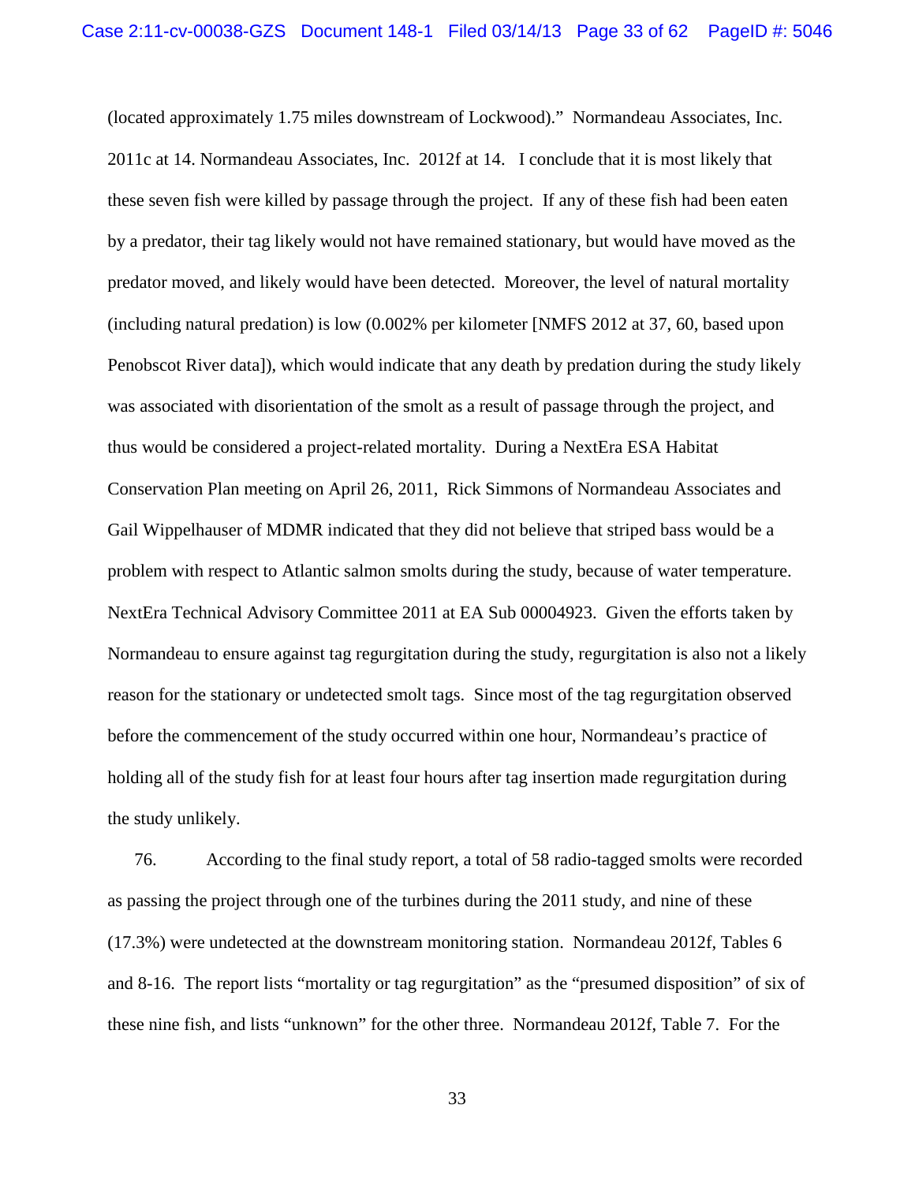(located approximately 1.75 miles downstream of Lockwood)." Normandeau Associates, Inc. 2011c at 14. Normandeau Associates, Inc. 2012f at 14. I conclude that it is most likely that these seven fish were killed by passage through the project. If any of these fish had been eaten by a predator, their tag likely would not have remained stationary, but would have moved as the predator moved, and likely would have been detected. Moreover, the level of natural mortality (including natural predation) is low (0.002% per kilometer [NMFS 2012 at 37, 60, based upon Penobscot River data]), which would indicate that any death by predation during the study likely was associated with disorientation of the smolt as a result of passage through the project, and thus would be considered a project-related mortality. During a NextEra ESA Habitat Conservation Plan meeting on April 26, 2011, Rick Simmons of Normandeau Associates and Gail Wippelhauser of MDMR indicated that they did not believe that striped bass would be a problem with respect to Atlantic salmon smolts during the study, because of water temperature. NextEra Technical Advisory Committee 2011 at EA Sub 00004923. Given the efforts taken by Normandeau to ensure against tag regurgitation during the study, regurgitation is also not a likely reason for the stationary or undetected smolt tags. Since most of the tag regurgitation observed before the commencement of the study occurred within one hour, Normandeau's practice of holding all of the study fish for at least four hours after tag insertion made regurgitation during the study unlikely.

76. According to the final study report, a total of 58 radio-tagged smolts were recorded as passing the project through one of the turbines during the 2011 study, and nine of these (17.3%) were undetected at the downstream monitoring station. Normandeau 2012f, Tables 6 and 8-16. The report lists "mortality or tag regurgitation" as the "presumed disposition" of six of these nine fish, and lists "unknown" for the other three. Normandeau 2012f, Table 7. For the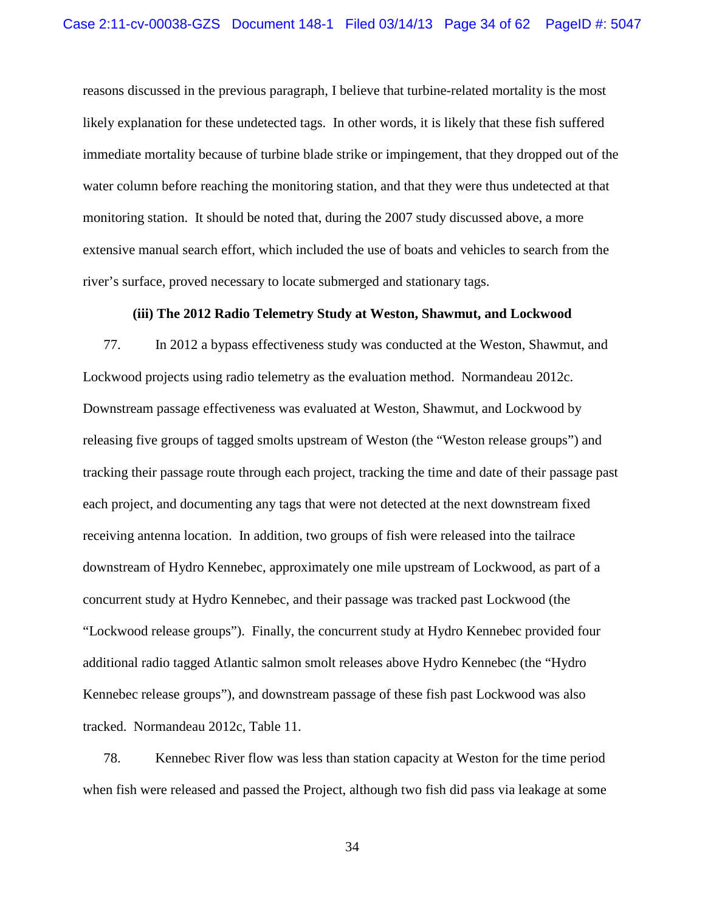reasons discussed in the previous paragraph, I believe that turbine-related mortality is the most likely explanation for these undetected tags. In other words, it is likely that these fish suffered immediate mortality because of turbine blade strike or impingement, that they dropped out of the water column before reaching the monitoring station, and that they were thus undetected at that monitoring station. It should be noted that, during the 2007 study discussed above, a more extensive manual search effort, which included the use of boats and vehicles to search from the river's surface, proved necessary to locate submerged and stationary tags.

**(iii) The 2012 Radio Telemetry Study at Weston, Shawmut, and Lockwood**

77. In 2012 a bypass effectiveness study was conducted at the Weston, Shawmut, and Lockwood projects using radio telemetry as the evaluation method. Normandeau 2012c. Downstream passage effectiveness was evaluated at Weston, Shawmut, and Lockwood by releasing five groups of tagged smolts upstream of Weston (the "Weston release groups") and tracking their passage route through each project, tracking the time and date of their passage past each project, and documenting any tags that were not detected at the next downstream fixed receiving antenna location. In addition, two groups of fish were released into the tailrace downstream of Hydro Kennebec, approximately one mile upstream of Lockwood, as part of a concurrent study at Hydro Kennebec, and their passage was tracked past Lockwood (the "Lockwood release groups"). Finally, the concurrent study at Hydro Kennebec provided four additional radio tagged Atlantic salmon smolt releases above Hydro Kennebec (the "Hydro Kennebec release groups"), and downstream passage of these fish past Lockwood was also tracked. Normandeau 2012c, Table 11.

78. Kennebec River flow was less than station capacity at Weston for the time period when fish were released and passed the Project, although two fish did pass via leakage at some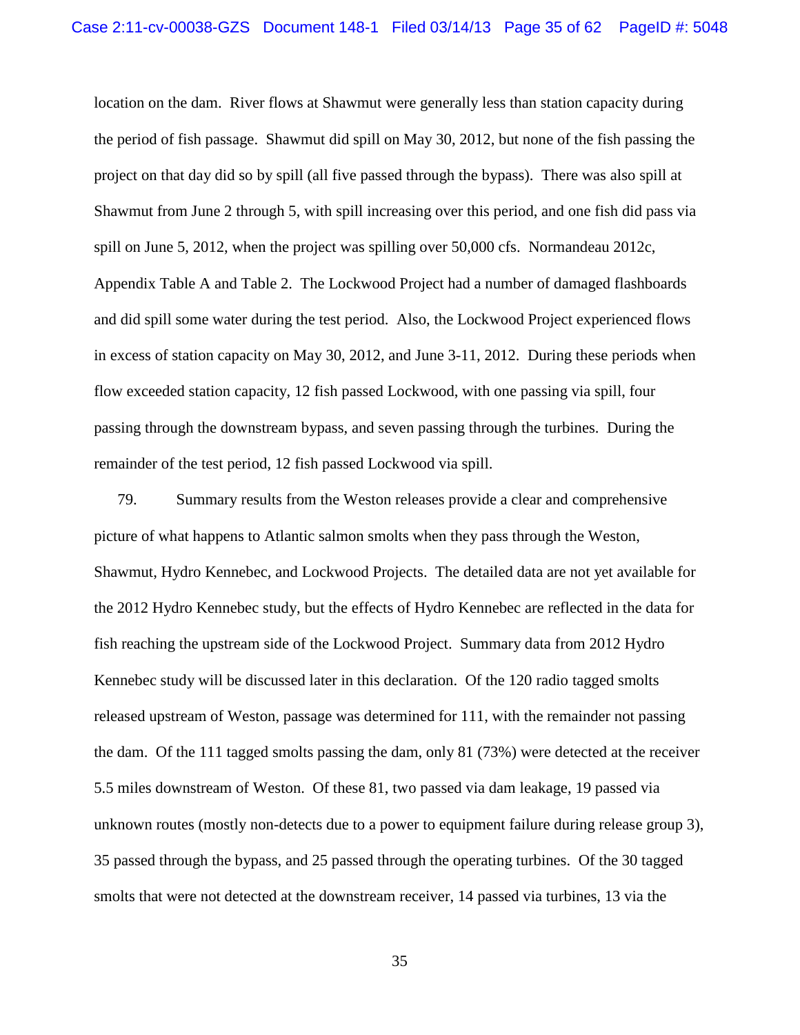location on the dam. River flows at Shawmut were generally less than station capacity during the period of fish passage. Shawmut did spill on May 30, 2012, but none of the fish passing the project on that day did so by spill (all five passed through the bypass). There was also spill at Shawmut from June 2 through 5, with spill increasing over this period, and one fish did pass via spill on June 5, 2012, when the project was spilling over 50,000 cfs. Normandeau 2012c, Appendix Table A and Table 2. The Lockwood Project had a number of damaged flashboards and did spill some water during the test period. Also, the Lockwood Project experienced flows in excess of station capacity on May 30, 2012, and June 3-11, 2012. During these periods when flow exceeded station capacity, 12 fish passed Lockwood, with one passing via spill, four passing through the downstream bypass, and seven passing through the turbines. During the remainder of the test period, 12 fish passed Lockwood via spill.

79. Summary results from the Weston releases provide a clear and comprehensive picture of what happens to Atlantic salmon smolts when they pass through the Weston, Shawmut, Hydro Kennebec, and Lockwood Projects. The detailed data are not yet available for the 2012 Hydro Kennebec study, but the effects of Hydro Kennebec are reflected in the data for fish reaching the upstream side of the Lockwood Project. Summary data from 2012 Hydro Kennebec study will be discussed later in this declaration. Of the 120 radio tagged smolts released upstream of Weston, passage was determined for 111, with the remainder not passing the dam. Of the 111 tagged smolts passing the dam, only 81 (73%) were detected at the receiver 5.5 miles downstream of Weston. Of these 81, two passed via dam leakage, 19 passed via unknown routes (mostly non-detects due to a power to equipment failure during release group 3), 35 passed through the bypass, and 25 passed through the operating turbines. Of the 30 tagged smolts that were not detected at the downstream receiver, 14 passed via turbines, 13 via the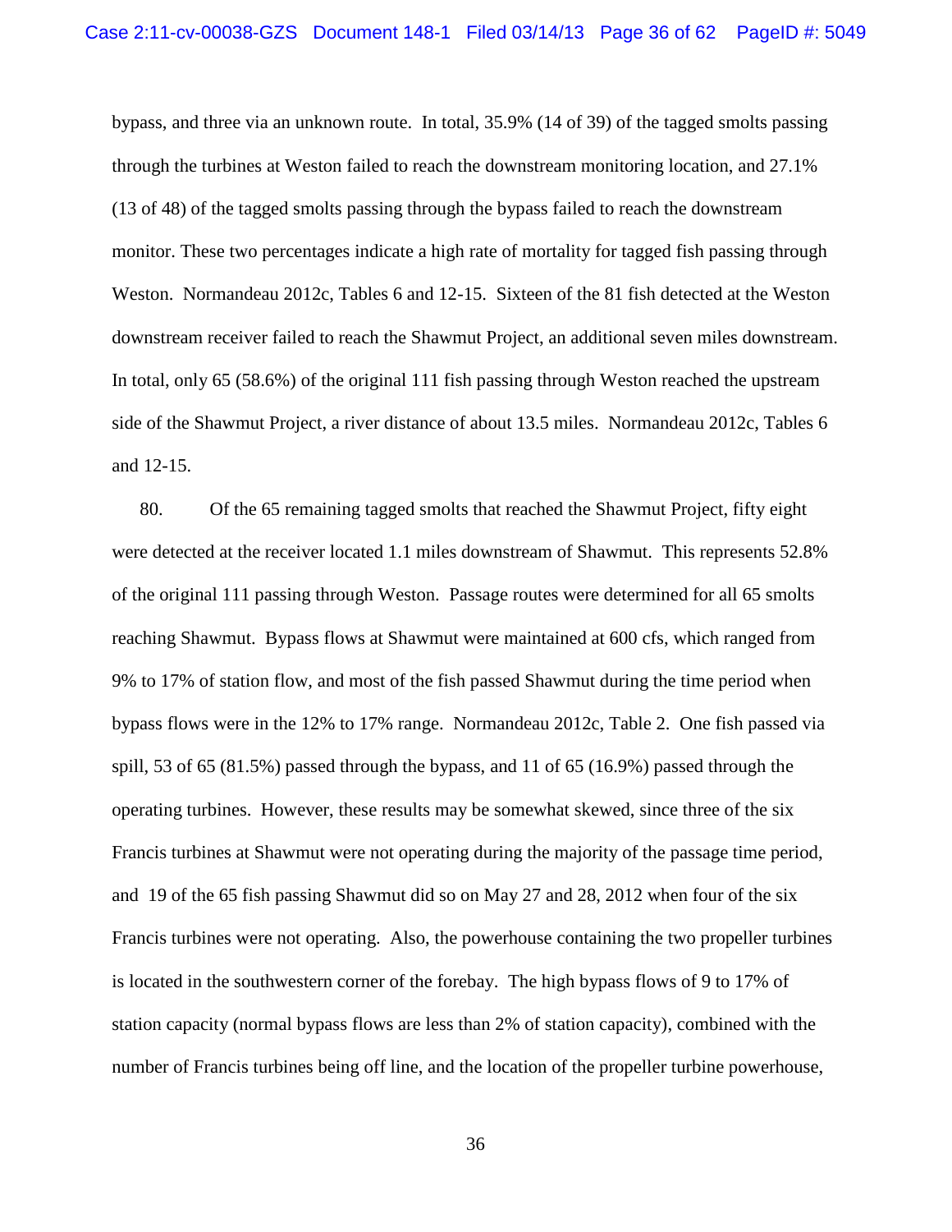bypass, and three via an unknown route. In total, 35.9% (14 of 39) of the tagged smolts passing through the turbines at Weston failed to reach the downstream monitoring location, and 27.1% (13 of 48) of the tagged smolts passing through the bypass failed to reach the downstream monitor. These two percentages indicate a high rate of mortality for tagged fish passing through Weston. Normandeau 2012c, Tables 6 and 12-15. Sixteen of the 81 fish detected at the Weston downstream receiver failed to reach the Shawmut Project, an additional seven miles downstream. In total, only 65 (58.6%) of the original 111 fish passing through Weston reached the upstream side of the Shawmut Project, a river distance of about 13.5 miles. Normandeau 2012c, Tables 6 and 12-15.

80. Of the 65 remaining tagged smolts that reached the Shawmut Project, fifty eight were detected at the receiver located 1.1 miles downstream of Shawmut. This represents 52.8% of the original 111 passing through Weston. Passage routes were determined for all 65 smolts reaching Shawmut. Bypass flows at Shawmut were maintained at 600 cfs, which ranged from 9% to 17% of station flow, and most of the fish passed Shawmut during the time period when bypass flows were in the 12% to 17% range. Normandeau 2012c, Table 2. One fish passed via spill, 53 of 65 (81.5%) passed through the bypass, and 11 of 65 (16.9%) passed through the operating turbines. However, these results may be somewhat skewed, since three of the six Francis turbines at Shawmut were not operating during the majority of the passage time period, and 19 of the 65 fish passing Shawmut did so on May 27 and 28, 2012 when four of the six Francis turbines were not operating. Also, the powerhouse containing the two propeller turbines is located in the southwestern corner of the forebay. The high bypass flows of 9 to 17% of station capacity (normal bypass flows are less than 2% of station capacity), combined with the number of Francis turbines being off line, and the location of the propeller turbine powerhouse,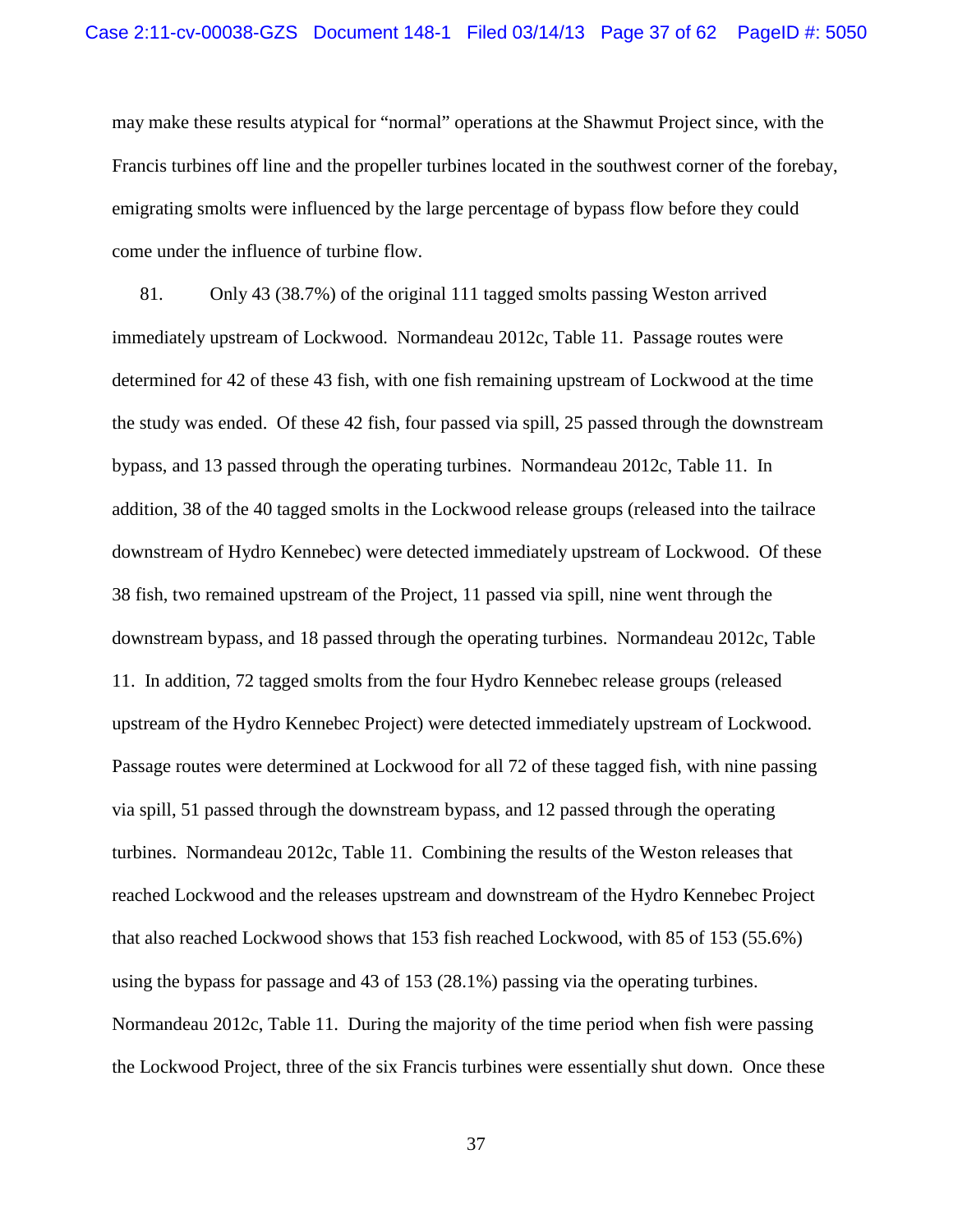may make these results atypical for "normal" operations at the Shawmut Project since, with the Francis turbines off line and the propeller turbines located in the southwest corner of the forebay, emigrating smolts were influenced by the large percentage of bypass flow before they could come under the influence of turbine flow.

81. Only 43 (38.7%) of the original 111 tagged smolts passing Weston arrived immediately upstream of Lockwood. Normandeau 2012c, Table 11. Passage routes were determined for 42 of these 43 fish, with one fish remaining upstream of Lockwood at the time the study was ended. Of these 42 fish, four passed via spill, 25 passed through the downstream bypass, and 13 passed through the operating turbines. Normandeau 2012c, Table 11. In addition, 38 of the 40 tagged smolts in the Lockwood release groups (released into the tailrace downstream of Hydro Kennebec) were detected immediately upstream of Lockwood. Of these 38 fish, two remained upstream of the Project, 11 passed via spill, nine went through the downstream bypass, and 18 passed through the operating turbines. Normandeau 2012c, Table 11. In addition, 72 tagged smolts from the four Hydro Kennebec release groups (released upstream of the Hydro Kennebec Project) were detected immediately upstream of Lockwood. Passage routes were determined at Lockwood for all 72 of these tagged fish, with nine passing via spill, 51 passed through the downstream bypass, and 12 passed through the operating turbines. Normandeau 2012c, Table 11. Combining the results of the Weston releases that reached Lockwood and the releases upstream and downstream of the Hydro Kennebec Project that also reached Lockwood shows that 153 fish reached Lockwood, with 85 of 153 (55.6%) using the bypass for passage and 43 of 153 (28.1%) passing via the operating turbines. Normandeau 2012c, Table 11. During the majority of the time period when fish were passing the Lockwood Project, three of the six Francis turbines were essentially shut down. Once these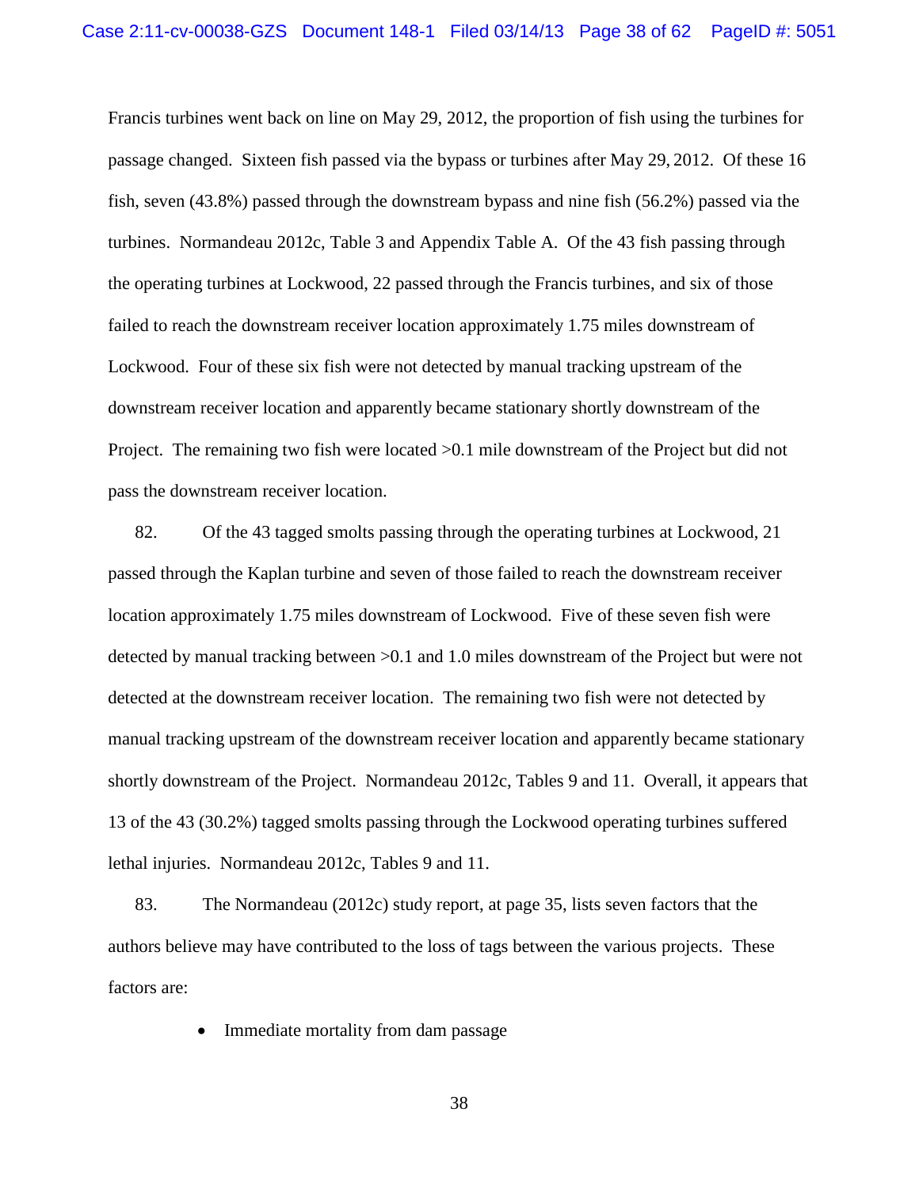Francis turbines went back on line on May 29, 2012, the proportion of fish using the turbines for passage changed. Sixteen fish passed via the bypass or turbines after May 29, 2012. Of these 16 fish, seven (43.8%) passed through the downstream bypass and nine fish (56.2%) passed via the turbines. Normandeau 2012c, Table 3 and Appendix Table A. Of the 43 fish passing through the operating turbines at Lockwood, 22 passed through the Francis turbines, and six of those failed to reach the downstream receiver location approximately 1.75 miles downstream of Lockwood. Four of these six fish were not detected by manual tracking upstream of the downstream receiver location and apparently became stationary shortly downstream of the Project. The remaining two fish were located >0.1 mile downstream of the Project but did not pass the downstream receiver location.

82. Of the 43 tagged smolts passing through the operating turbines at Lockwood, 21 passed through the Kaplan turbine and seven of those failed to reach the downstream receiver location approximately 1.75 miles downstream of Lockwood. Five of these seven fish were detected by manual tracking between >0.1 and 1.0 miles downstream of the Project but were not detected at the downstream receiver location. The remaining two fish were not detected by manual tracking upstream of the downstream receiver location and apparently became stationary shortly downstream of the Project. Normandeau 2012c, Tables 9 and 11. Overall, it appears that 13 of the 43 (30.2%) tagged smolts passing through the Lockwood operating turbines suffered lethal injuries. Normandeau 2012c, Tables 9 and 11.

83. The Normandeau (2012c) study report, at page 35, lists seven factors that the authors believe may have contributed to the loss of tags between the various projects. These factors are:

- Immediate mortality from dam passage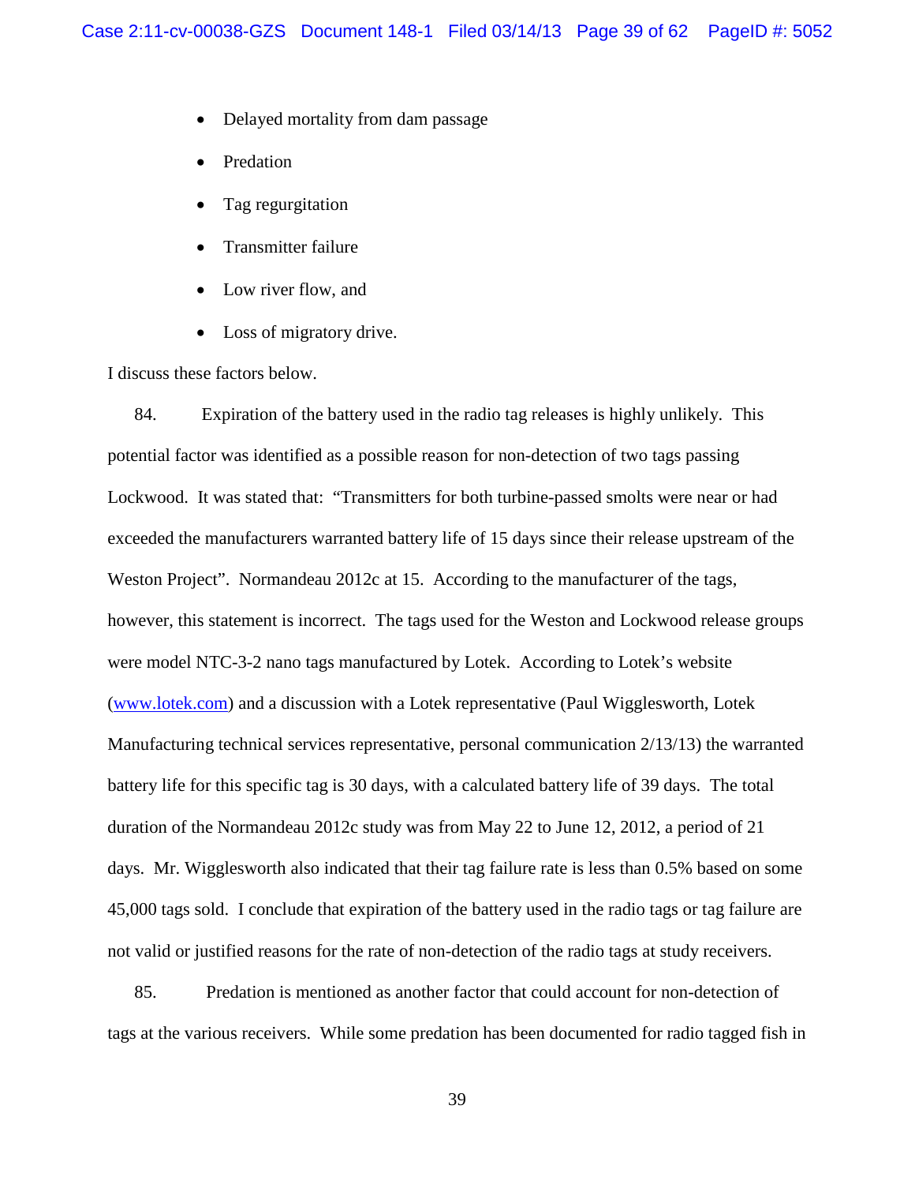- Delayed mortality from dam passage
- Predation
- Tag regurgitation
- Transmitter failure
- Low river flow, and
- Loss of migratory drive.

I discuss these factors below.

84. Expiration of the battery used in the radio tag releases is highly unlikely. This potential factor was identified as a possible reason for non-detection of two tags passing Lockwood. It was stated that: "Transmitters for both turbine-passed smolts were near or had exceeded the manufacturers warranted battery life of 15 days since their release upstream of the Weston Project". Normandeau 2012c at 15. According to the manufacturer of the tags, however, this statement is incorrect. The tags used for the Weston and Lockwood release groups were model NTC-3-2 nano tags manufactured by Lotek. According to Lotek's website ([www.lotek.com](www.lotek.com)) and a discussion with a Lotek representative (Paul Wigglesworth, Lotek Manufacturing technical services representative, personal communication 2/13/13) the warranted battery life for this specific tag is 30 days, with a calculated battery life of 39 days. The total duration of the Normandeau 2012c study was from May 22 to June 12, 2012, a period of 21 days. Mr. Wigglesworth also indicated that their tag failure rate is less than 0.5% based on some 45,000 tags sold. I conclude that expiration of the battery used in the radio tags or tag failure are not valid or justified reasons for the rate of non-detection of the radio tags at study receivers.

85. Predation is mentioned as another factor that could account for non-detection of tags at the various receivers. While some predation has been documented for radio tagged fish in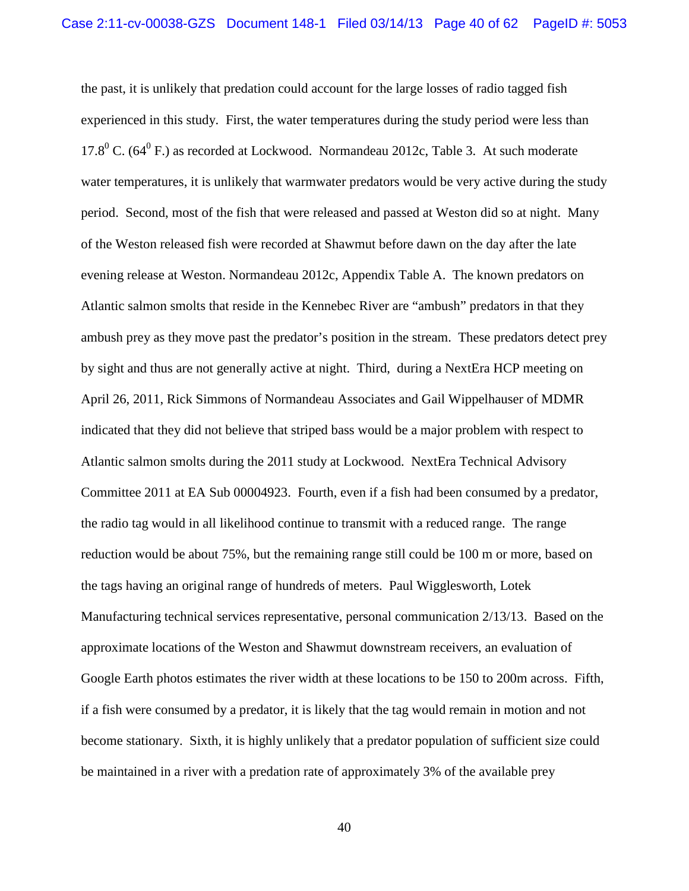the past, it is unlikely that predation could account for the large losses of radio tagged fish experienced in this study. First, the water temperatures during the study period were less than 17.8$^{0}$ C. (64$^{0}$ F.) as recorded at Lockwood. Normandeau 2012c, Table 3. At such moderate water temperatures, it is unlikely that warmwater predators would be very active during the study period. Second, most of the fish that were released and passed at Weston did so at night. Many of the Weston released fish were recorded at Shawmut before dawn on the day after the late evening release at Weston. Normandeau 2012c, Appendix Table A. The known predators on Atlantic salmon smolts that reside in the Kennebec River are "ambush" predators in that they ambush prey as they move past the predator's position in the stream. These predators detect prey by sight and thus are not generally active at night. Third, during a NextEra HCP meeting on April 26, 2011, Rick Simmons of Normandeau Associates and Gail Wippelhauser of MDMR indicated that they did not believe that striped bass would be a major problem with respect to Atlantic salmon smolts during the 2011 study at Lockwood. NextEra Technical Advisory Committee 2011 at EA Sub 00004923. Fourth, even if a fish had been consumed by a predator, the radio tag would in all likelihood continue to transmit with a reduced range. The range reduction would be about 75%, but the remaining range still could be 100 m or more, based on the tags having an original range of hundreds of meters. Paul Wigglesworth, Lotek Manufacturing technical services representative, personal communication 2/13/13. Based on the approximate locations of the Weston and Shawmut downstream receivers, an evaluation of Google Earth photos estimates the river width at these locations to be 150 to 200m across. Fifth, if a fish were consumed by a predator, it is likely that the tag would remain in motion and not become stationary. Sixth, it is highly unlikely that a predator population of sufficient size could be maintained in a river with a predation rate of approximately 3% of the available prey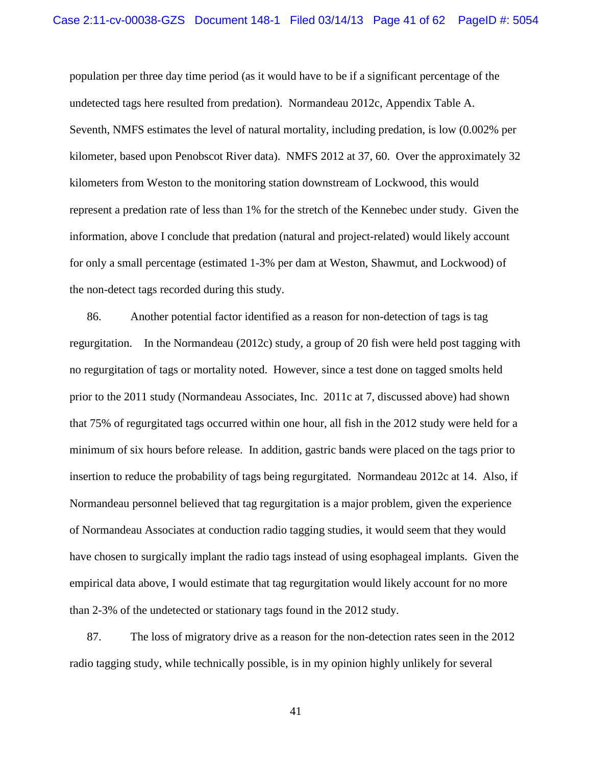population per three day time period (as it would have to be if a significant percentage of the undetected tags here resulted from predation). Normandeau 2012c, Appendix Table A. Seventh, NMFS estimates the level of natural mortality, including predation, is low (0.002% per kilometer, based upon Penobscot River data). NMFS 2012 at 37, 60. Over the approximately 32 kilometers from Weston to the monitoring station downstream of Lockwood, this would represent a predation rate of less than 1% for the stretch of the Kennebec under study. Given the information, above I conclude that predation (natural and project-related) would likely account for only a small percentage (estimated 1-3% per dam at Weston, Shawmut, and Lockwood) of the non-detect tags recorded during this study.

86. Another potential factor identified as a reason for non-detection of tags is tag regurgitation. In the Normandeau (2012c) study, a group of 20 fish were held post tagging with no regurgitation of tags or mortality noted. However, since a test done on tagged smolts held prior to the 2011 study (Normandeau Associates, Inc. 2011c at 7, discussed above) had shown that 75% of regurgitated tags occurred within one hour, all fish in the 2012 study were held for a minimum of six hours before release. In addition, gastric bands were placed on the tags prior to insertion to reduce the probability of tags being regurgitated. Normandeau 2012c at 14. Also, if Normandeau personnel believed that tag regurgitation is a major problem, given the experience of Normandeau Associates at conduction radio tagging studies, it would seem that they would have chosen to surgically implant the radio tags instead of using esophageal implants. Given the empirical data above, I would estimate that tag regurgitation would likely account for no more than 2-3% of the undetected or stationary tags found in the 2012 study.

87. The loss of migratory drive as a reason for the non-detection rates seen in the 2012 radio tagging study, while technically possible, is in my opinion highly unlikely for several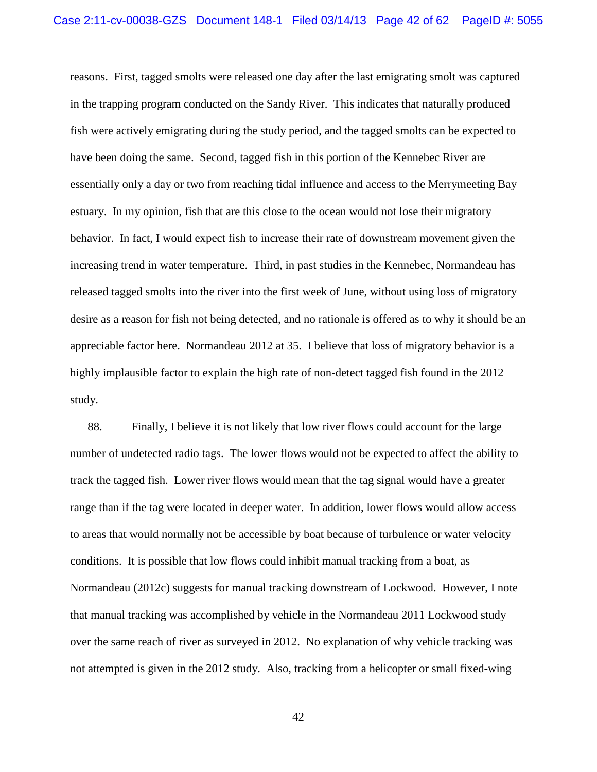reasons. First, tagged smolts were released one day after the last emigrating smolt was captured in the trapping program conducted on the Sandy River. This indicates that naturally produced fish were actively emigrating during the study period, and the tagged smolts can be expected to have been doing the same. Second, tagged fish in this portion of the Kennebec River are essentially only a day or two from reaching tidal influence and access to the Merrymeeting Bay estuary. In my opinion, fish that are this close to the ocean would not lose their migratory behavior. In fact, I would expect fish to increase their rate of downstream movement given the increasing trend in water temperature. Third, in past studies in the Kennebec, Normandeau has released tagged smolts into the river into the first week of June, without using loss of migratory desire as a reason for fish not being detected, and no rationale is offered as to why it should be an appreciable factor here. Normandeau 2012 at 35. I believe that loss of migratory behavior is a highly implausible factor to explain the high rate of non-detect tagged fish found in the 2012 study.

88. Finally, I believe it is not likely that low river flows could account for the large number of undetected radio tags. The lower flows would not be expected to affect the ability to track the tagged fish. Lower river flows would mean that the tag signal would have a greater range than if the tag were located in deeper water. In addition, lower flows would allow access to areas that would normally not be accessible by boat because of turbulence or water velocity conditions. It is possible that low flows could inhibit manual tracking from a boat, as Normandeau (2012c) suggests for manual tracking downstream of Lockwood. However, I note that manual tracking was accomplished by vehicle in the Normandeau 2011 Lockwood study over the same reach of river as surveyed in 2012. No explanation of why vehicle tracking was not attempted is given in the 2012 study. Also, tracking from a helicopter or small fixed-wing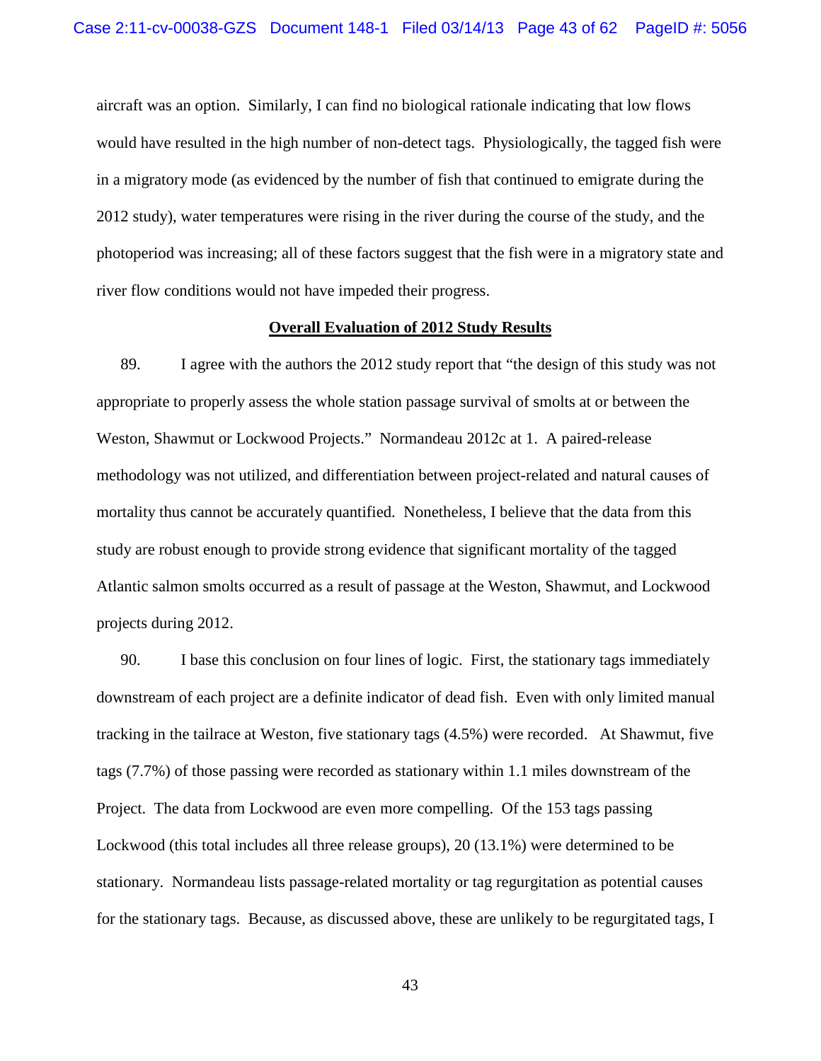aircraft was an option. Similarly, I can find no biological rationale indicating that low flows would have resulted in the high number of non-detect tags. Physiologically, the tagged fish were in a migratory mode (as evidenced by the number of fish that continued to emigrate during the 2012 study), water temperatures were rising in the river during the course of the study, and the photoperiod was increasing; all of these factors suggest that the fish were in a migratory state and river flow conditions would not have impeded their progress.

## Overall Evaluation of 2012 Study Results

89. I agree with the authors the 2012 study report that "the design of this study was not appropriate to properly assess the whole station passage survival of smolts at or between the Weston, Shawmut or Lockwood Projects." Normandeau 2012c at 1. A paired-release methodology was not utilized, and differentiation between project-related and natural causes of mortality thus cannot be accurately quantified. Nonetheless, I believe that the data from this study are robust enough to provide strong evidence that significant mortality of the tagged Atlantic salmon smolts occurred as a result of passage at the Weston, Shawmut, and Lockwood projects during 2012.

90. I base this conclusion on four lines of logic. First, the stationary tags immediately downstream of each project are a definite indicator of dead fish. Even with only limited manual tracking in the tailrace at Weston, five stationary tags (4.5%) were recorded. At Shawmut, five tags (7.7%) of those passing were recorded as stationary within 1.1 miles downstream of the Project. The data from Lockwood are even more compelling. Of the 153 tags passing Lockwood (this total includes all three release groups), 20 (13.1%) were determined to be stationary. Normandeau lists passage-related mortality or tag regurgitation as potential causes for the stationary tags. Because, as discussed above, these are unlikely to be regurgitated tags, I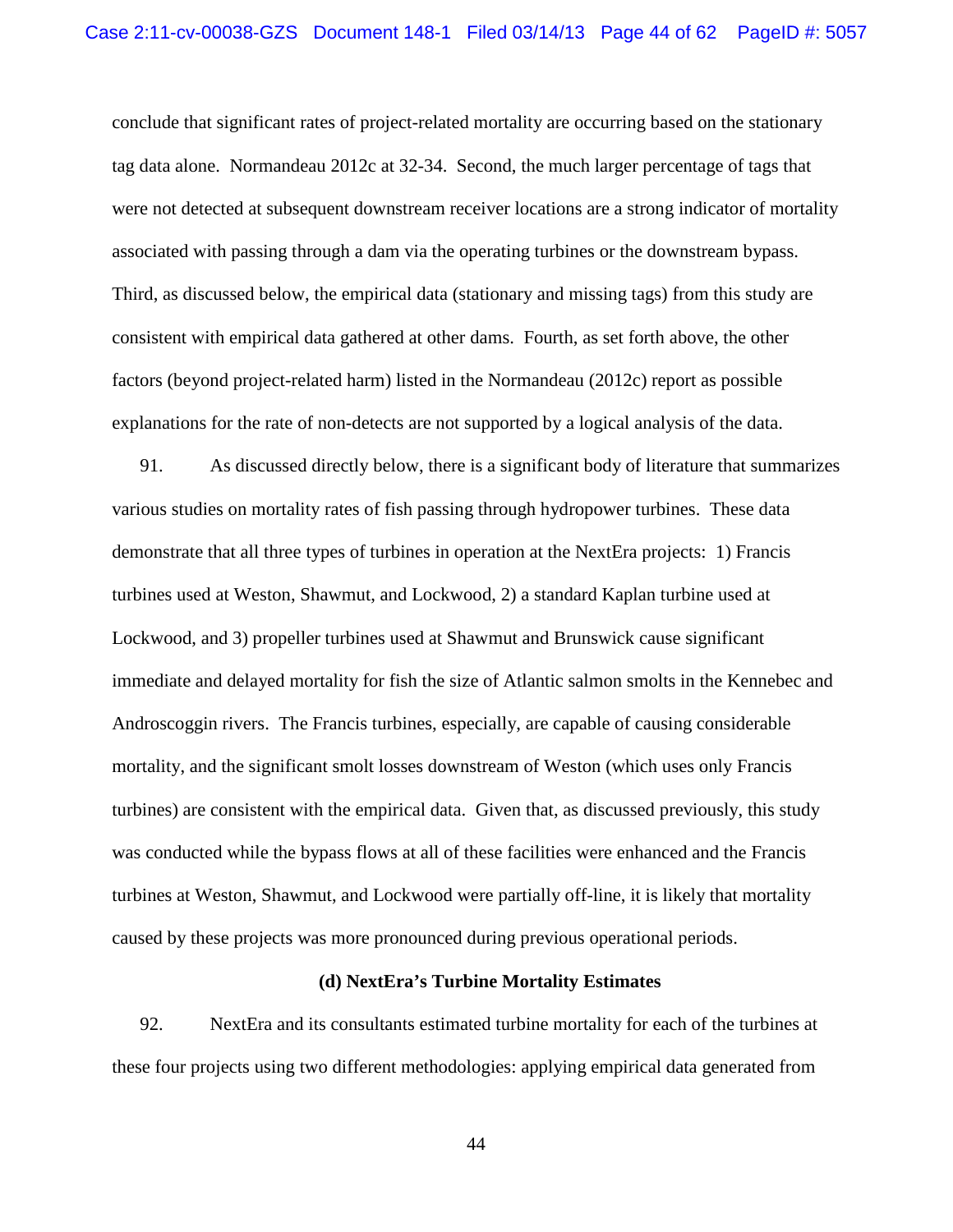conclude that significant rates of project-related mortality are occurring based on the stationary tag data alone. Normandeau 2012c at 32-34. Second, the much larger percentage of tags that were not detected at subsequent downstream receiver locations are a strong indicator of mortality associated with passing through a dam via the operating turbines or the downstream bypass. Third, as discussed below, the empirical data (stationary and missing tags) from this study are consistent with empirical data gathered at other dams. Fourth, as set forth above, the other factors (beyond project-related harm) listed in the Normandeau (2012c) report as possible explanations for the rate of non-detects are not supported by a logical analysis of the data.

91. As discussed directly below, there is a significant body of literature that summarizes various studies on mortality rates of fish passing through hydropower turbines. These data demonstrate that all three types of turbines in operation at the NextEra projects: 1) Francis turbines used at Weston, Shawmut, and Lockwood, 2) a standard Kaplan turbine used at Lockwood, and 3) propeller turbines used at Shawmut and Brunswick cause significant immediate and delayed mortality for fish the size of Atlantic salmon smolts in the Kennebec and Androscoggin rivers. The Francis turbines, especially, are capable of causing considerable mortality, and the significant smolt losses downstream of Weston (which uses only Francis turbines) are consistent with the empirical data. Given that, as discussed previously, this study was conducted while the bypass flows at all of these facilities were enhanced and the Francis turbines at Weston, Shawmut, and Lockwood were partially off-line, it is likely that mortality caused by these projects was more pronounced during previous operational periods.

**(d) NextEra's Turbine Mortality Estimates**

92. NextEra and its consultants estimated turbine mortality for each of the turbines at these four projects using two different methodologies: applying empirical data generated from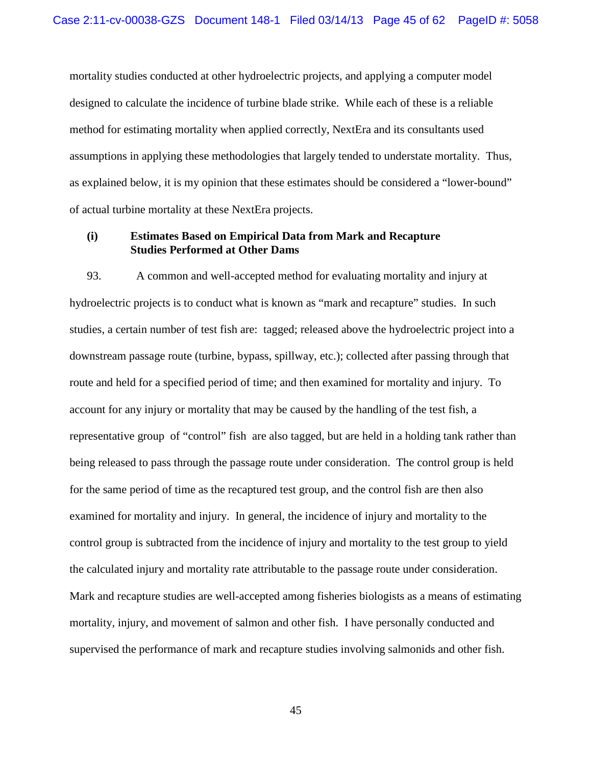mortality studies conducted at other hydroelectric projects, and applying a computer model designed to calculate the incidence of turbine blade strike. While each of these is a reliable method for estimating mortality when applied correctly, NextEra and its consultants used assumptions in applying these methodologies that largely tended to understate mortality. Thus, as explained below, it is my opinion that these estimates should be considered a "lower-bound" of actual turbine mortality at these NextEra projects.

**(i) Estimates Based on Empirical Data from Mark and Recapture Studies Performed at Other Dams**

93. A common and well-accepted method for evaluating mortality and injury at hydroelectric projects is to conduct what is known as "mark and recapture" studies. In such studies, a certain number of test fish are: tagged; released above the hydroelectric project into a downstream passage route (turbine, bypass, spillway, etc.); collected after passing through that route and held for a specified period of time; and then examined for mortality and injury. To account for any injury or mortality that may be caused by the handling of the test fish, a representative group of "control" fish are also tagged, but are held in a holding tank rather than being released to pass through the passage route under consideration. The control group is held for the same period of time as the recaptured test group, and the control fish are then also examined for mortality and injury. In general, the incidence of injury and mortality to the control group is subtracted from the incidence of injury and mortality to the test group to yield the calculated injury and mortality rate attributable to the passage route under consideration. Mark and recapture studies are well-accepted among fisheries biologists as a means of estimating mortality, injury, and movement of salmon and other fish. I have personally conducted and supervised the performance of mark and recapture studies involving salmonids and other fish.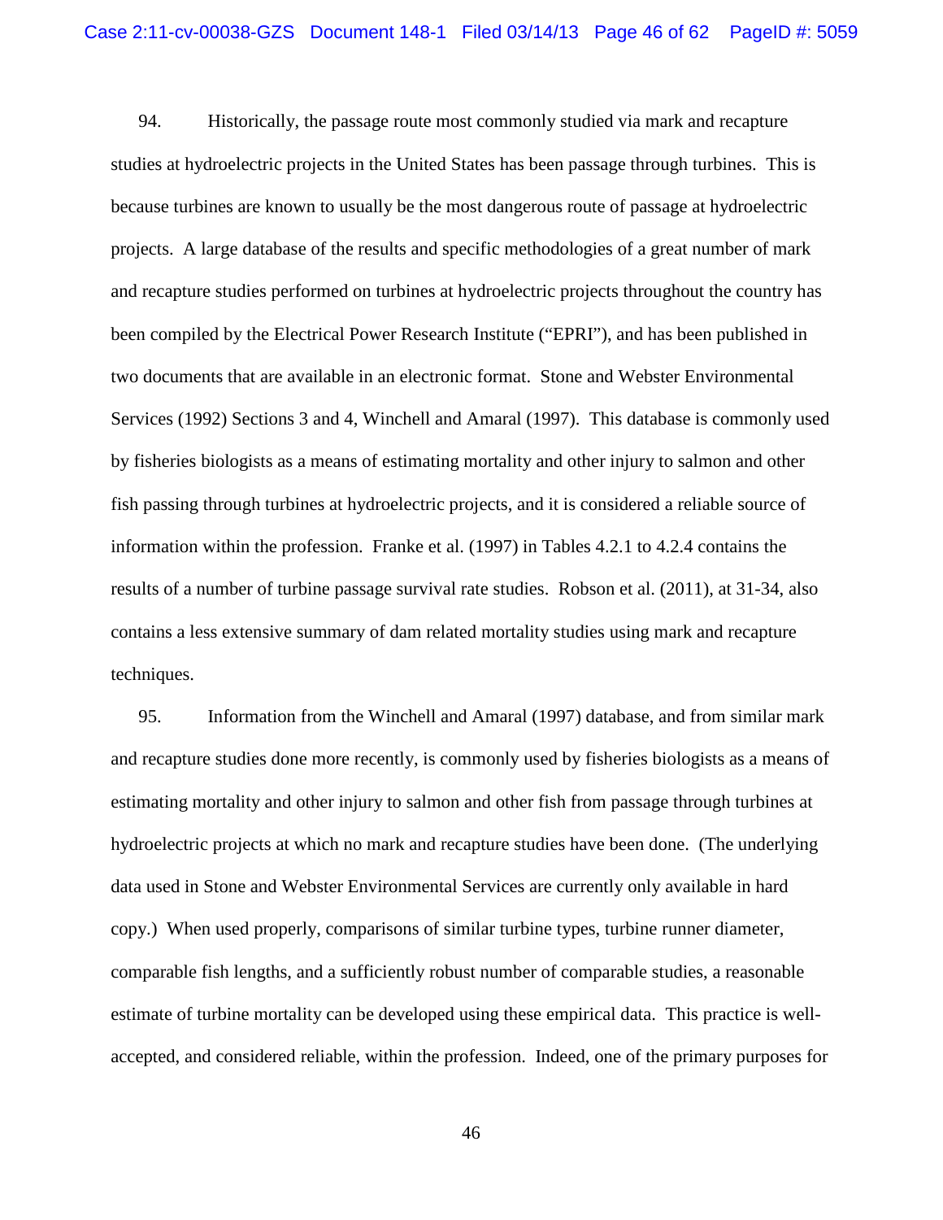94. Historically, the passage route most commonly studied via mark and recapture studies at hydroelectric projects in the United States has been passage through turbines. This is because turbines are known to usually be the most dangerous route of passage at hydroelectric projects. A large database of the results and specific methodologies of a great number of mark and recapture studies performed on turbines at hydroelectric projects throughout the country has been compiled by the Electrical Power Research Institute ("EPRI"), and has been published in two documents that are available in an electronic format. Stone and Webster Environmental Services (1992) Sections 3 and 4, Winchell and Amaral (1997). This database is commonly used by fisheries biologists as a means of estimating mortality and other injury to salmon and other fish passing through turbines at hydroelectric projects, and it is considered a reliable source of information within the profession. Franke et al. (1997) in Tables 4.2.1 to 4.2.4 contains the results of a number of turbine passage survival rate studies. Robson et al. (2011), at 31-34, also contains a less extensive summary of dam related mortality studies using mark and recapture techniques.

95. Information from the Winchell and Amaral (1997) database, and from similar mark and recapture studies done more recently, is commonly used by fisheries biologists as a means of estimating mortality and other injury to salmon and other fish from passage through turbines at hydroelectric projects at which no mark and recapture studies have been done. (The underlying data used in Stone and Webster Environmental Services are currently only available in hard copy.) When used properly, comparisons of similar turbine types, turbine runner diameter, comparable fish lengths, and a sufficiently robust number of comparable studies, a reasonable estimate of turbine mortality can be developed using these empirical data. This practice is well-accepted, and considered reliable, within the profession. Indeed, one of the primary purposes for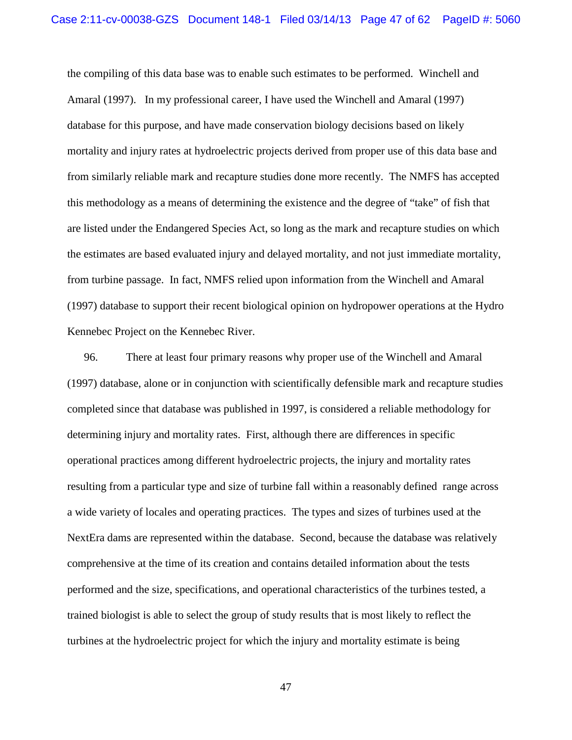the compiling of this data base was to enable such estimates to be performed. Winchell and Amaral (1997). In my professional career, I have used the Winchell and Amaral (1997) database for this purpose, and have made conservation biology decisions based on likely mortality and injury rates at hydroelectric projects derived from proper use of this data base and from similarly reliable mark and recapture studies done more recently. The NMFS has accepted this methodology as a means of determining the existence and the degree of "take" of fish that are listed under the Endangered Species Act, so long as the mark and recapture studies on which the estimates are based evaluated injury and delayed mortality, and not just immediate mortality, from turbine passage. In fact, NMFS relied upon information from the Winchell and Amaral (1997) database to support their recent biological opinion on hydropower operations at the Hydro Kennebec Project on the Kennebec River.

96. There at least four primary reasons why proper use of the Winchell and Amaral (1997) database, alone or in conjunction with scientifically defensible mark and recapture studies completed since that database was published in 1997, is considered a reliable methodology for determining injury and mortality rates. First, although there are differences in specific operational practices among different hydroelectric projects, the injury and mortality rates resulting from a particular type and size of turbine fall within a reasonably defined range across a wide variety of locales and operating practices. The types and sizes of turbines used at the NextEra dams are represented within the database. Second, because the database was relatively comprehensive at the time of its creation and contains detailed information about the tests performed and the size, specifications, and operational characteristics of the turbines tested, a trained biologist is able to select the group of study results that is most likely to reflect the turbines at the hydroelectric project for which the injury and mortality estimate is being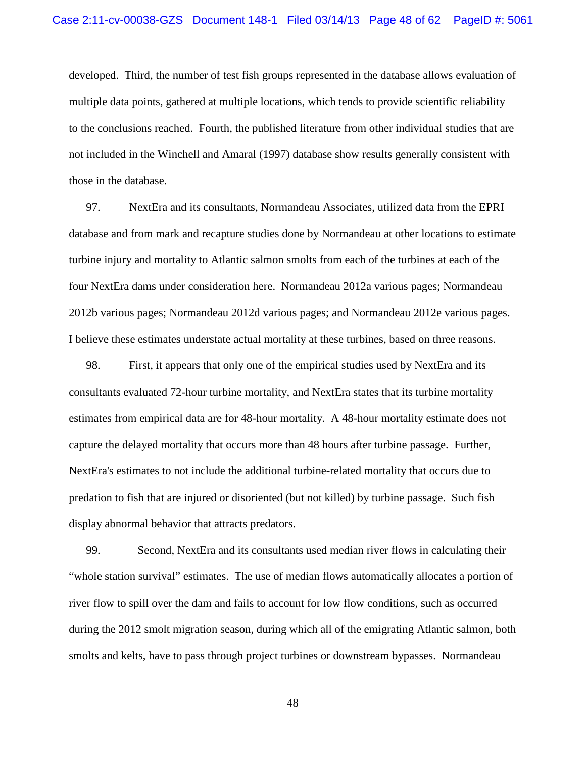developed. Third, the number of test fish groups represented in the database allows evaluation of multiple data points, gathered at multiple locations, which tends to provide scientific reliability to the conclusions reached. Fourth, the published literature from other individual studies that are not included in the Winchell and Amaral (1997) database show results generally consistent with those in the database.

97. NextEra and its consultants, Normandeau Associates, utilized data from the EPRI database and from mark and recapture studies done by Normandeau at other locations to estimate turbine injury and mortality to Atlantic salmon smolts from each of the turbines at each of the four NextEra dams under consideration here. Normandeau 2012a various pages; Normandeau 2012b various pages; Normandeau 2012d various pages; and Normandeau 2012e various pages. I believe these estimates understate actual mortality at these turbines, based on three reasons.

98. First, it appears that only one of the empirical studies used by NextEra and its consultants evaluated 72-hour turbine mortality, and NextEra states that its turbine mortality estimates from empirical data are for 48-hour mortality. A 48-hour mortality estimate does not capture the delayed mortality that occurs more than 48 hours after turbine passage. Further, NextEra's estimates to not include the additional turbine-related mortality that occurs due to predation to fish that are injured or disoriented (but not killed) by turbine passage. Such fish display abnormal behavior that attracts predators.

99. Second, NextEra and its consultants used median river flows in calculating their "whole station survival" estimates. The use of median flows automatically allocates a portion of river flow to spill over the dam and fails to account for low flow conditions, such as occurred during the 2012 smolt migration season, during which all of the emigrating Atlantic salmon, both smolts and kelts, have to pass through project turbines or downstream bypasses. Normandeau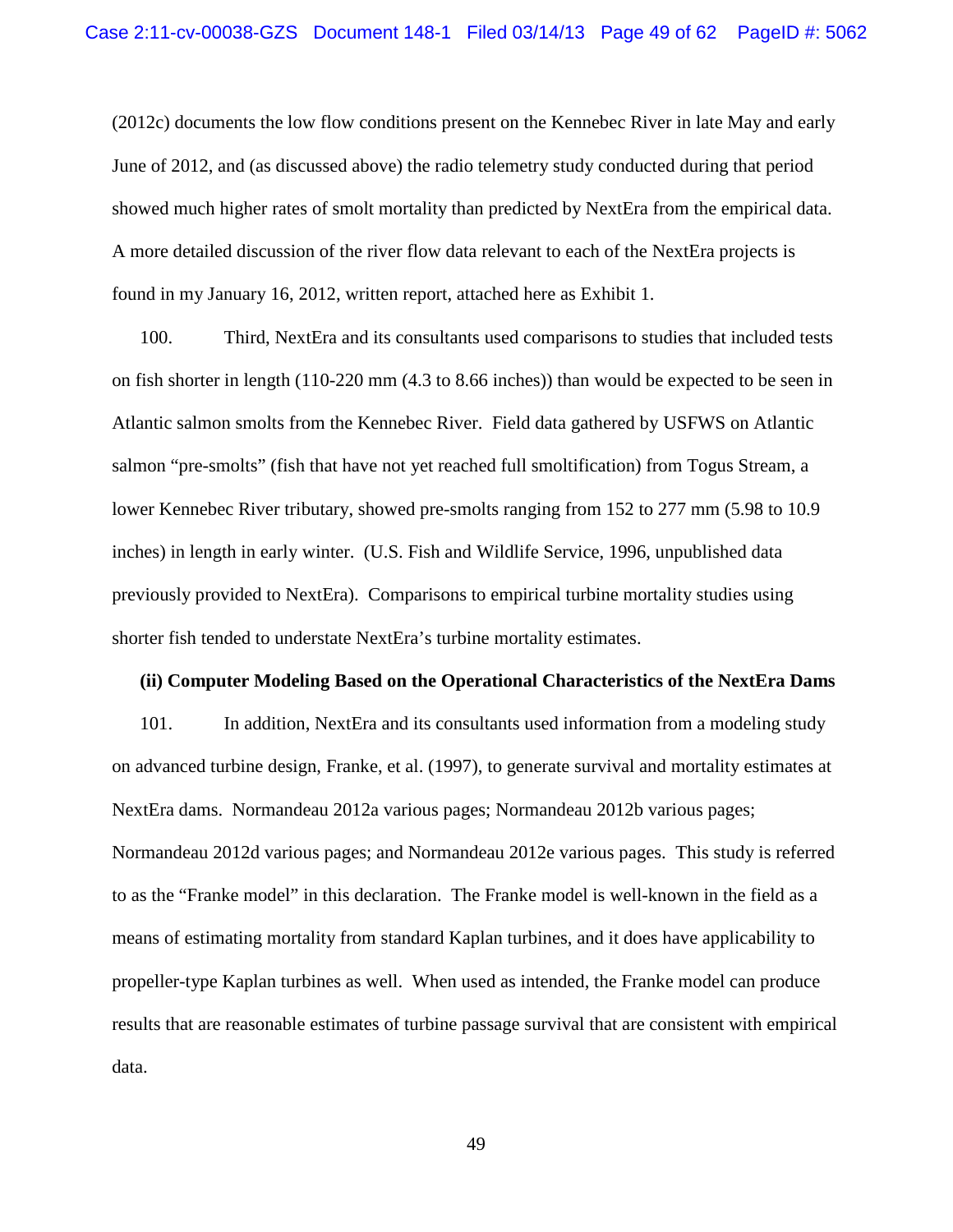(2012c) documents the low flow conditions present on the Kennebec River in late May and early June of 2012, and (as discussed above) the radio telemetry study conducted during that period showed much higher rates of smolt mortality than predicted by NextEra from the empirical data. A more detailed discussion of the river flow data relevant to each of the NextEra projects is found in my January 16, 2012, written report, attached here as Exhibit 1.

100. Third, NextEra and its consultants used comparisons to studies that included tests on fish shorter in length (110-220 mm (4.3 to 8.66 inches)) than would be expected to be seen in Atlantic salmon smolts from the Kennebec River. Field data gathered by USFWS on Atlantic salmon "pre-smolts" (fish that have not yet reached full smoltification) from Togus Stream, a lower Kennebec River tributary, showed pre-smolts ranging from 152 to 277 mm (5.98 to 10.9 inches) in length in early winter. (U.S. Fish and Wildlife Service, 1996, unpublished data previously provided to NextEra). Comparisons to empirical turbine mortality studies using shorter fish tended to understate NextEra's turbine mortality estimates.

**(ii) Computer Modeling Based on the Operational Characteristics of the NextEra Dams**

101. In addition, NextEra and its consultants used information from a modeling study on advanced turbine design, Franke, et al. (1997), to generate survival and mortality estimates at NextEra dams. Normandeau 2012a various pages; Normandeau 2012b various pages; Normandeau 2012d various pages; and Normandeau 2012e various pages. This study is referred to as the "Franke model" in this declaration. The Franke model is well-known in the field as a means of estimating mortality from standard Kaplan turbines, and it does have applicability to propeller-type Kaplan turbines as well. When used as intended, the Franke model can produce results that are reasonable estimates of turbine passage survival that are consistent with empirical data.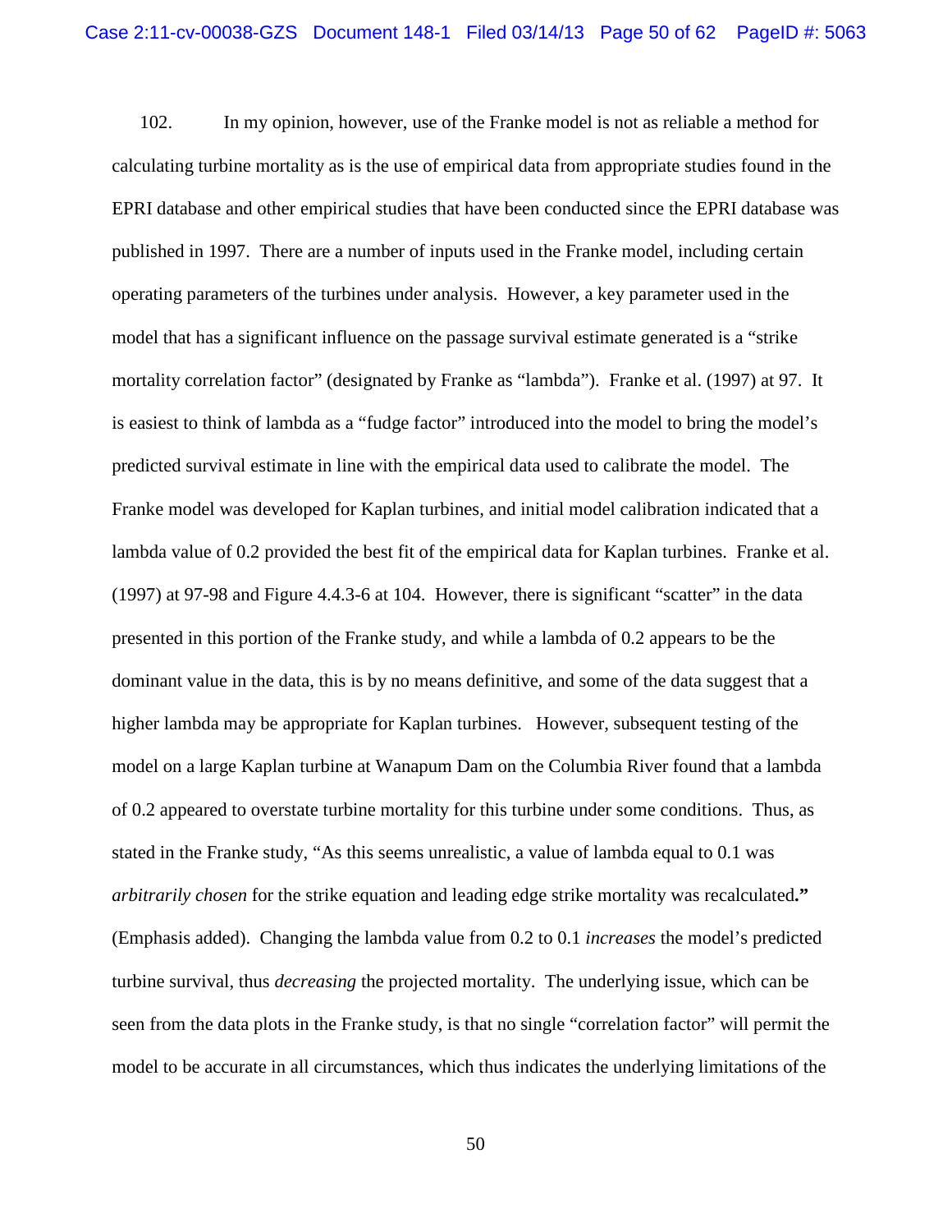102. In my opinion, however, use of the Franke model is not as reliable a method for calculating turbine mortality as is the use of empirical data from appropriate studies found in the EPRI database and other empirical studies that have been conducted since the EPRI database was published in 1997. There are a number of inputs used in the Franke model, including certain operating parameters of the turbines under analysis. However, a key parameter used in the model that has a significant influence on the passage survival estimate generated is a "strike mortality correlation factor" (designated by Franke as "lambda"). Franke et al. (1997) at 97. It is easiest to think of lambda as a "fudge factor" introduced into the model to bring the model's predicted survival estimate in line with the empirical data used to calibrate the model. The Franke model was developed for Kaplan turbines, and initial model calibration indicated that a lambda value of 0.2 provided the best fit of the empirical data for Kaplan turbines. Franke et al. (1997) at 97-98 and Figure 4.4.3-6 at 104. However, there is significant "scatter" in the data presented in this portion of the Franke study, and while a lambda of 0.2 appears to be the dominant value in the data, this is by no means definitive, and some of the data suggest that a higher lambda may be appropriate for Kaplan turbines. However, subsequent testing of the model on a large Kaplan turbine at Wanapum Dam on the Columbia River found that a lambda of 0.2 appeared to overstate turbine mortality for this turbine under some conditions. Thus, as stated in the Franke study, "As this seems unrealistic, a value of lambda equal to 0.1 was *arbitrarily chosen* for the strike equation and leading edge strike mortality was recalculated**."** (Emphasis added). Changing the lambda value from 0.2 to 0.1 *increases* the model's predicted turbine survival, thus *decreasing* the projected mortality. The underlying issue, which can be seen from the data plots in the Franke study, is that no single "correlation factor" will permit the model to be accurate in all circumstances, which thus indicates the underlying limitations of the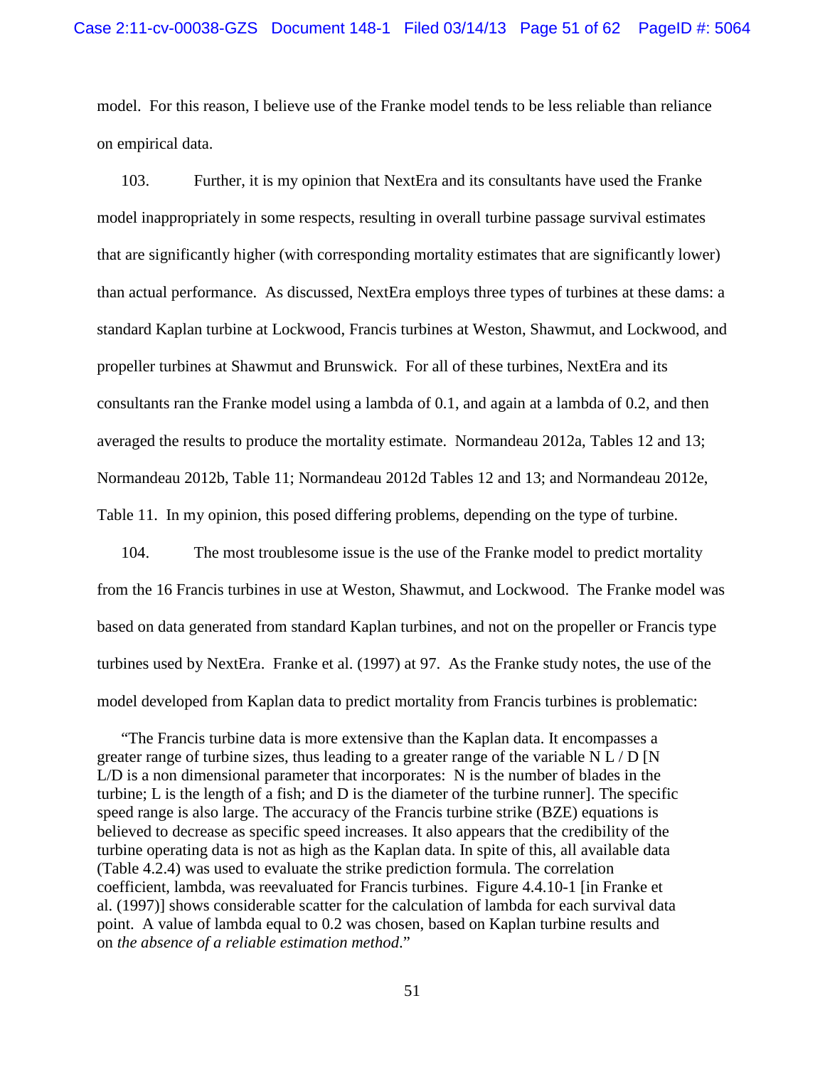model. For this reason, I believe use of the Franke model tends to be less reliable than reliance on empirical data.

103. Further, it is my opinion that NextEra and its consultants have used the Franke model inappropriately in some respects, resulting in overall turbine passage survival estimates that are significantly higher (with corresponding mortality estimates that are significantly lower) than actual performance. As discussed, NextEra employs three types of turbines at these dams: a standard Kaplan turbine at Lockwood, Francis turbines at Weston, Shawmut, and Lockwood, and propeller turbines at Shawmut and Brunswick. For all of these turbines, NextEra and its consultants ran the Franke model using a lambda of 0.1, and again at a lambda of 0.2, and then averaged the results to produce the mortality estimate. Normandeau 2012a, Tables 12 and 13; Normandeau 2012b, Table 11; Normandeau 2012d Tables 12 and 13; and Normandeau 2012e, Table 11. In my opinion, this posed differing problems, depending on the type of turbine.

104. The most troublesome issue is the use of the Franke model to predict mortality from the 16 Francis turbines in use at Weston, Shawmut, and Lockwood. The Franke model was based on data generated from standard Kaplan turbines, and not on the propeller or Francis type turbines used by NextEra. Franke et al. (1997) at 97. As the Franke study notes, the use of the model developed from Kaplan data to predict mortality from Francis turbines is problematic:

> "The Francis turbine data is more extensive than the Kaplan data. It encompasses a greater range of turbine sizes, thus leading to a greater range of the variable N L / D [N L/D is a non dimensional parameter that incorporates: N is the number of blades in the turbine; L is the length of a fish; and D is the diameter of the turbine runner]. The specific speed range is also large. The accuracy of the Francis turbine strike (BZE) equations is believed to decrease as specific speed increases. It also appears that the credibility of the turbine operating data is not as high as the Kaplan data. In spite of this, all available data (Table 4.2.4) was used to evaluate the strike prediction formula. The correlation coefficient, lambda, was reevaluated for Francis turbines. Figure 4.4.10-1 [in Franke et al. (1997)] shows considerable scatter for the calculation of lambda for each survival data point. A value of lambda equal to 0.2 was chosen, based on Kaplan turbine results and on *the absence of a reliable estimation method*."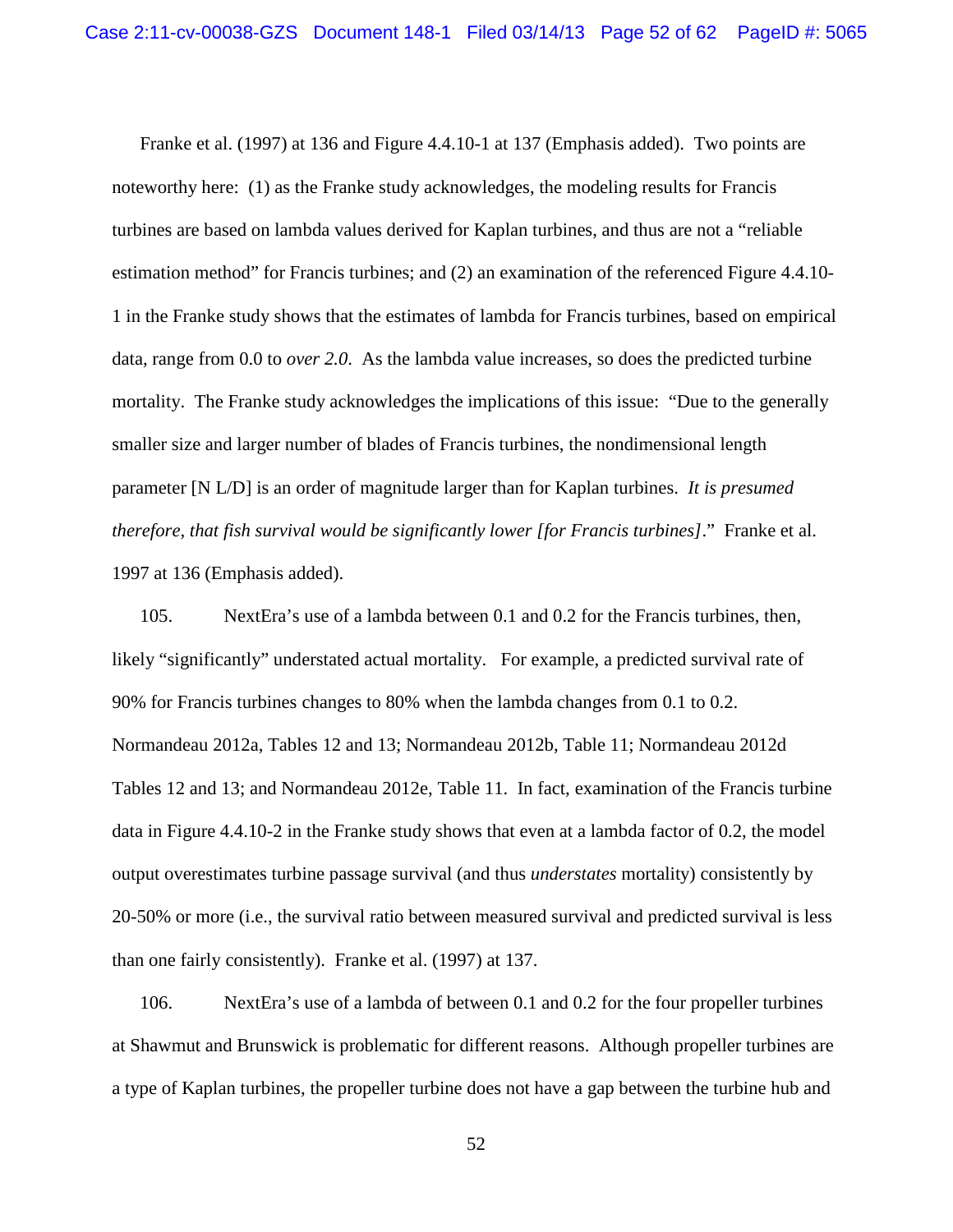Franke et al. (1997) at 136 and Figure 4.4.10-1 at 137 (Emphasis added). Two points are noteworthy here: (1) as the Franke study acknowledges, the modeling results for Francis turbines are based on lambda values derived for Kaplan turbines, and thus are not a "reliable estimation method" for Francis turbines; and (2) an examination of the referenced Figure 4.4.10-1 in the Franke study shows that the estimates of lambda for Francis turbines, based on empirical data, range from 0.0 to *over 2.0*. As the lambda value increases, so does the predicted turbine mortality. The Franke study acknowledges the implications of this issue: "Due to the generally smaller size and larger number of blades of Francis turbines, the nondimensional length parameter [N L/D] is an order of magnitude larger than for Kaplan turbines. *It is presumed therefore, that fish survival would be significantly lower [for Francis turbines]*." Franke et al. 1997 at 136 (Emphasis added).

105. NextEra's use of a lambda between 0.1 and 0.2 for the Francis turbines, then, likely "significantly" understated actual mortality. For example, a predicted survival rate of 90% for Francis turbines changes to 80% when the lambda changes from 0.1 to 0.2. Normandeau 2012a, Tables 12 and 13; Normandeau 2012b, Table 11; Normandeau 2012d Tables 12 and 13; and Normandeau 2012e, Table 11. In fact, examination of the Francis turbine data in Figure 4.4.10-2 in the Franke study shows that even at a lambda factor of 0.2, the model output overestimates turbine passage survival (and thus *understates* mortality) consistently by 20-50% or more (i.e., the survival ratio between measured survival and predicted survival is less than one fairly consistently). Franke et al. (1997) at 137.

106. NextEra's use of a lambda of between 0.1 and 0.2 for the four propeller turbines at Shawmut and Brunswick is problematic for different reasons. Although propeller turbines are a type of Kaplan turbines, the propeller turbine does not have a gap between the turbine hub and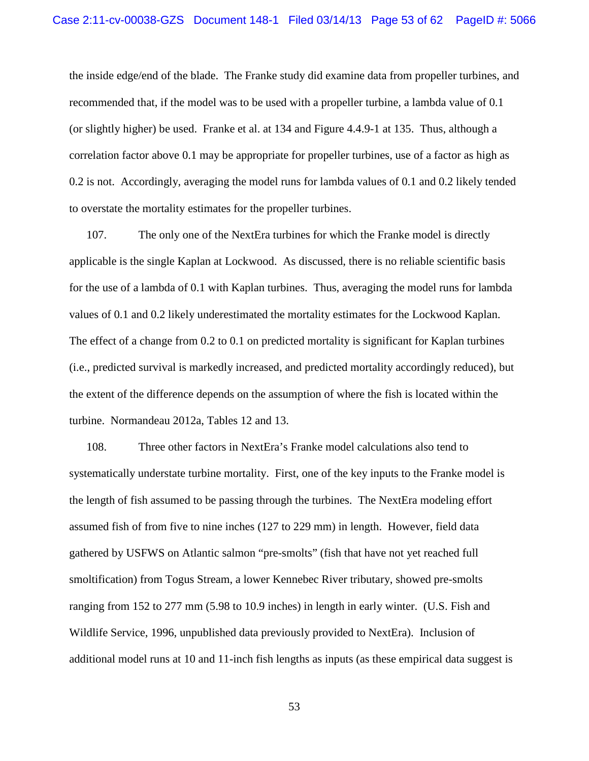the inside edge/end of the blade. The Franke study did examine data from propeller turbines, and recommended that, if the model was to be used with a propeller turbine, a lambda value of 0.1 (or slightly higher) be used. Franke et al. at 134 and Figure 4.4.9-1 at 135. Thus, although a correlation factor above 0.1 may be appropriate for propeller turbines, use of a factor as high as 0.2 is not. Accordingly, averaging the model runs for lambda values of 0.1 and 0.2 likely tended to overstate the mortality estimates for the propeller turbines.

107. The only one of the NextEra turbines for which the Franke model is directly applicable is the single Kaplan at Lockwood. As discussed, there is no reliable scientific basis for the use of a lambda of 0.1 with Kaplan turbines. Thus, averaging the model runs for lambda values of 0.1 and 0.2 likely underestimated the mortality estimates for the Lockwood Kaplan. The effect of a change from 0.2 to 0.1 on predicted mortality is significant for Kaplan turbines (i.e., predicted survival is markedly increased, and predicted mortality accordingly reduced), but the extent of the difference depends on the assumption of where the fish is located within the turbine. Normandeau 2012a, Tables 12 and 13.

108. Three other factors in NextEra's Franke model calculations also tend to systematically understate turbine mortality. First, one of the key inputs to the Franke model is the length of fish assumed to be passing through the turbines. The NextEra modeling effort assumed fish of from five to nine inches (127 to 229 mm) in length. However, field data gathered by USFWS on Atlantic salmon "pre-smolts" (fish that have not yet reached full smoltification) from Togus Stream, a lower Kennebec River tributary, showed pre-smolts ranging from 152 to 277 mm (5.98 to 10.9 inches) in length in early winter. (U.S. Fish and Wildlife Service, 1996, unpublished data previously provided to NextEra). Inclusion of additional model runs at 10 and 11-inch fish lengths as inputs (as these empirical data suggest is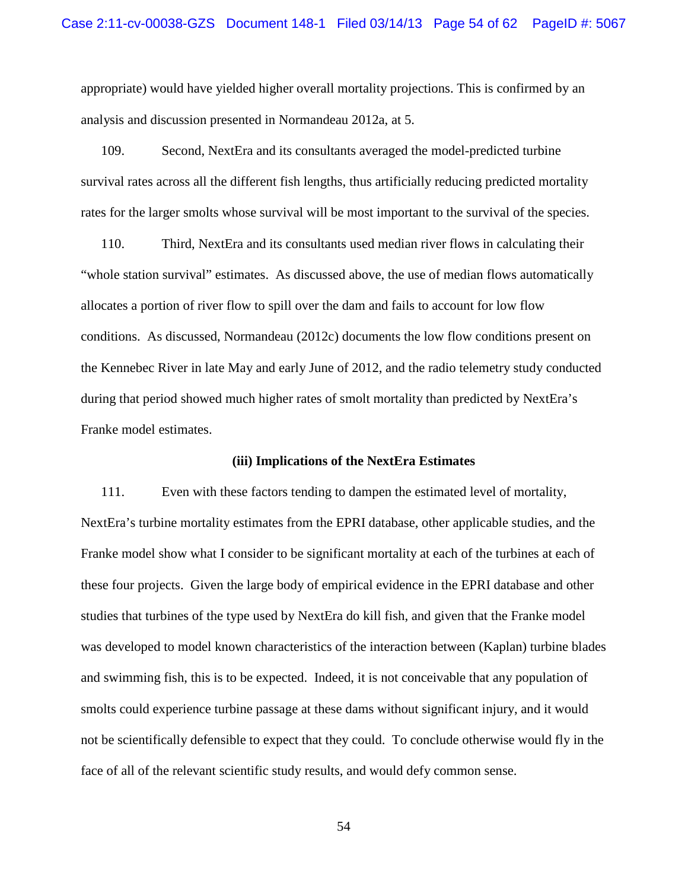appropriate) would have yielded higher overall mortality projections. This is confirmed by an analysis and discussion presented in Normandeau 2012a, at 5.

109. Second, NextEra and its consultants averaged the model-predicted turbine survival rates across all the different fish lengths, thus artificially reducing predicted mortality rates for the larger smolts whose survival will be most important to the survival of the species.

110. Third, NextEra and its consultants used median river flows in calculating their "whole station survival" estimates. As discussed above, the use of median flows automatically allocates a portion of river flow to spill over the dam and fails to account for low flow conditions. As discussed, Normandeau (2012c) documents the low flow conditions present on the Kennebec River in late May and early June of 2012, and the radio telemetry study conducted during that period showed much higher rates of smolt mortality than predicted by NextEra's Franke model estimates.

**(iii) Implications of the NextEra Estimates**

111. Even with these factors tending to dampen the estimated level of mortality, NextEra's turbine mortality estimates from the EPRI database, other applicable studies, and the Franke model show what I consider to be significant mortality at each of the turbines at each of these four projects. Given the large body of empirical evidence in the EPRI database and other studies that turbines of the type used by NextEra do kill fish, and given that the Franke model was developed to model known characteristics of the interaction between (Kaplan) turbine blades and swimming fish, this is to be expected. Indeed, it is not conceivable that any population of smolts could experience turbine passage at these dams without significant injury, and it would not be scientifically defensible to expect that they could. To conclude otherwise would fly in the face of all of the relevant scientific study results, and would defy common sense.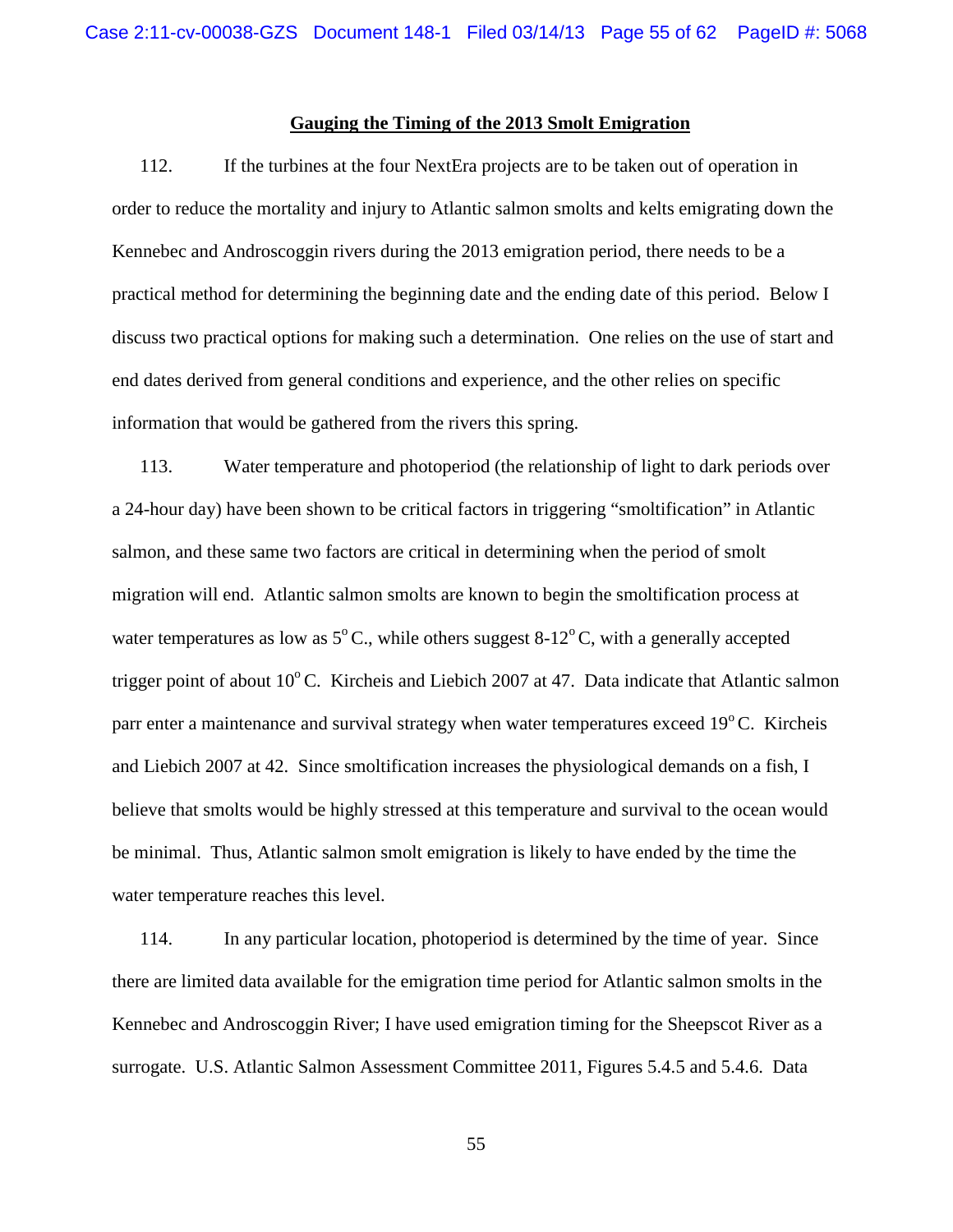**Gauging the Timing of the 2013 Smolt Emigration**

112. If the turbines at the four NextEra projects are to be taken out of operation in order to reduce the mortality and injury to Atlantic salmon smolts and kelts emigrating down the Kennebec and Androscoggin rivers during the 2013 emigration period, there needs to be a practical method for determining the beginning date and the ending date of this period. Below I discuss two practical options for making such a determination. One relies on the use of start and end dates derived from general conditions and experience, and the other relies on specific information that would be gathered from the rivers this spring.

113. Water temperature and photoperiod (the relationship of light to dark periods over a 24-hour day) have been shown to be critical factors in triggering "smoltification" in Atlantic salmon, and these same two factors are critical in determining when the period of smolt migration will end. Atlantic salmon smolts are known to begin the smoltification process at water temperatures as low as $5^{o}$ C., while others suggest $8\text{-}12^{o}$ C, with a generally accepted trigger point of about $10^{o}$ C. Kircheis and Liebich 2007 at 47. Data indicate that Atlantic salmon parr enter a maintenance and survival strategy when water temperatures exceed $19^{o}$ C. Kircheis and Liebich 2007 at 42. Since smoltification increases the physiological demands on a fish, I believe that smolts would be highly stressed at this temperature and survival to the ocean would be minimal. Thus, Atlantic salmon smolt emigration is likely to have ended by the time the water temperature reaches this level.

114. In any particular location, photoperiod is determined by the time of year. Since there are limited data available for the emigration time period for Atlantic salmon smolts in the Kennebec and Androscoggin River; I have used emigration timing for the Sheepscot River as a surrogate. U.S. Atlantic Salmon Assessment Committee 2011, Figures 5.4.5 and 5.4.6. Data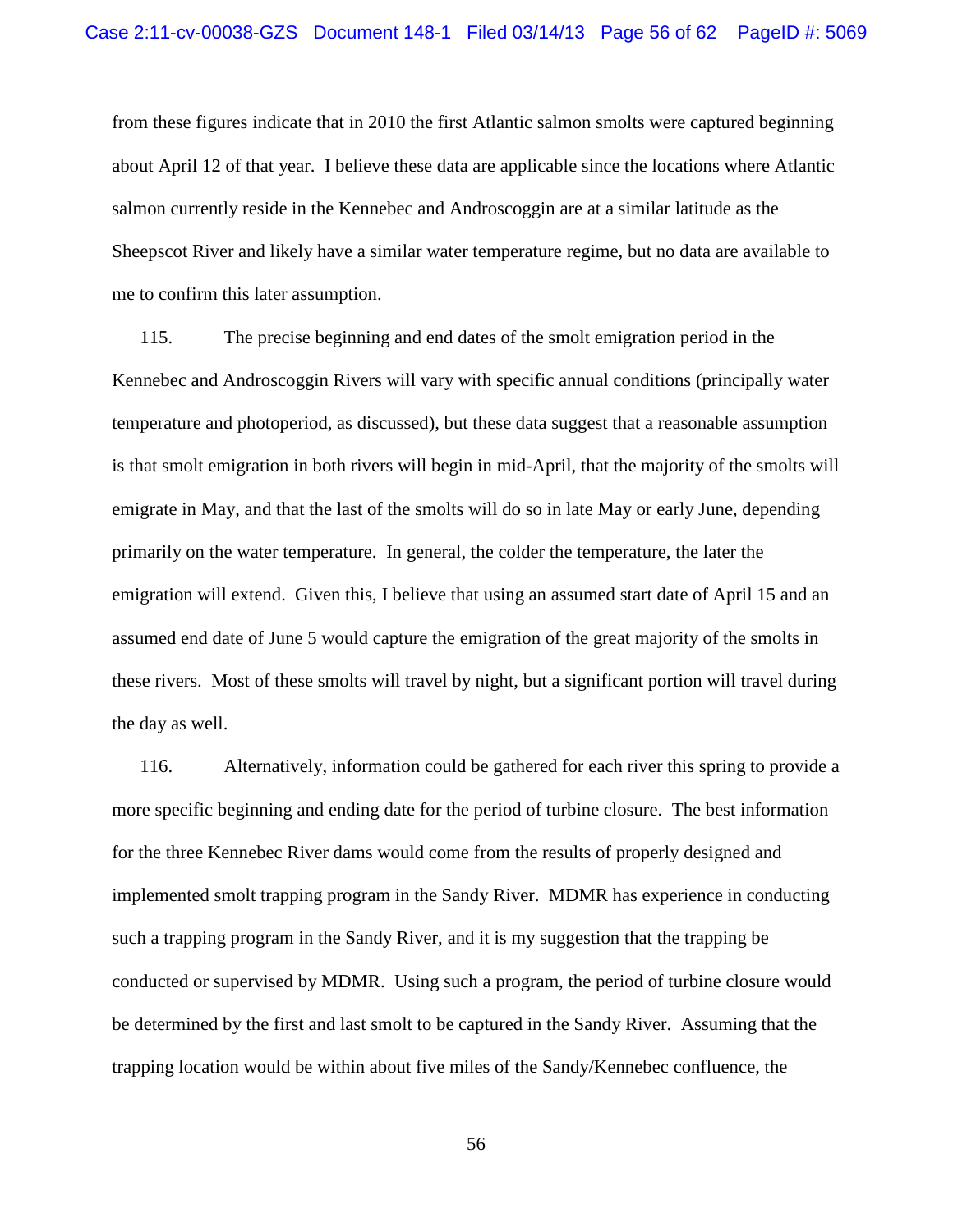from these figures indicate that in 2010 the first Atlantic salmon smolts were captured beginning about April 12 of that year. I believe these data are applicable since the locations where Atlantic salmon currently reside in the Kennebec and Androscoggin are at a similar latitude as the Sheepscot River and likely have a similar water temperature regime, but no data are available to me to confirm this later assumption.

115. The precise beginning and end dates of the smolt emigration period in the Kennebec and Androscoggin Rivers will vary with specific annual conditions (principally water temperature and photoperiod, as discussed), but these data suggest that a reasonable assumption is that smolt emigration in both rivers will begin in mid-April, that the majority of the smolts will emigrate in May, and that the last of the smolts will do so in late May or early June, depending primarily on the water temperature. In general, the colder the temperature, the later the emigration will extend. Given this, I believe that using an assumed start date of April 15 and an assumed end date of June 5 would capture the emigration of the great majority of the smolts in these rivers. Most of these smolts will travel by night, but a significant portion will travel during the day as well.

116. Alternatively, information could be gathered for each river this spring to provide a more specific beginning and ending date for the period of turbine closure. The best information for the three Kennebec River dams would come from the results of properly designed and implemented smolt trapping program in the Sandy River. MDMR has experience in conducting such a trapping program in the Sandy River, and it is my suggestion that the trapping be conducted or supervised by MDMR. Using such a program, the period of turbine closure would be determined by the first and last smolt to be captured in the Sandy River. Assuming that the trapping location would be within about five miles of the Sandy/Kennebec confluence, the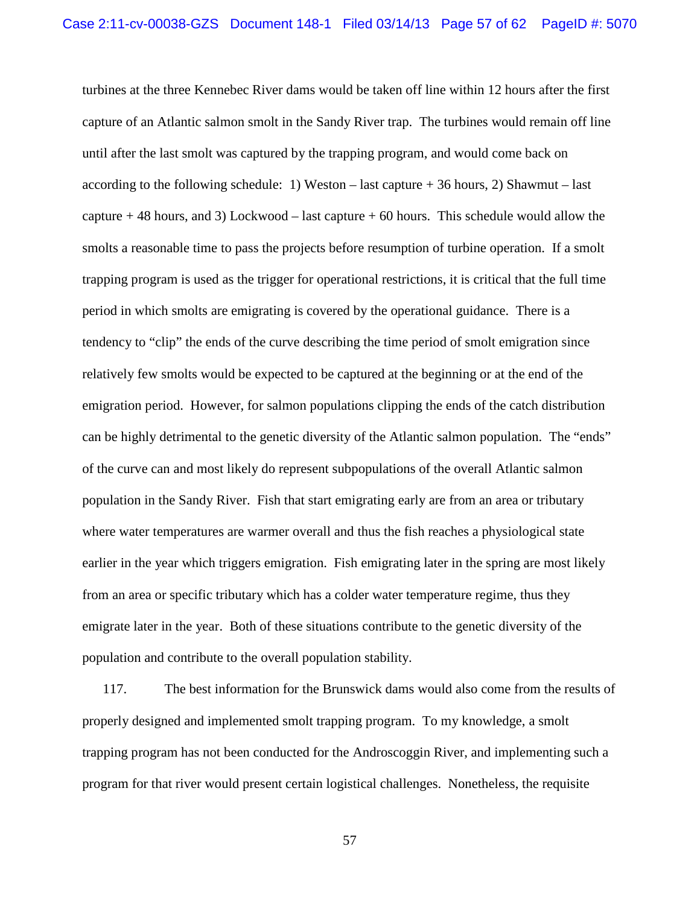turbines at the three Kennebec River dams would be taken off line within 12 hours after the first capture of an Atlantic salmon smolt in the Sandy River trap. The turbines would remain off line until after the last smolt was captured by the trapping program, and would come back on according to the following schedule: 1) Weston – last capture + 36 hours, 2) Shawmut – last capture + 48 hours, and 3) Lockwood – last capture + 60 hours. This schedule would allow the smolts a reasonable time to pass the projects before resumption of turbine operation. If a smolt trapping program is used as the trigger for operational restrictions, it is critical that the full time period in which smolts are emigrating is covered by the operational guidance. There is a tendency to "clip" the ends of the curve describing the time period of smolt emigration since relatively few smolts would be expected to be captured at the beginning or at the end of the emigration period. However, for salmon populations clipping the ends of the catch distribution can be highly detrimental to the genetic diversity of the Atlantic salmon population. The "ends" of the curve can and most likely do represent subpopulations of the overall Atlantic salmon population in the Sandy River. Fish that start emigrating early are from an area or tributary where water temperatures are warmer overall and thus the fish reaches a physiological state earlier in the year which triggers emigration. Fish emigrating later in the spring are most likely from an area or specific tributary which has a colder water temperature regime, thus they emigrate later in the year. Both of these situations contribute to the genetic diversity of the population and contribute to the overall population stability.

117. The best information for the Brunswick dams would also come from the results of properly designed and implemented smolt trapping program. To my knowledge, a smolt trapping program has not been conducted for the Androscoggin River, and implementing such a program for that river would present certain logistical challenges. Nonetheless, the requisite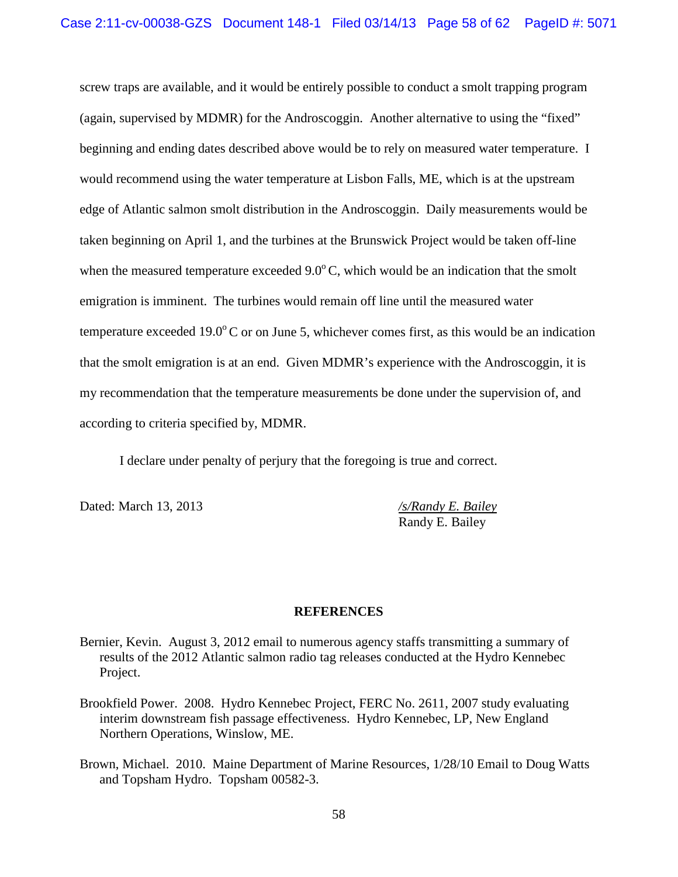screw traps are available, and it would be entirely possible to conduct a smolt trapping program (again, supervised by MDMR) for the Androscoggin. Another alternative to using the "fixed" beginning and ending dates described above would be to rely on measured water temperature. I would recommend using the water temperature at Lisbon Falls, ME, which is at the upstream edge of Atlantic salmon smolt distribution in the Androscoggin. Daily measurements would be taken beginning on April 1, and the turbines at the Brunswick Project would be taken off-line when the measured temperature exceeded 9.0$^{o}$ C, which would be an indication that the smolt emigration is imminent. The turbines would remain off line until the measured water temperature exceeded 19.0$^{o}$ C or on June 5, whichever comes first, as this would be an indication that the smolt emigration is at an end. Given MDMR's experience with the Androscoggin, it is my recommendation that the temperature measurements be done under the supervision of, and according to criteria specified by, MDMR.

I declare under penalty of perjury that the foregoing is true and correct.

Dated: March 13, 2013

*/s/Randy E. Bailey*
Randy E. Bailey

## REFERENCES

Bernier, Kevin. August 3, 2012 email to numerous agency staffs transmitting a summary of results of the 2012 Atlantic salmon radio tag releases conducted at the Hydro Kennebec Project.

Brookfield Power. 2008. Hydro Kennebec Project, FERC No. 2611, 2007 study evaluating interim downstream fish passage effectiveness. Hydro Kennebec, LP, New England Northern Operations, Winslow, ME.

Brown, Michael. 2010. Maine Department of Marine Resources, 1/28/10 Email to Doug Watts and Topsham Hydro. Topsham 00582-3.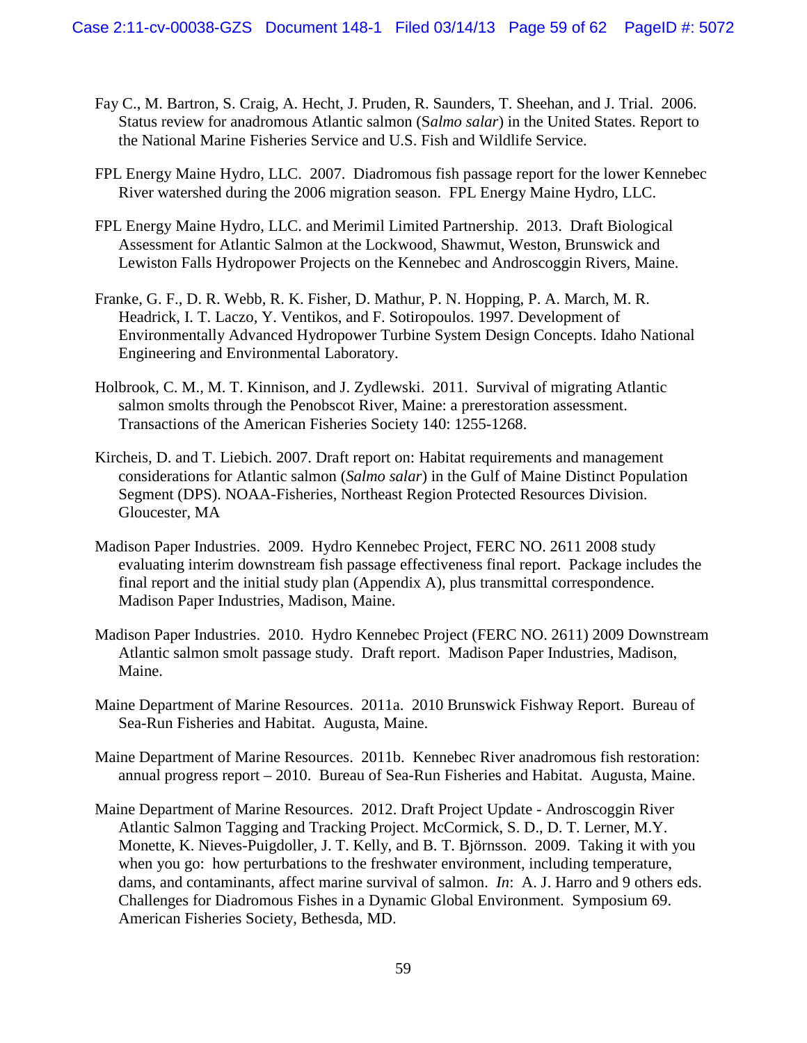Fay C., M. Bartron, S. Craig, A. Hecht, J. Pruden, R. Saunders, T. Sheehan, and J. Trial. 2006. Status review for anadromous Atlantic salmon (S*almo salar*) in the United States. Report to the National Marine Fisheries Service and U.S. Fish and Wildlife Service.

FPL Energy Maine Hydro, LLC. 2007. Diadromous fish passage report for the lower Kennebec River watershed during the 2006 migration season. FPL Energy Maine Hydro, LLC.

FPL Energy Maine Hydro, LLC. and Merimil Limited Partnership. 2013. Draft Biological Assessment for Atlantic Salmon at the Lockwood, Shawmut, Weston, Brunswick and Lewiston Falls Hydropower Projects on the Kennebec and Androscoggin Rivers, Maine.

Franke, G. F., D. R. Webb, R. K. Fisher, D. Mathur, P. N. Hopping, P. A. March, M. R. Headrick, I. T. Laczo, Y. Ventikos, and F. Sotiropoulos. 1997. Development of Environmentally Advanced Hydropower Turbine System Design Concepts. Idaho National Engineering and Environmental Laboratory.

Holbrook, C. M., M. T. Kinnison, and J. Zydlewski. 2011. Survival of migrating Atlantic salmon smolts through the Penobscot River, Maine: a prerestoration assessment. Transactions of the American Fisheries Society 140: 1255-1268.

Kircheis, D. and T. Liebich. 2007. Draft report on: Habitat requirements and management considerations for Atlantic salmon (*Salmo salar*) in the Gulf of Maine Distinct Population Segment (DPS). NOAA-Fisheries, Northeast Region Protected Resources Division. Gloucester, MA

Madison Paper Industries. 2009. Hydro Kennebec Project, FERC NO. 2611 2008 study evaluating interim downstream fish passage effectiveness final report. Package includes the final report and the initial study plan (Appendix A), plus transmittal correspondence. Madison Paper Industries, Madison, Maine.

Madison Paper Industries. 2010. Hydro Kennebec Project (FERC NO. 2611) 2009 Downstream Atlantic salmon smolt passage study. Draft report. Madison Paper Industries, Madison, Maine.

Maine Department of Marine Resources. 2011a. 2010 Brunswick Fishway Report. Bureau of Sea-Run Fisheries and Habitat. Augusta, Maine.

Maine Department of Marine Resources. 2011b. Kennebec River anadromous fish restoration: annual progress report – 2010. Bureau of Sea-Run Fisheries and Habitat. Augusta, Maine.

Maine Department of Marine Resources. 2012. Draft Project Update - Androscoggin River Atlantic Salmon Tagging and Tracking Project. McCormick, S. D., D. T. Lerner, M.Y. Monette, K. Nieves-Puigdoller, J. T. Kelly, and B. T. Björnsson. 2009. Taking it with you when you go: how perturbations to the freshwater environment, including temperature, dams, and contaminants, affect marine survival of salmon. *In*: A. J. Harro and 9 others eds. Challenges for Diadromous Fishes in a Dynamic Global Environment. Symposium 69. American Fisheries Society, Bethesda, MD.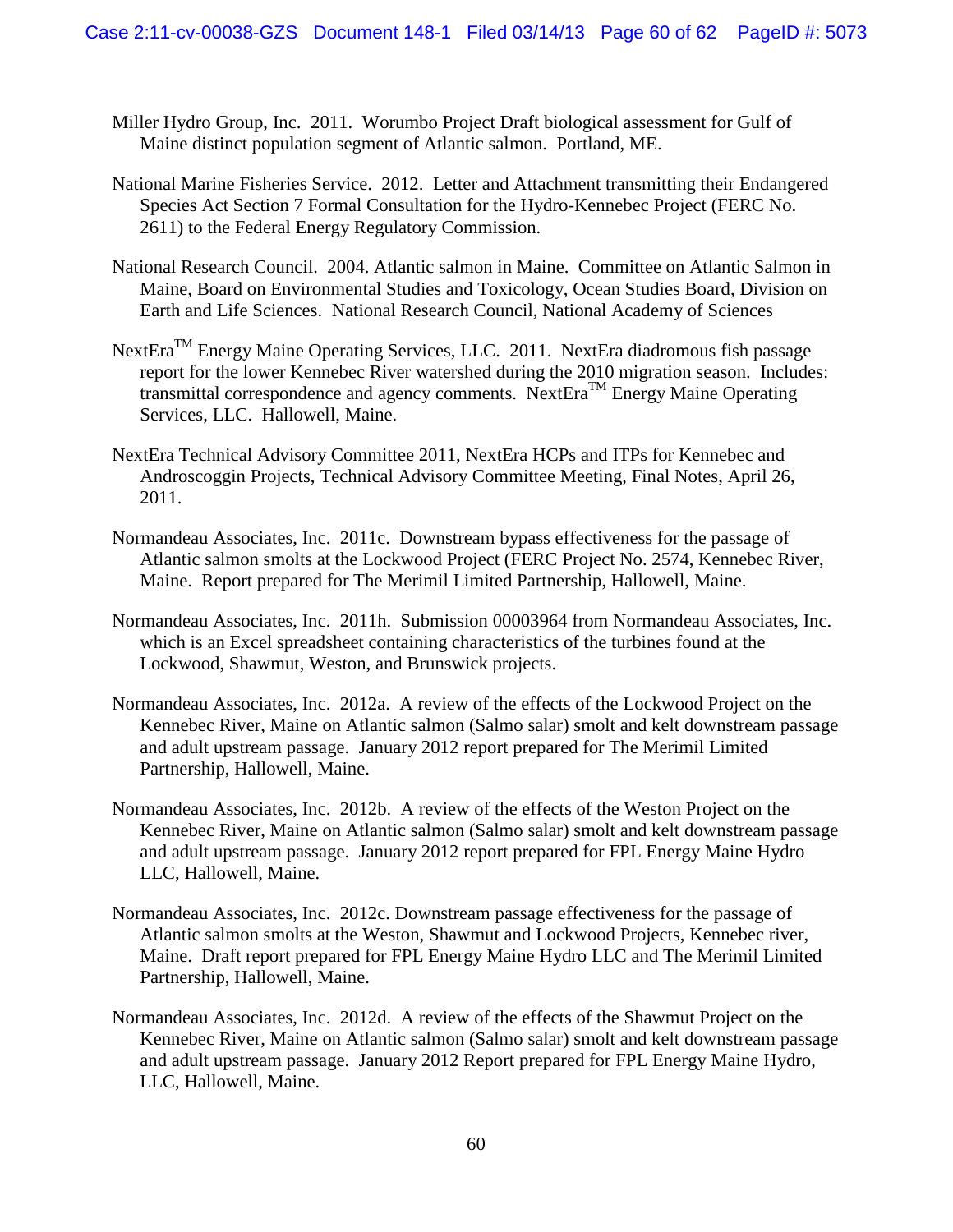Miller Hydro Group, Inc. 2011. Worumbo Project Draft biological assessment for Gulf of Maine distinct population segment of Atlantic salmon. Portland, ME.

National Marine Fisheries Service. 2012. Letter and Attachment transmitting their Endangered Species Act Section 7 Formal Consultation for the Hydro-Kennebec Project (FERC No. 2611) to the Federal Energy Regulatory Commission.

National Research Council. 2004. Atlantic salmon in Maine. Committee on Atlantic Salmon in Maine, Board on Environmental Studies and Toxicology, Ocean Studies Board, Division on Earth and Life Sciences. National Research Council, National Academy of Sciences

NextEra™ Energy Maine Operating Services, LLC. 2011. NextEra diadromous fish passage report for the lower Kennebec River watershed during the 2010 migration season. Includes: transmittal correspondence and agency comments. NextEra™ Energy Maine Operating Services, LLC. Hallowell, Maine.

NextEra Technical Advisory Committee 2011, NextEra HCPs and ITPs for Kennebec and Androscoggin Projects, Technical Advisory Committee Meeting, Final Notes, April 26, 2011.

Normandeau Associates, Inc. 2011c. Downstream bypass effectiveness for the passage of Atlantic salmon smolts at the Lockwood Project (FERC Project No. 2574, Kennebec River, Maine. Report prepared for The Merimil Limited Partnership, Hallowell, Maine.

Normandeau Associates, Inc. 2011h. Submission 00003964 from Normandeau Associates, Inc. which is an Excel spreadsheet containing characteristics of the turbines found at the Lockwood, Shawmut, Weston, and Brunswick projects.

Normandeau Associates, Inc. 2012a. A review of the effects of the Lockwood Project on the Kennebec River, Maine on Atlantic salmon (Salmo salar) smolt and kelt downstream passage and adult upstream passage. January 2012 report prepared for The Merimil Limited Partnership, Hallowell, Maine.

Normandeau Associates, Inc. 2012b. A review of the effects of the Weston Project on the Kennebec River, Maine on Atlantic salmon (Salmo salar) smolt and kelt downstream passage and adult upstream passage. January 2012 report prepared for FPL Energy Maine Hydro LLC, Hallowell, Maine.

Normandeau Associates, Inc. 2012c. Downstream passage effectiveness for the passage of Atlantic salmon smolts at the Weston, Shawmut and Lockwood Projects, Kennebec river, Maine. Draft report prepared for FPL Energy Maine Hydro LLC and The Merimil Limited Partnership, Hallowell, Maine.

Normandeau Associates, Inc. 2012d. A review of the effects of the Shawmut Project on the Kennebec River, Maine on Atlantic salmon (Salmo salar) smolt and kelt downstream passage and adult upstream passage. January 2012 Report prepared for FPL Energy Maine Hydro, LLC, Hallowell, Maine.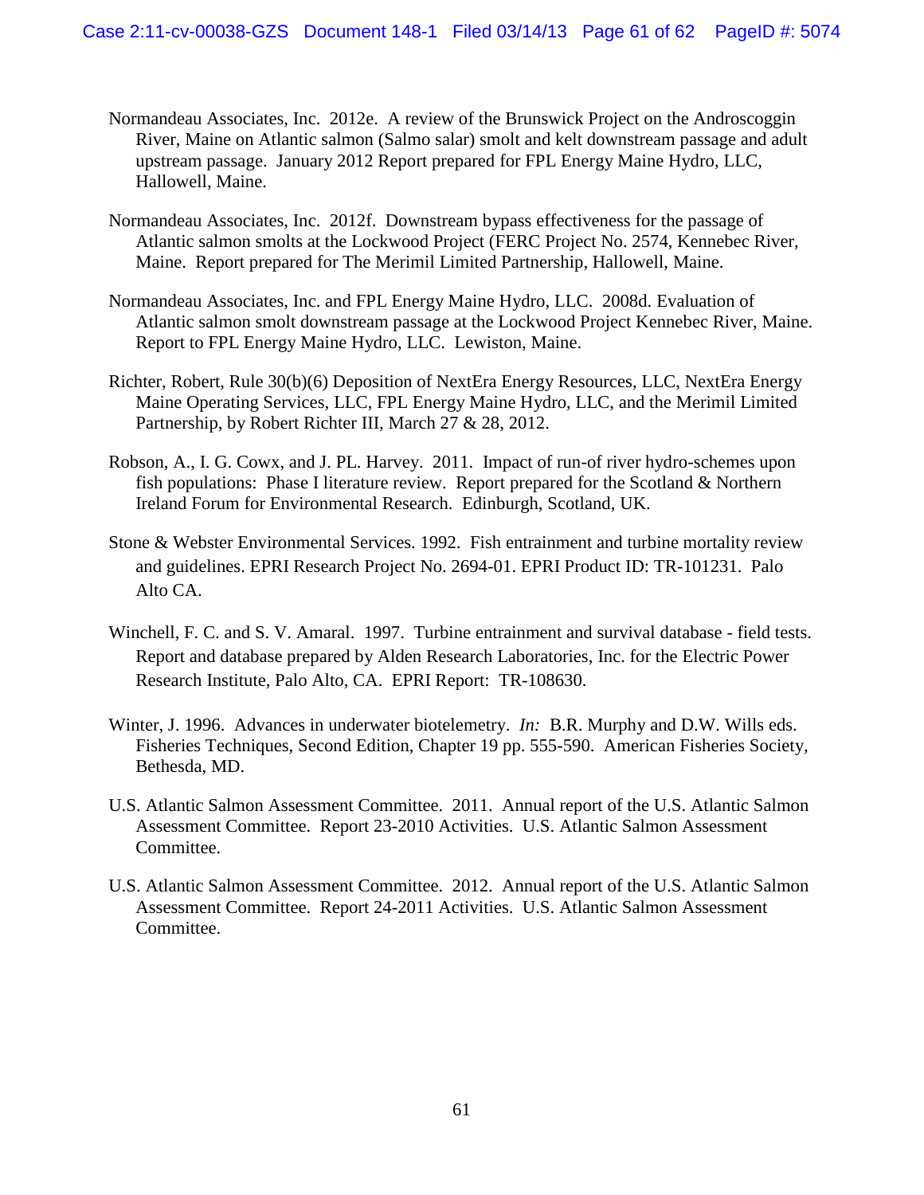Normandeau Associates, Inc. 2012e. A review of the Brunswick Project on the Androscoggin River, Maine on Atlantic salmon (Salmo salar) smolt and kelt downstream passage and adult upstream passage. January 2012 Report prepared for FPL Energy Maine Hydro, LLC, Hallowell, Maine.

Normandeau Associates, Inc. 2012f. Downstream bypass effectiveness for the passage of Atlantic salmon smolts at the Lockwood Project (FERC Project No. 2574, Kennebec River, Maine. Report prepared for The Merimil Limited Partnership, Hallowell, Maine.

Normandeau Associates, Inc. and FPL Energy Maine Hydro, LLC. 2008d. Evaluation of Atlantic salmon smolt downstream passage at the Lockwood Project Kennebec River, Maine. Report to FPL Energy Maine Hydro, LLC. Lewiston, Maine.

Richter, Robert, Rule 30(b)(6) Deposition of NextEra Energy Resources, LLC, NextEra Energy Maine Operating Services, LLC, FPL Energy Maine Hydro, LLC, and the Merimil Limited Partnership, by Robert Richter III, March 27 & 28, 2012.

Robson, A., I. G. Cowx, and J. PL. Harvey. 2011. Impact of run-of river hydro-schemes upon fish populations: Phase I literature review. Report prepared for the Scotland & Northern Ireland Forum for Environmental Research. Edinburgh, Scotland, UK.

Stone & Webster Environmental Services. 1992. Fish entrainment and turbine mortality review and guidelines. EPRI Research Project No. 2694-01. EPRI Product ID: TR-101231. Palo Alto CA.

Winchell, F. C. and S. V. Amaral. 1997. Turbine entrainment and survival database - field tests. Report and database prepared by Alden Research Laboratories, Inc. for the Electric Power Research Institute, Palo Alto, CA. EPRI Report: TR-108630.

Winter, J. 1996. Advances in underwater biotelemetry. *In:* B.R. Murphy and D.W. Wills eds. Fisheries Techniques, Second Edition, Chapter 19 pp. 555-590. American Fisheries Society, Bethesda, MD.

U.S. Atlantic Salmon Assessment Committee. 2011. Annual report of the U.S. Atlantic Salmon Assessment Committee. Report 23-2010 Activities. U.S. Atlantic Salmon Assessment Committee.

U.S. Atlantic Salmon Assessment Committee. 2012. Annual report of the U.S. Atlantic Salmon Assessment Committee. Report 24-2011 Activities. U.S. Atlantic Salmon Assessment Committee.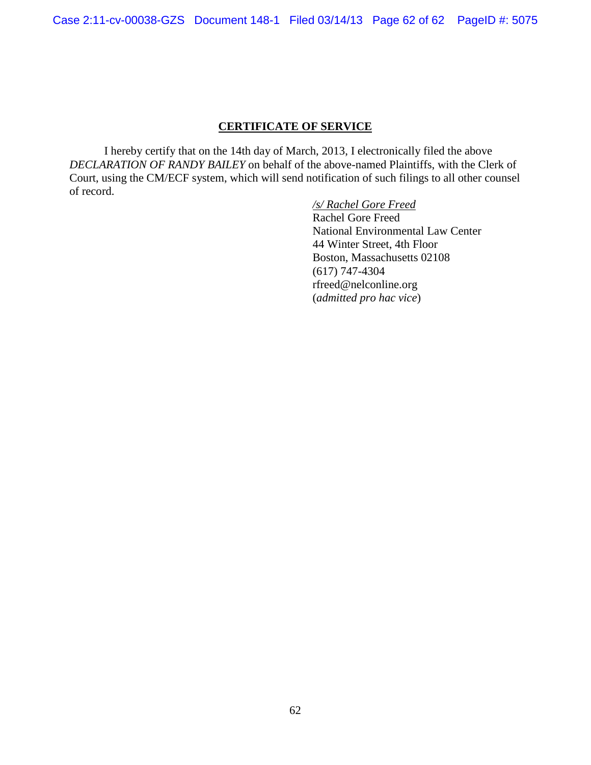**CERTIFICATE OF SERVICE**

I hereby certify that on the 14th day of March, 2013, I electronically filed the above *DECLARATION OF RANDY BAILEY* on behalf of the above-named Plaintiffs, with the Clerk of Court, using the CM/ECF system, which will send notification of such filings to all other counsel of record.

*/s/ Rachel Gore Freed*
Rachel Gore Freed
National Environmental Law Center
44 Winter Street, 4th Floor
Boston, Massachusetts 02108
(617) 747-4304
rfreed@nelconline.org
(*admitted pro hac vice*)